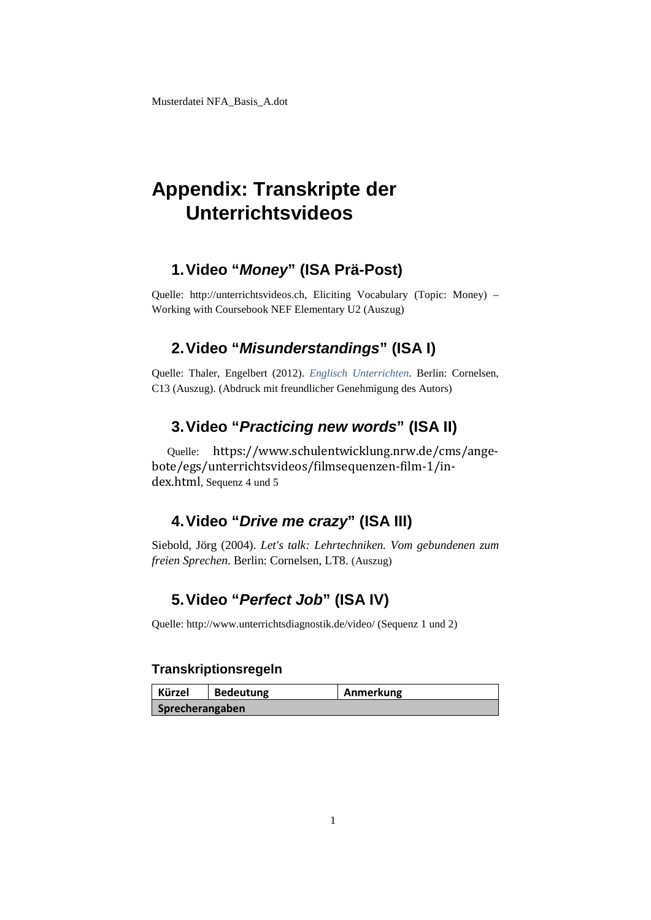Musterdatei NFA_Basis_A.dot

# Appendix: Transkripte der Unterrichtsvideos

## 1. Video “*Money*” (ISA Prä-Post)

Quelle: http://unterrichtsvideos.ch, Eliciting Vocabulary (Topic: Money) – Working with Coursebook NEF Elementary U2 (Auszug)

## 2. Video “*Misunderstandings*” (ISA I)

Quelle: Thaler, Engelbert (2012). *Englisch Unterrichten*. Berlin: Cornelsen, C13 (Auszug). (Abdruck mit freundlicher Genehmigung des Autors)

## 3. Video “*Practicing new words*” (ISA II)

Quelle: https://www.schulentwicklung.nrw.de/cms/angebote/egs/unterrichtsvideos/filmsequenzen-film-1/index.html, Sequenz 4 und 5

## 4. Video “*Drive me crazy*” (ISA III)

Siebold, Jörg (2004). *Let's talk: Lehrtechniken. Vom gebundenen zum freien Sprechen*. Berlin: Cornelsen, LT8. (Auszug)

## 5. Video “*Perfect Job*” (ISA IV)

Quelle: http://www.unterrichtsdiagnostik.de/video/ (Sequenz 1 und 2)

### Transkriptionsregeln

| Kürzel | Bedeutung | Anmerkung |
| --- | --- | --- |
| **Sprecherangaben** | | |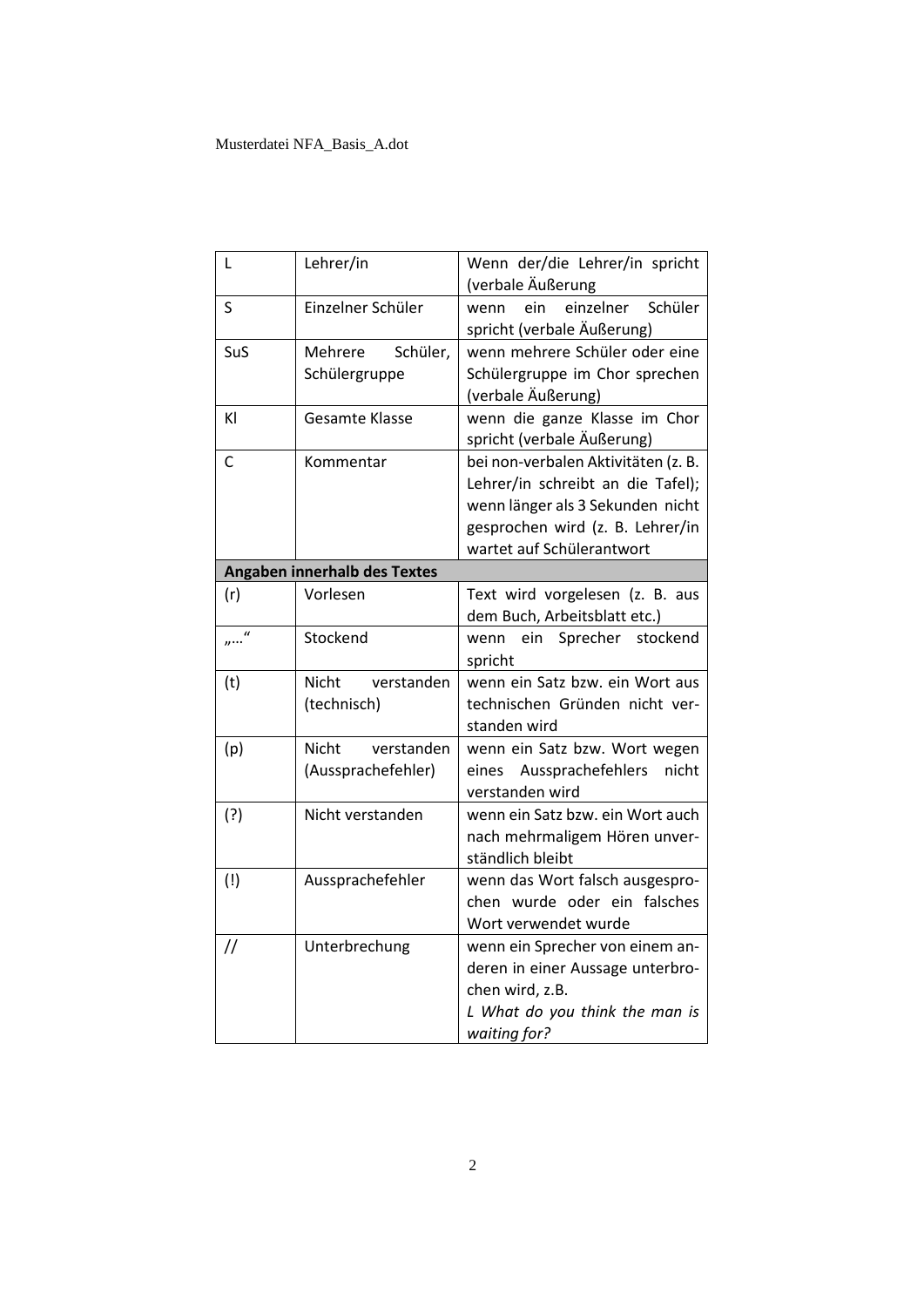| | | |
|---|---|---|
| L | Lehrer/in | Wenn der/die Lehrer/in spricht (verbale Äußerung |
| S | Einzelner Schüler | wenn ein einzelner Schüler spricht (verbale Äußerung) |
| SuS | Mehrere Schüler, Schülergruppe | wenn mehrere Schüler oder eine Schülergruppe im Chor sprechen (verbale Äußerung) |
| Kl | Gesamte Klasse | wenn die ganze Klasse im Chor spricht (verbale Äußerung) |
| C | Kommentar | bei non-verbalen Aktivitäten (z. B. Lehrer/in schreibt an die Tafel); wenn länger als 3 Sekunden nicht gesprochen wird (z. B. Lehrer/in wartet auf Schülerantwort |
| **Angaben innerhalb des Textes** | | |
| (r) | Vorlesen | Text wird vorgelesen (z. B. aus dem Buch, Arbeitsblatt etc.) |
| „…“ | Stockend | wenn ein Sprecher stockend spricht |
| (t) | Nicht verstanden (technisch) | wenn ein Satz bzw. ein Wort aus technischen Gründen nicht verstanden wird |
| (p) | Nicht verstanden (Aussprachefehler) | wenn ein Satz bzw. Wort wegen eines Aussprachefehlers nicht verstanden wird |
| (?) | Nicht verstanden | wenn ein Satz bzw. ein Wort auch nach mehrmaligem Hören unverständlich bleibt |
| (!) | Aussprachefehler | wenn das Wort falsch ausgesprochen wurde oder ein falsches Wort verwendet wurde |
| // | Unterbrechung | wenn ein Sprecher von einem anderen in einer Aussage unterbrochen wird, z.B. *L What do you think the man is waiting for?* |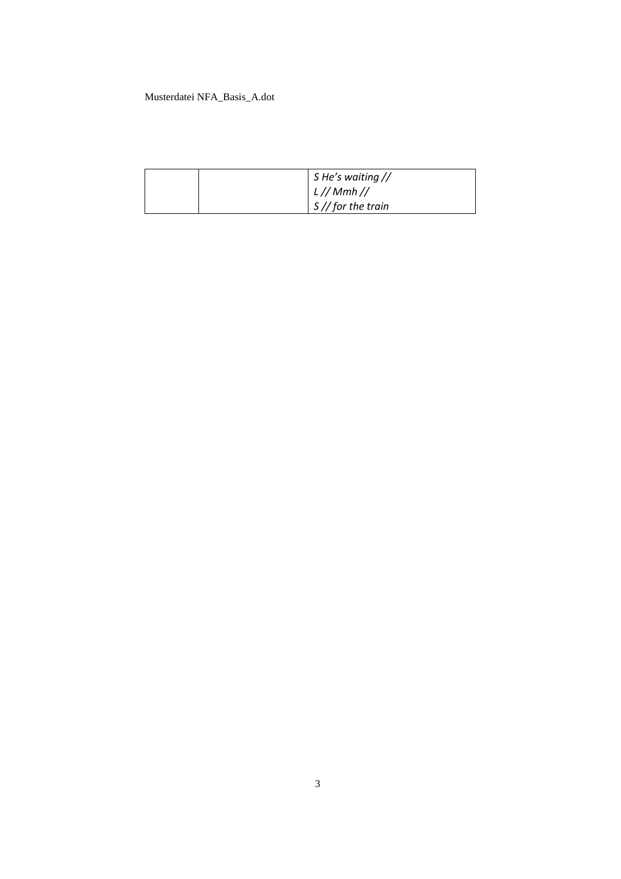| | | |
|---|---|---|
| | | *S He's waiting //*<br>*L // Mmh //*<br>*S // for the train* |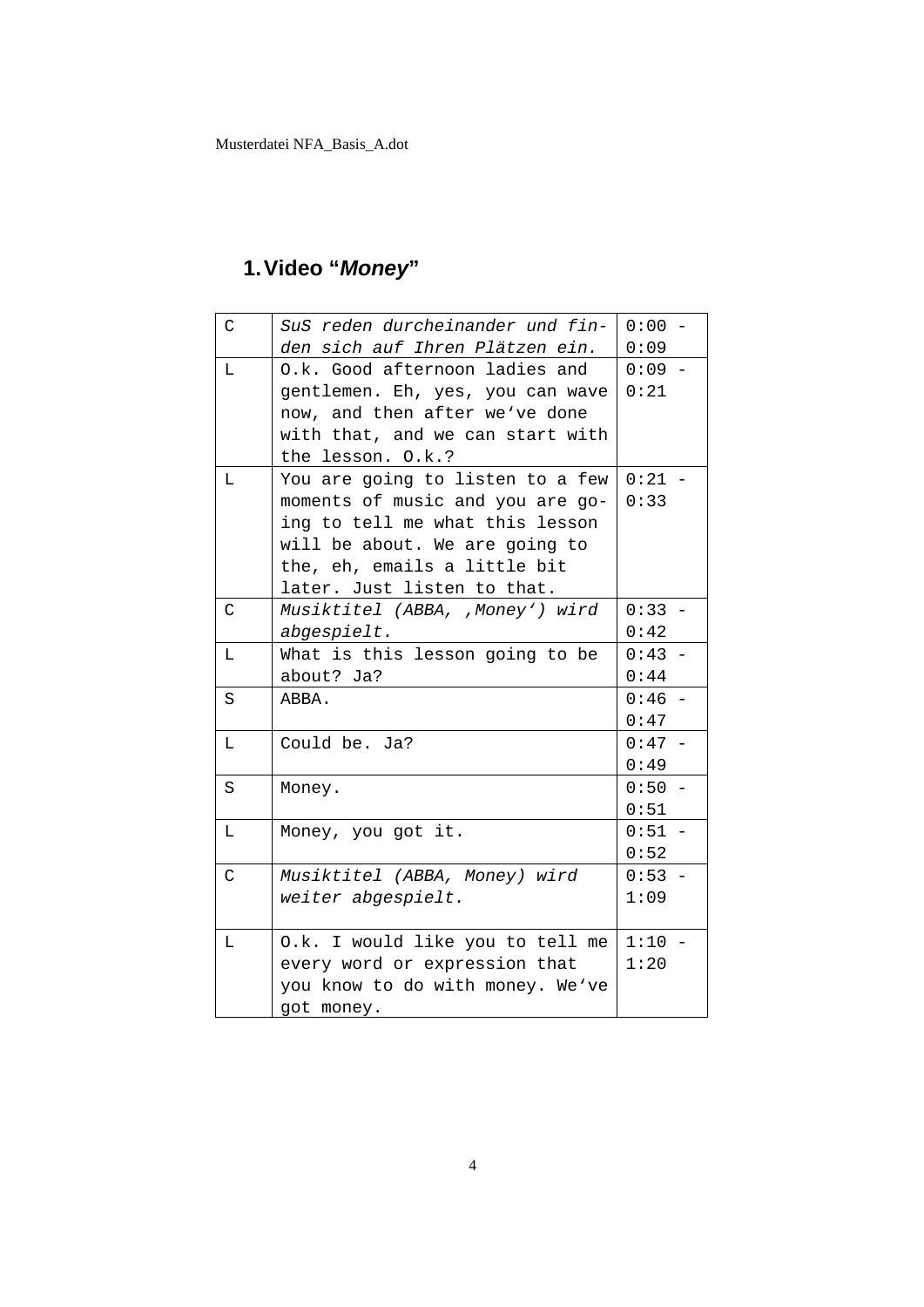# 1. Video “*Money*”

| | | |
|---|---|---|
| C | *SuS reden durcheinander und finden sich auf Ihren Plätzen ein.* | 0:00 - 0:09 |
| L | O.k. Good afternoon ladies and gentlemen. Eh, yes, you can wave now, and then after we’ve done with that, and we can start with the lesson. O.k.? | 0:09 - 0:21 |
| L | You are going to listen to a few moments of music and you are going to tell me what this lesson will be about. We are going to the, eh, emails a little bit later. Just listen to that. | 0:21 - 0:33 |
| C | *Musiktitel (ABBA, ‚Money‘) wird abgespielt.* | 0:33 - 0:42 |
| L | What is this lesson going to be about? Ja? | 0:43 - 0:44 |
| S | ABBA. | 0:46 - 0:47 |
| L | Could be. Ja? | 0:47 - 0:49 |
| S | Money. | 0:50 - 0:51 |
| L | Money, you got it. | 0:51 - 0:52 |
| C | *Musiktitel (ABBA, Money) wird weiter abgespielt.* | 0:53 - 1:09 |
| L | O.k. I would like you to tell me every word or expression that you know to do with money. We’ve got money. | 1:10 - 1:20 |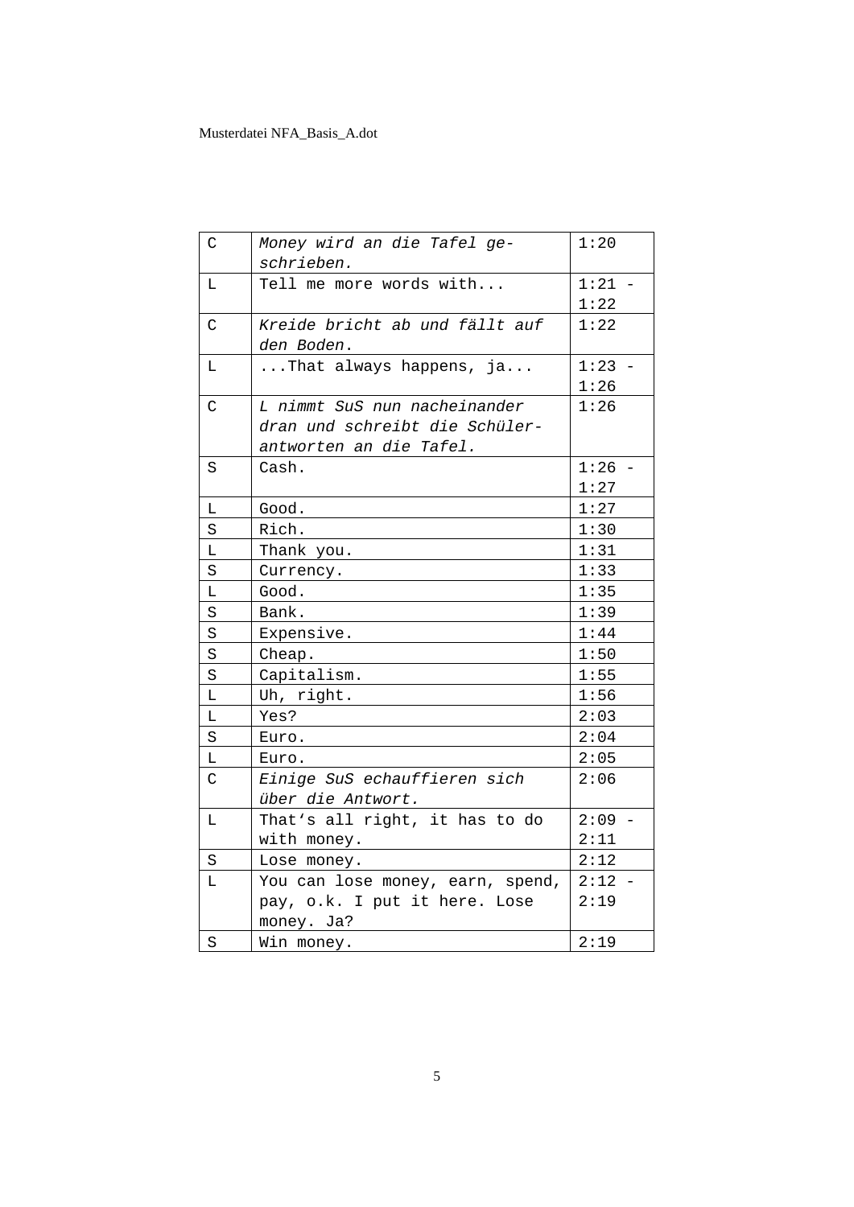| C | *Money wird an die Tafel geschrieben.* | 1:20 |
|---|---|---|
| L | Tell me more words with... | 1:21 - 1:22 |
| C | *Kreide bricht ab und fällt auf den Boden.* | 1:22 |
| L | ...That always happens, ja... | 1:23 - 1:26 |
| C | *L nimmt SuS nun nacheinander dran und schreibt die Schülerantworten an die Tafel.* | 1:26 |
| S | Cash. | 1:26 - 1:27 |
| L | Good. | 1:27 |
| S | Rich. | 1:30 |
| L | Thank you. | 1:31 |
| S | Currency. | 1:33 |
| L | Good. | 1:35 |
| S | Bank. | 1:39 |
| S | Expensive. | 1:44 |
| S | Cheap. | 1:50 |
| S | Capitalism. | 1:55 |
| L | Uh, right. | 1:56 |
| L | Yes? | 2:03 |
| S | Euro. | 2:04 |
| L | Euro. | 2:05 |
| C | *Einige SuS echauffieren sich über die Antwort.* | 2:06 |
| L | That's all right, it has to do with money. | 2:09 - 2:11 |
| S | Lose money. | 2:12 |
| L | You can lose money, earn, spend, pay, o.k. I put it here. Lose money. Ja? | 2:12 - 2:19 |
| S | Win money. | 2:19 |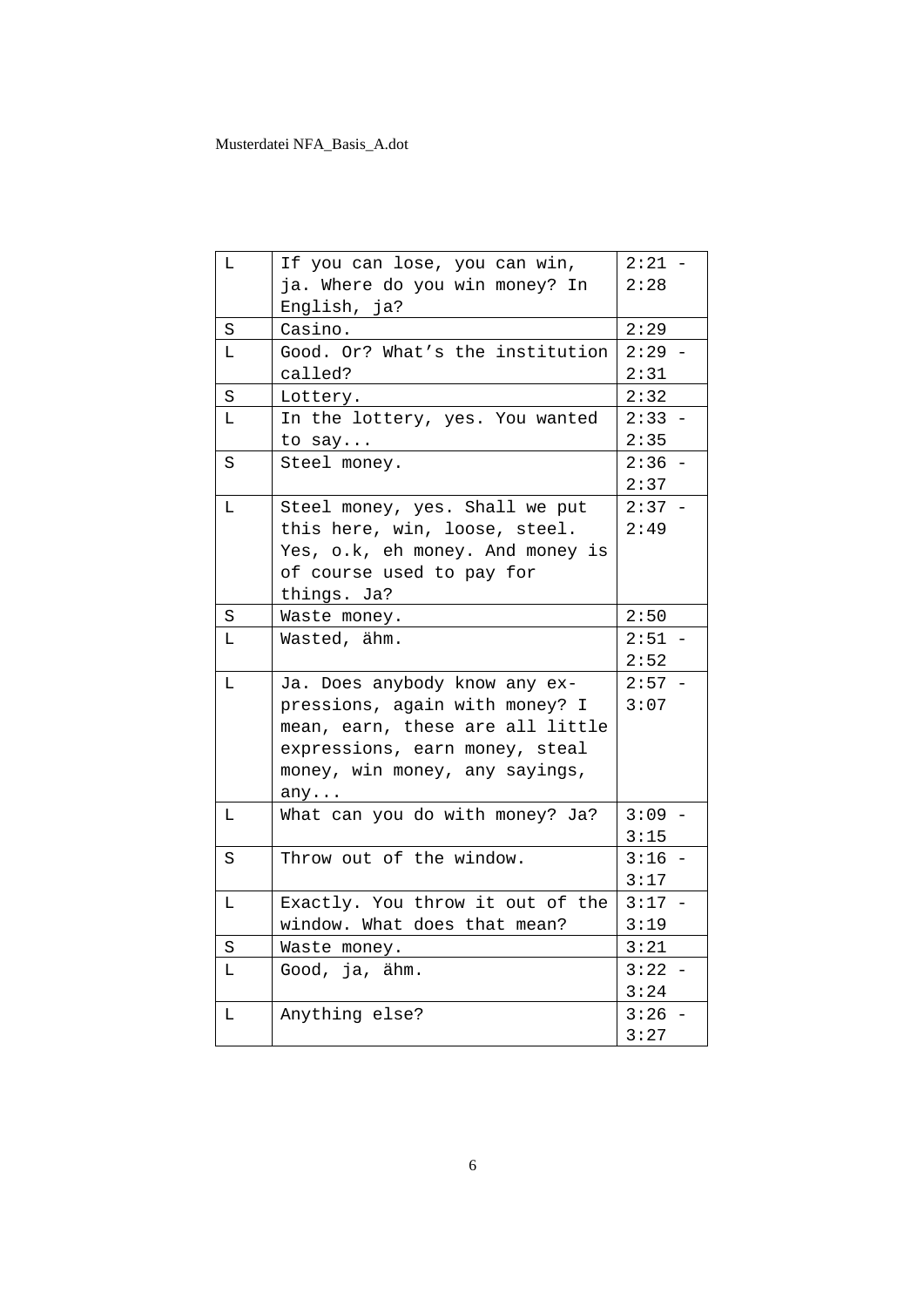| L | If you can lose, you can win, ja. Where do you win money? In English, ja? | 2:21 - 2:28 |
|---|---|---|
| S | Casino. | 2:29 |
| L | Good. Or? What's the institution called? | 2:29 - 2:31 |
| S | Lottery. | 2:32 |
| L | In the lottery, yes. You wanted to say... | 2:33 - 2:35 |
| S | Steel money. | 2:36 - 2:37 |
| L | Steel money, yes. Shall we put this here, win, loose, steel. Yes, o.k, eh money. And money is of course used to pay for things. Ja? | 2:37 - 2:49 |
| S | Waste money. | 2:50 |
| L | Wasted, ähm. | 2:51 - 2:52 |
| L | Ja. Does anybody know any ex-pressions, again with money? I mean, earn, these are all little expressions, earn money, steal money, win money, any sayings, any... | 2:57 - 3:07 |
| L | What can you do with money? Ja? | 3:09 - 3:15 |
| S | Throw out of the window. | 3:16 - 3:17 |
| L | Exactly. You throw it out of the window. What does that mean? | 3:17 - 3:19 |
| S | Waste money. | 3:21 |
| L | Good, ja, ähm. | 3:22 - 3:24 |
| L | Anything else? | 3:26 - 3:27 |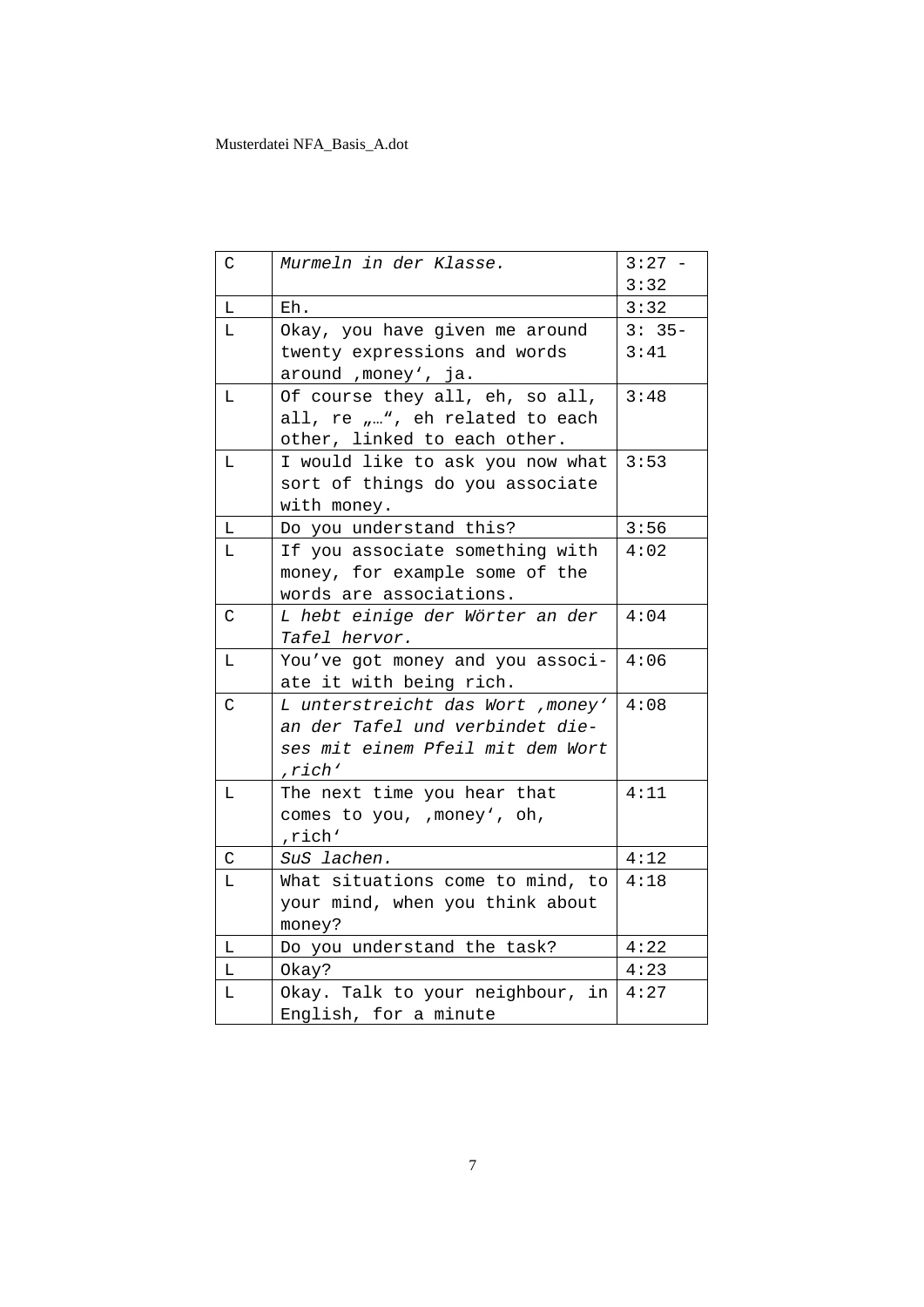| | | |
|---|---|---|
| C | *Murmeln in der Klasse.* | 3:27 - 3:32 |
| L | Eh. | 3:32 |
| L | Okay, you have given me around twenty expressions and words around ‚money', ja. | 3: 35- 3:41 |
| L | Of course they all, eh, so all, all, re „…", eh related to each other, linked to each other. | 3:48 |
| L | I would like to ask you now what sort of things do you associate with money. | 3:53 |
| L | Do you understand this? | 3:56 |
| L | If you associate something with money, for example some of the words are associations. | 4:02 |
| C | *L hebt einige der Wörter an der Tafel hervor.* | 4:04 |
| L | You've got money and you associate it with being rich. | 4:06 |
| C | *L unterstreicht das Wort ‚money' an der Tafel und verbindet dieses mit einem Pfeil mit dem Wort ‚rich'* | 4:08 |
| L | The next time you hear that comes to you, ‚money', oh, ‚rich' | 4:11 |
| C | *SuS lachen.* | 4:12 |
| L | What situations come to mind, to your mind, when you think about money? | 4:18 |
| L | Do you understand the task? | 4:22 |
| L | Okay? | 4:23 |
| L | Okay. Talk to your neighbour, in English, for a minute | 4:27 |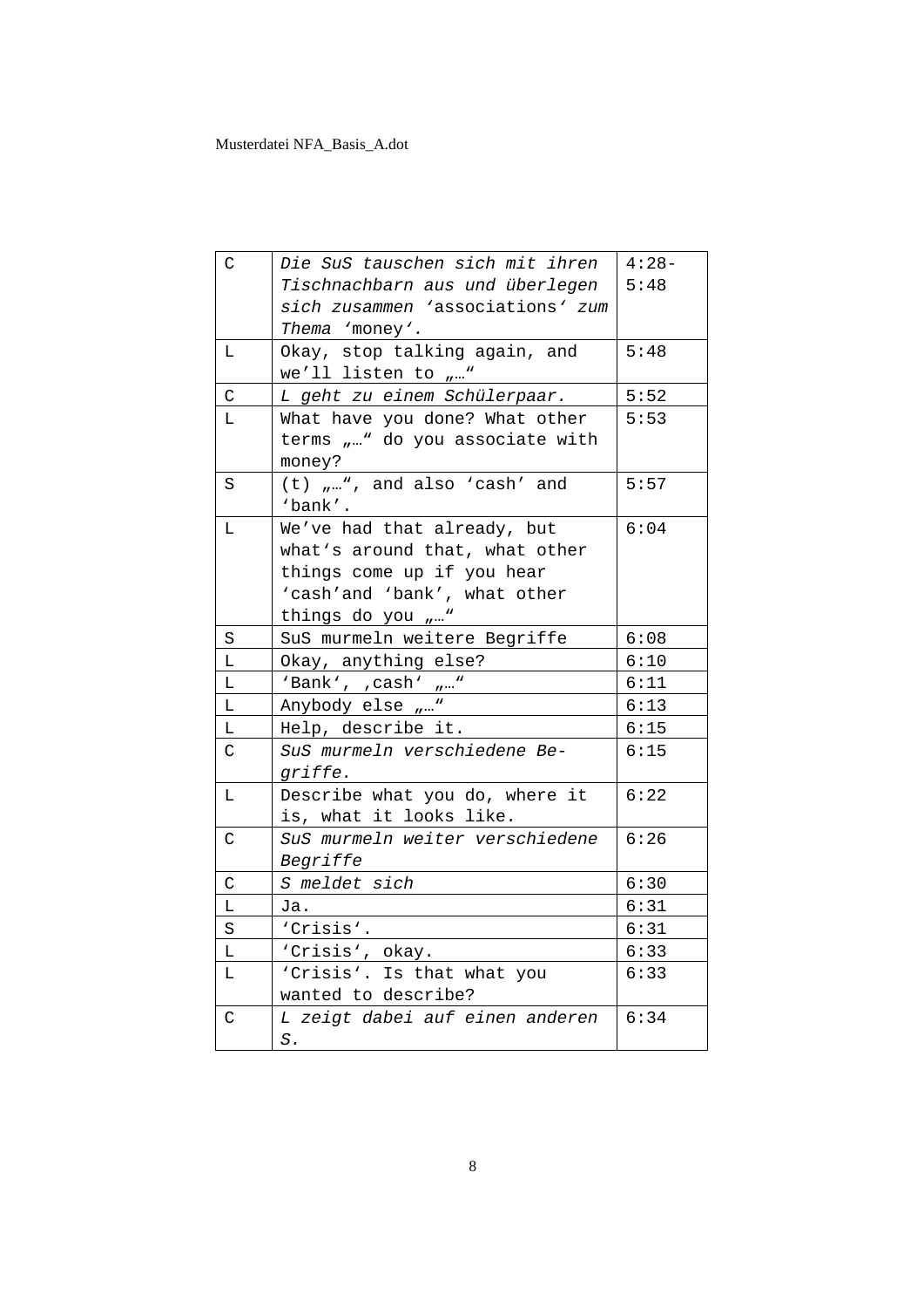| | | |
|---|---|---|
| C | *Die SuS tauschen sich mit ihren Tischnachbarn aus und überlegen sich zusammen 'associations' zum Thema 'money'.* | 4:28-5:48 |
| L | Okay, stop talking again, and we'll listen to „…" | 5:48 |
| C | *L geht zu einem Schülerpaar.* | 5:52 |
| L | What have you done? What other terms „…" do you associate with money? | 5:53 |
| S | (t) „…", and also 'cash' and 'bank'. | 5:57 |
| L | We've had that already, but what's around that, what other things come up if you hear 'cash'and 'bank', what other things do you „…" | 6:04 |
| S | SuS murmeln weitere Begriffe | 6:08 |
| L | Okay, anything else? | 6:10 |
| L | 'Bank', ,cash' „…" | 6:11 |
| L | Anybody else „…" | 6:13 |
| L | Help, describe it. | 6:15 |
| C | *SuS murmeln verschiedene Begriffe.* | 6:15 |
| L | Describe what you do, where it is, what it looks like. | 6:22 |
| C | *SuS murmeln weiter verschiedene Begriffe* | 6:26 |
| C | *S meldet sich* | 6:30 |
| L | Ja. | 6:31 |
| S | 'Crisis'. | 6:31 |
| L | 'Crisis', okay. | 6:33 |
| L | 'Crisis'. Is that what you wanted to describe? | 6:33 |
| C | *L zeigt dabei auf einen anderen S.* | 6:34 |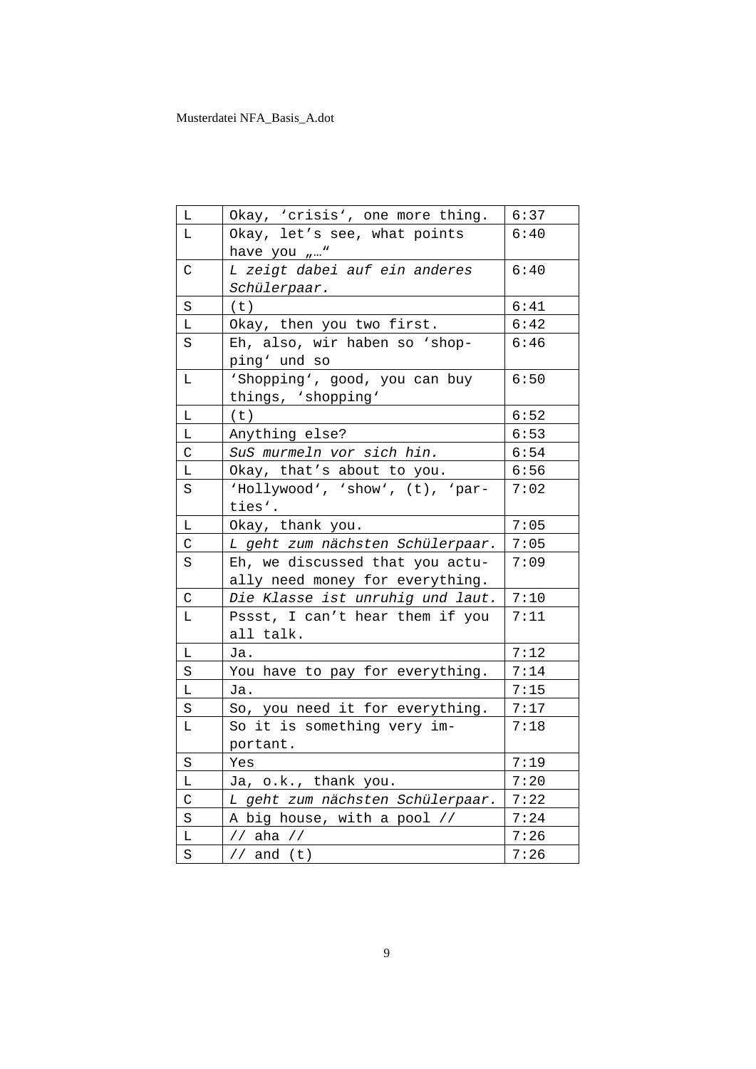| L | Okay, 'crisis', one more thing. | 6:37 |
|---|---|---|
| L | Okay, let's see, what points have you „…" | 6:40 |
| C | *L zeigt dabei auf ein anderes Schülerpaar.* | 6:40 |
| S | (t) | 6:41 |
| L | Okay, then you two first. | 6:42 |
| S | Eh, also, wir haben so 'shopping' und so | 6:46 |
| L | 'Shopping', good, you can buy things, 'shopping' | 6:50 |
| L | (t) | 6:52 |
| L | Anything else? | 6:53 |
| C | *SuS murmeln vor sich hin.* | 6:54 |
| L | Okay, that's about to you. | 6:56 |
| S | 'Hollywood', 'show', (t), 'parties'. | 7:02 |
| L | Okay, thank you. | 7:05 |
| C | *L geht zum nächsten Schülerpaar.* | 7:05 |
| S | Eh, we discussed that you actually need money for everything. | 7:09 |
| C | *Die Klasse ist unruhig und laut.* | 7:10 |
| L | Pssst, I can't hear them if you all talk. | 7:11 |
| L | Ja. | 7:12 |
| S | You have to pay for everything. | 7:14 |
| L | Ja. | 7:15 |
| S | So, you need it for everything. | 7:17 |
| L | So it is something very important. | 7:18 |
| S | Yes | 7:19 |
| L | Ja, o.k., thank you. | 7:20 |
| C | *L geht zum nächsten Schülerpaar.* | 7:22 |
| S | A big house, with a pool // | 7:24 |
| L | // aha // | 7:26 |
| S | // and (t) | 7:26 |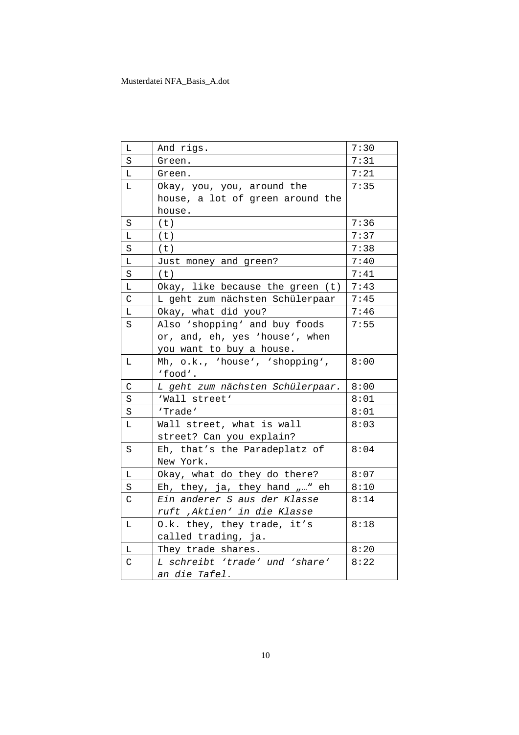| L | And rigs. | 7:30 |
|---|---|---|
| S | Green. | 7:31 |
| L | Green. | 7:21 |
| L | Okay, you, you, around the house, a lot of green around the house. | 7:35 |
| S | (t) | 7:36 |
| L | (t) | 7:37 |
| S | (t) | 7:38 |
| L | Just money and green? | 7:40 |
| S | (t) | 7:41 |
| L | Okay, like because the green (t) | 7:43 |
| C | L geht zum nächsten Schülerpaar | 7:45 |
| L | Okay, what did you? | 7:46 |
| S | Also 'shopping' and buy foods or, and, eh, yes 'house', when you want to buy a house. | 7:55 |
| L | Mh, o.k., 'house', 'shopping', 'food'. | 8:00 |
| C | *L geht zum nächsten Schülerpaar.* | 8:00 |
| S | 'Wall street' | 8:01 |
| S | 'Trade' | 8:01 |
| L | Wall street, what is wall street? Can you explain? | 8:03 |
| S | Eh, that's the Paradeplatz of New York. | 8:04 |
| L | Okay, what do they do there? | 8:07 |
| S | Eh, they, ja, they hand „…" eh | 8:10 |
| C | *Ein anderer S aus der Klasse ruft ‚Aktien' in die Klasse* | 8:14 |
| L | O.k. they, they trade, it's called trading, ja. | 8:18 |
| L | They trade shares. | 8:20 |
| C | *L schreibt 'trade' und 'share' an die Tafel.* | 8:22 |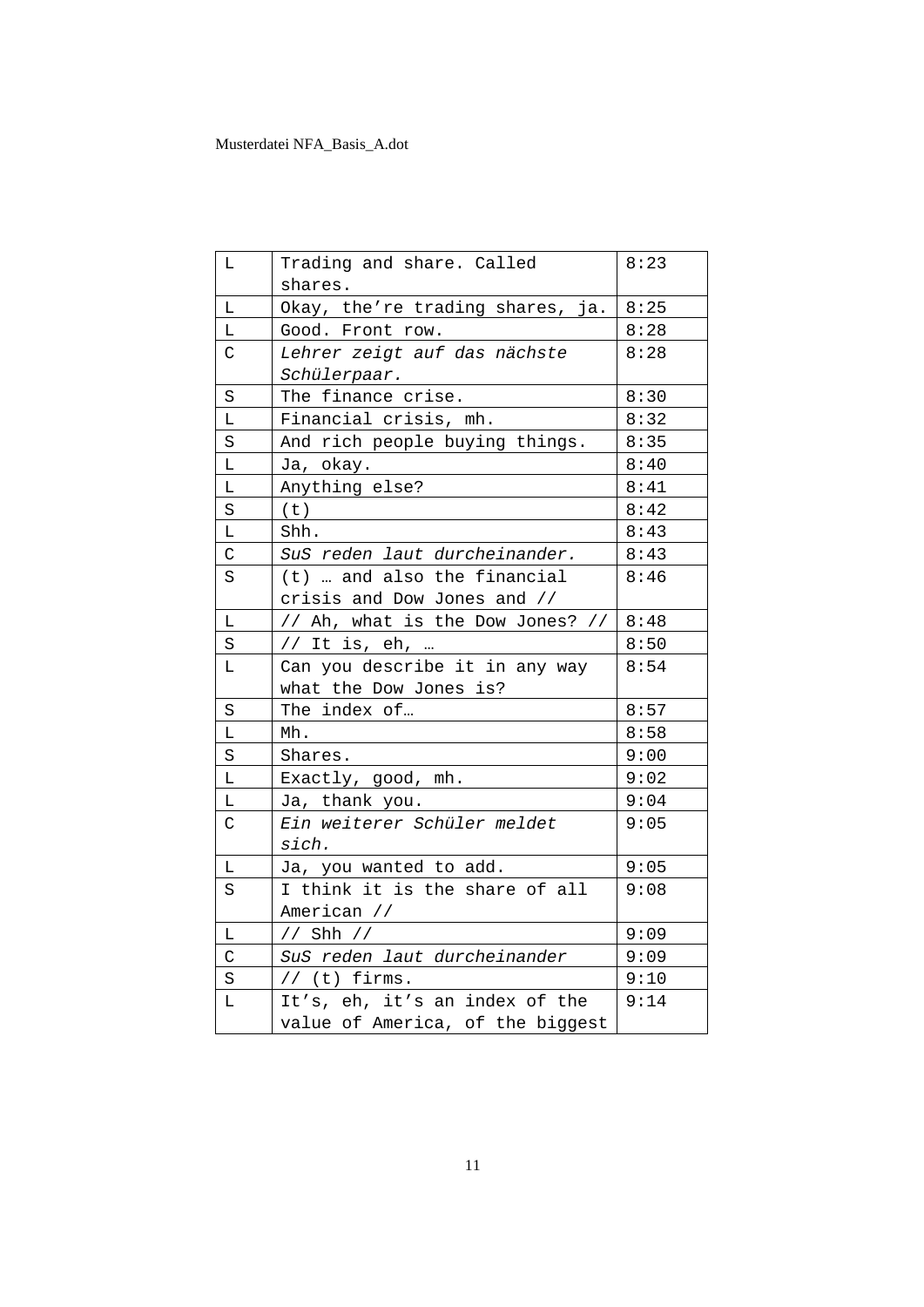| L | Trading and share. Called shares. | 8:23 |
|---|---|---|
| L | Okay, the’re trading shares, ja. | 8:25 |
| L | Good. Front row. | 8:28 |
| C | *Lehrer zeigt auf das nächste Schülerpaar.* | 8:28 |
| S | The finance crise. | 8:30 |
| L | Financial crisis, mh. | 8:32 |
| S | And rich people buying things. | 8:35 |
| L | Ja, okay. | 8:40 |
| L | Anything else? | 8:41 |
| S | (t) | 8:42 |
| L | Shh. | 8:43 |
| C | *SuS reden laut durcheinander.* | 8:43 |
| S | (t) … and also the financial crisis and Dow Jones and // | 8:46 |
| L | // Ah, what is the Dow Jones? // | 8:48 |
| S | // It is, eh, … | 8:50 |
| L | Can you describe it in any way what the Dow Jones is? | 8:54 |
| S | The index of… | 8:57 |
| L | Mh. | 8:58 |
| S | Shares. | 9:00 |
| L | Exactly, good, mh. | 9:02 |
| L | Ja, thank you. | 9:04 |
| C | *Ein weiterer Schüler meldet sich.* | 9:05 |
| L | Ja, you wanted to add. | 9:05 |
| S | I think it is the share of all American // | 9:08 |
| L | // Shh // | 9:09 |
| C | *SuS reden laut durcheinander* | 9:09 |
| S | // (t) firms. | 9:10 |
| L | It’s, eh, it’s an index of the value of America, of the biggest | 9:14 |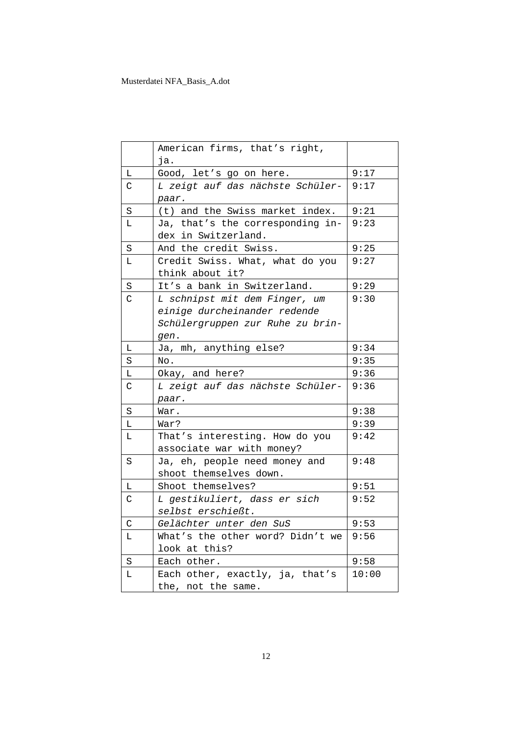|   |   |   |
|---|---|---|
|   | American firms, that's right, ja. |   |
| L | Good, let's go on here. | 9:17 |
| C | *L zeigt auf das nächste Schülerpaar.* | 9:17 |
| S | (t) and the Swiss market index. | 9:21 |
| L | Ja, that's the corresponding index in Switzerland. | 9:23 |
| S | And the credit Swiss. | 9:25 |
| L | Credit Swiss. What, what do you think about it? | 9:27 |
| S | It's a bank in Switzerland. | 9:29 |
| C | *L schnipst mit dem Finger, um einige durcheinander redende Schülergruppen zur Ruhe zu bringen.* | 9:30 |
| L | Ja, mh, anything else? | 9:34 |
| S | No. | 9:35 |
| L | Okay, and here? | 9:36 |
| C | *L zeigt auf das nächste Schülerpaar.* | 9:36 |
| S | War. | 9:38 |
| L | War? | 9:39 |
| L | That's interesting. How do you associate war with money? | 9:42 |
| S | Ja, eh, people need money and shoot themselves down. | 9:48 |
| L | Shoot themselves? | 9:51 |
| C | *L gestikuliert, dass er sich selbst erschießt.* | 9:52 |
| C | *Gelächter unter den SuS* | 9:53 |
| L | What's the other word? Didn't we look at this? | 9:56 |
| S | Each other. | 9:58 |
| L | Each other, exactly, ja, that's the, not the same. | 10:00 |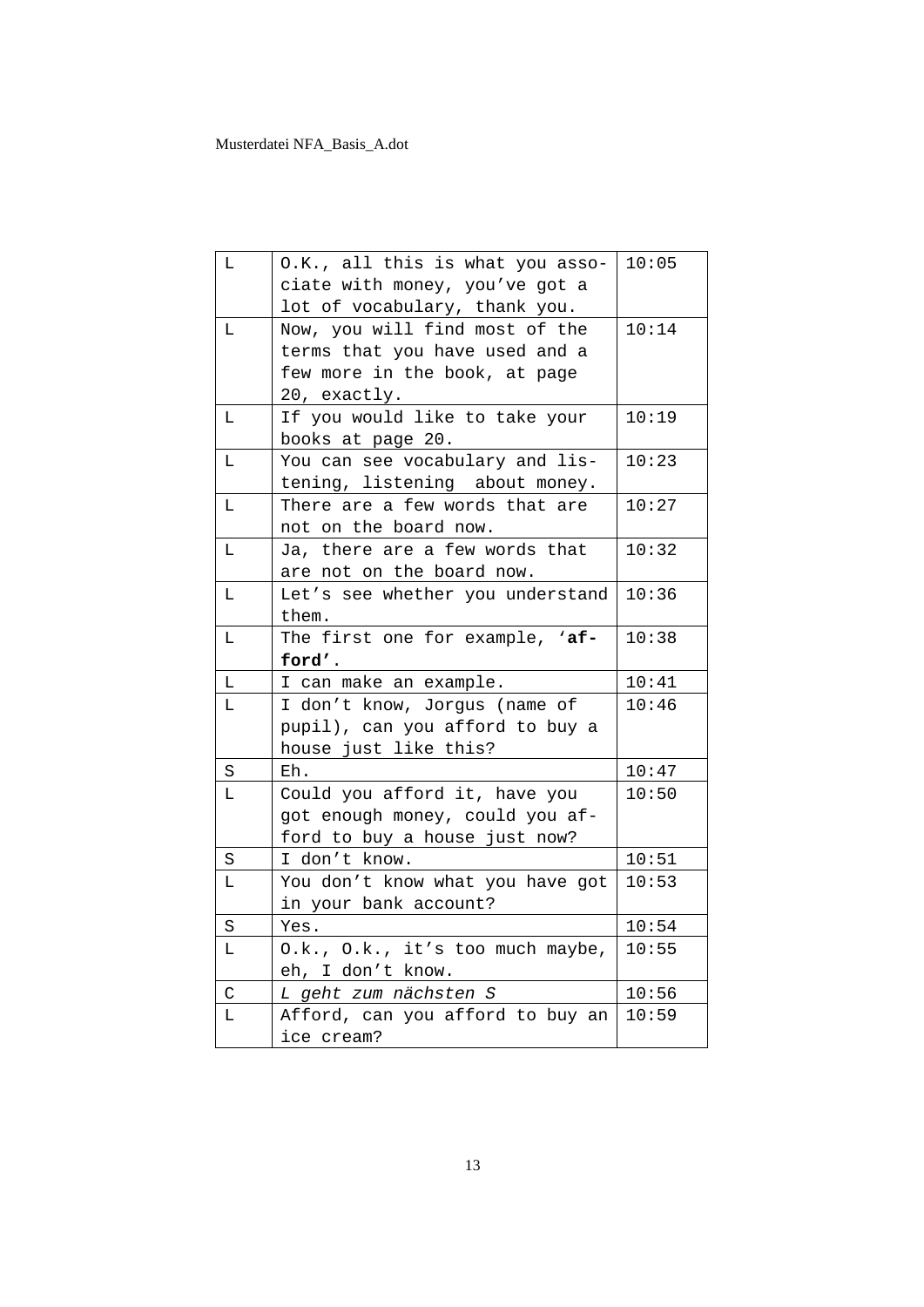| L | O.K., all this is what you associate with money, you've got a lot of vocabulary, thank you. | 10:05 |
|---|---|---|
| L | Now, you will find most of the terms that you have used and a few more in the book, at page 20, exactly. | 10:14 |
| L | If you would like to take your books at page 20. | 10:19 |
| L | You can see vocabulary and listening, listening  about money. | 10:23 |
| L | There are a few words that are not on the board now. | 10:27 |
| L | Ja, there are a few words that are not on the board now. | 10:32 |
| L | Let's see whether you understand them. | 10:36 |
| L | The first one for example, '**afford'**. | 10:38 |
| L | I can make an example. | 10:41 |
| L | I don't know, Jorgus (name of pupil), can you afford to buy a house just like this? | 10:46 |
| S | Eh. | 10:47 |
| L | Could you afford it, have you got enough money, could you afford to buy a house just now? | 10:50 |
| S | I don't know. | 10:51 |
| L | You don't know what you have got in your bank account? | 10:53 |
| S | Yes. | 10:54 |
| L | O.k., O.k., it's too much maybe, eh, I don't know. | 10:55 |
| C | *L geht zum nächsten S* | 10:56 |
| L | Afford, can you afford to buy an ice cream? | 10:59 |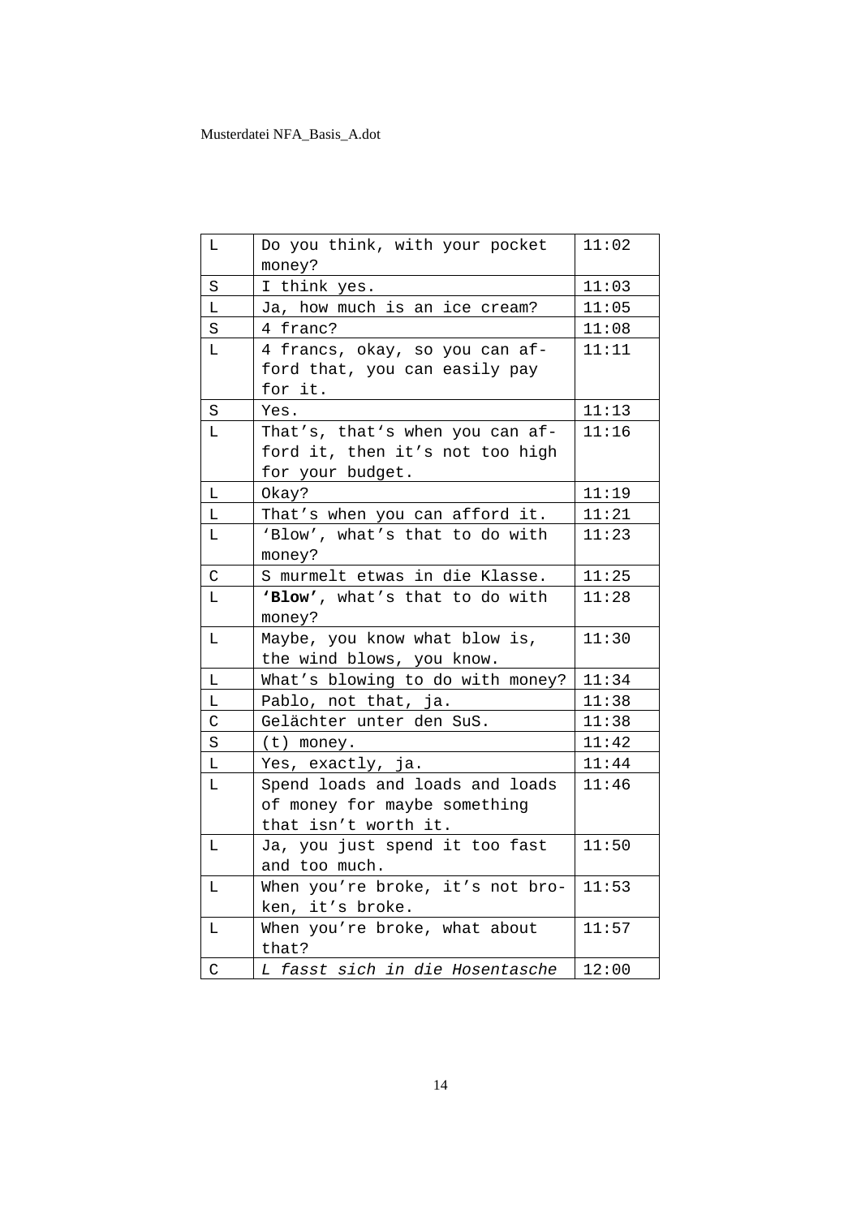| L | Do you think, with your pocket money? | 11:02 |
|---|---|---|
| S | I think yes. | 11:03 |
| L | Ja, how much is an ice cream? | 11:05 |
| S | 4 franc? | 11:08 |
| L | 4 francs, okay, so you can afford that, you can easily pay for it. | 11:11 |
| S | Yes. | 11:13 |
| L | That’s, that‘s when you can afford it, then it’s not too high for your budget. | 11:16 |
| L | Okay? | 11:19 |
| L | That’s when you can afford it. | 11:21 |
| L | ‘Blow’, what’s that to do with money? | 11:23 |
| C | S murmelt etwas in die Klasse. | 11:25 |
| L | **‘Blow’**, what’s that to do with money? | 11:28 |
| L | Maybe, you know what blow is, the wind blows, you know. | 11:30 |
| L | What’s blowing to do with money? | 11:34 |
| L | Pablo, not that, ja. | 11:38 |
| C | Gelächter unter den SuS. | 11:38 |
| S | (t) money. | 11:42 |
| L | Yes, exactly, ja. | 11:44 |
| L | Spend loads and loads and loads of money for maybe something that isn’t worth it. | 11:46 |
| L | Ja, you just spend it too fast and too much. | 11:50 |
| L | When you’re broke, it’s not broken, it’s broke. | 11:53 |
| L | When you’re broke, what about that? | 11:57 |
| C | *L fasst sich in die Hosentasche* | 12:00 |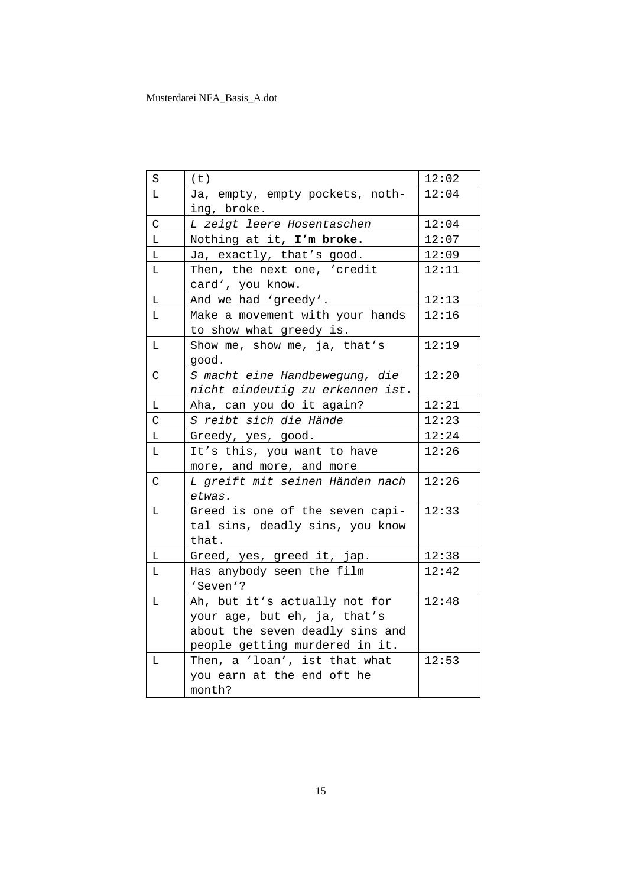| S | (t) | 12:02 |
|---|---|---|
| L | Ja, empty, empty pockets, nothing, broke. | 12:04 |
| C | *L zeigt leere Hosentaschen* | 12:04 |
| L | Nothing at it, **I'm broke.** | 12:07 |
| L | Ja, exactly, that's good. | 12:09 |
| L | Then, the next one, 'credit card', you know. | 12:11 |
| L | And we had 'greedy'. | 12:13 |
| L | Make a movement with your hands to show what greedy is. | 12:16 |
| L | Show me, show me, ja, that's good. | 12:19 |
| C | *S macht eine Handbewegung, die nicht eindeutig zu erkennen ist.* | 12:20 |
| L | Aha, can you do it again? | 12:21 |
| C | *S reibt sich die Hände* | 12:23 |
| L | Greedy, yes, good. | 12:24 |
| L | It's this, you want to have more, and more, and more | 12:26 |
| C | *L greift mit seinen Händen nach etwas.* | 12:26 |
| L | Greed is one of the seven capital sins, deadly sins, you know that. | 12:33 |
| L | Greed, yes, greed it, jap. | 12:38 |
| L | Has anybody seen the film 'Seven'? | 12:42 |
| L | Ah, but it's actually not for your age, but eh, ja, that's about the seven deadly sins and people getting murdered in it. | 12:48 |
| L | Then, a 'loan', ist that what you earn at the end oft he month? | 12:53 |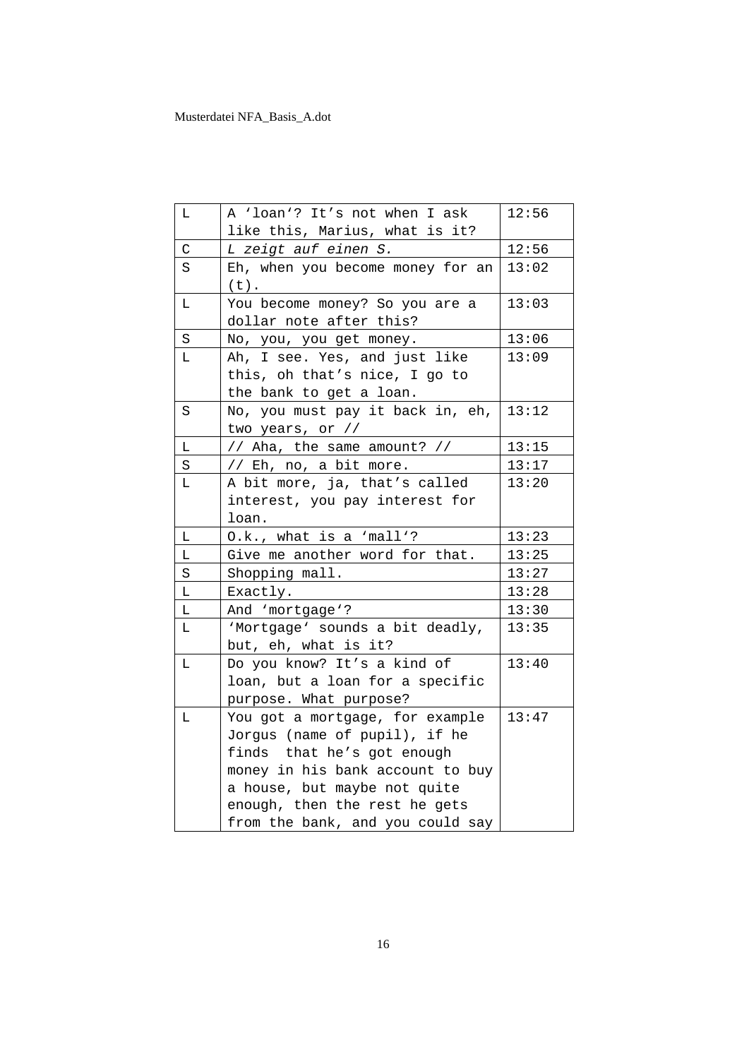| L | A ‘loan‘? It’s not when I ask like this, Marius, what is it? | 12:56 |
|---|---|---|
| C | *L zeigt auf einen S.* | 12:56 |
| S | Eh, when you become money for an (t). | 13:02 |
| L | You become money? So you are a dollar note after this? | 13:03 |
| S | No, you, you get money. | 13:06 |
| L | Ah, I see. Yes, and just like this, oh that’s nice, I go to the bank to get a loan. | 13:09 |
| S | No, you must pay it back in, eh, two years, or // | 13:12 |
| L | // Aha, the same amount? // | 13:15 |
| S | // Eh, no, a bit more. | 13:17 |
| L | A bit more, ja, that’s called interest, you pay interest for loan. | 13:20 |
| L | O.k., what is a ‘mall‘? | 13:23 |
| L | Give me another word for that. | 13:25 |
| S | Shopping mall. | 13:27 |
| L | Exactly. | 13:28 |
| L | And ‘mortgage‘? | 13:30 |
| L | ‘Mortgage’ sounds a bit deadly, but, eh, what is it? | 13:35 |
| L | Do you know? It’s a kind of loan, but a loan for a specific purpose. What purpose? | 13:40 |
| L | You got a mortgage, for example Jorgus (name of pupil), if he finds that he’s got enough money in his bank account to buy a house, but maybe not quite enough, then the rest he gets from the bank, and you could say | 13:47 |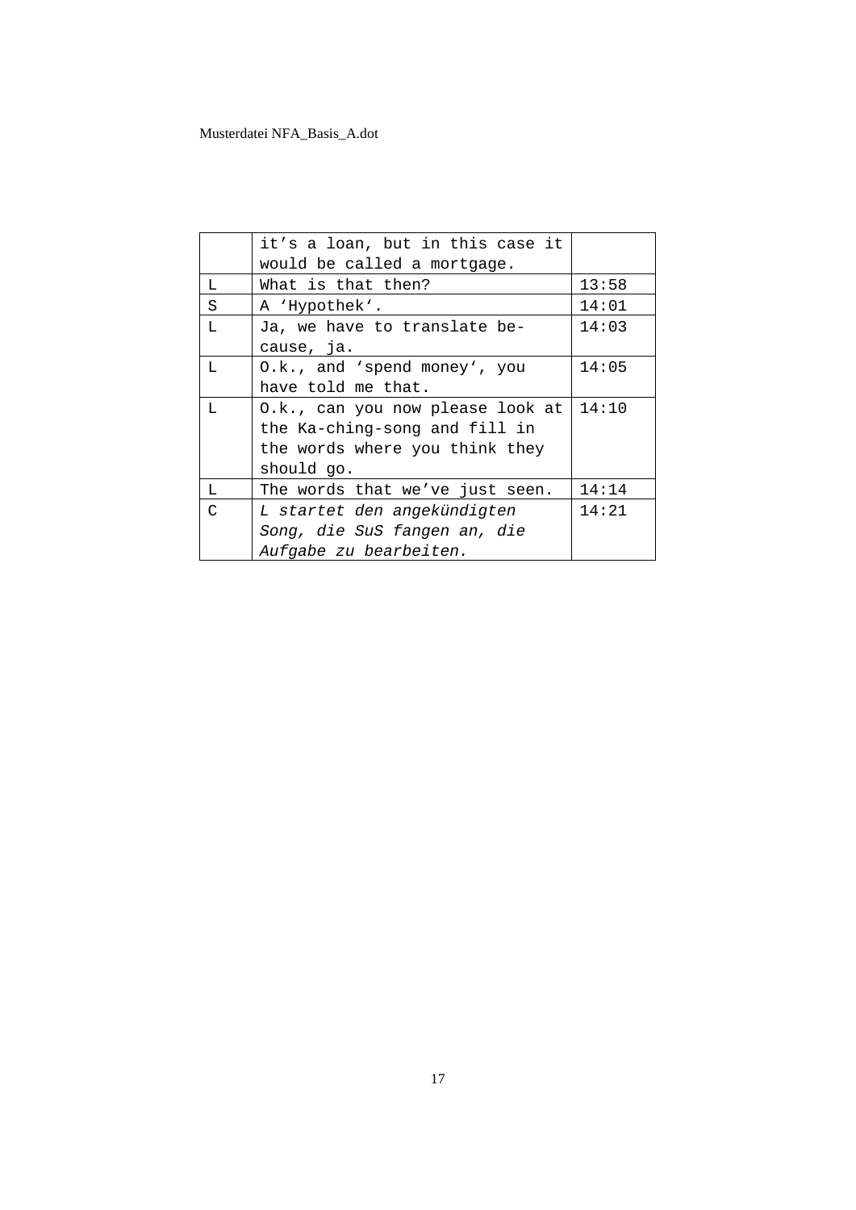| | | |
|---|---|---|
| | it's a loan, but in this case it would be called a mortgage. | |
| L | What is that then? | 13:58 |
| S | A 'Hypothek'. | 14:01 |
| L | Ja, we have to translate because, ja. | 14:03 |
| L | O.k., and 'spend money', you have told me that. | 14:05 |
| L | O.k., can you now please look at the Ka-ching-song and fill in the words where you think they should go. | 14:10 |
| L | The words that we've just seen. | 14:14 |
| C | *L startet den angekündigten Song, die SuS fangen an, die Aufgabe zu bearbeiten.* | 14:21 |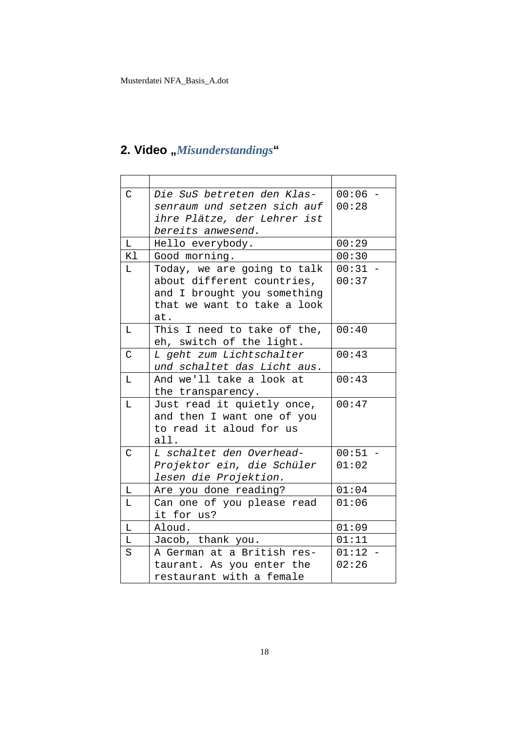## 2. Video „*Misunderstandings*“

| | | |
|---|---|---|
| C | *Die SuS betreten den Klassenraum und setzen sich auf ihre Plätze, der Lehrer ist bereits anwesend.* | 00:06 - 00:28 |
| L | Hello everybody. | 00:29 |
| Kl | Good morning. | 00:30 |
| L | Today, we are going to talk about different countries, and I brought you something that we want to take a look at. | 00:31 - 00:37 |
| L | This I need to take of the, eh, switch of the light. | 00:40 |
| C | *L geht zum Lichtschalter und schaltet das Licht aus.* | 00:43 |
| L | And we'll take a look at the transparency. | 00:43 |
| L | Just read it quietly once, and then I want one of you to read it aloud for us all. | 00:47 |
| C | *L schaltet den Overhead-Projektor ein, die Schüler lesen die Projektion.* | 00:51 - 01:02 |
| L | Are you done reading? | 01:04 |
| L | Can one of you please read it for us? | 01:06 |
| L | Aloud. | 01:09 |
| L | Jacob, thank you. | 01:11 |
| S | A German at a British restaurant. As you enter the restaurant with a female | 01:12 - 02:26 |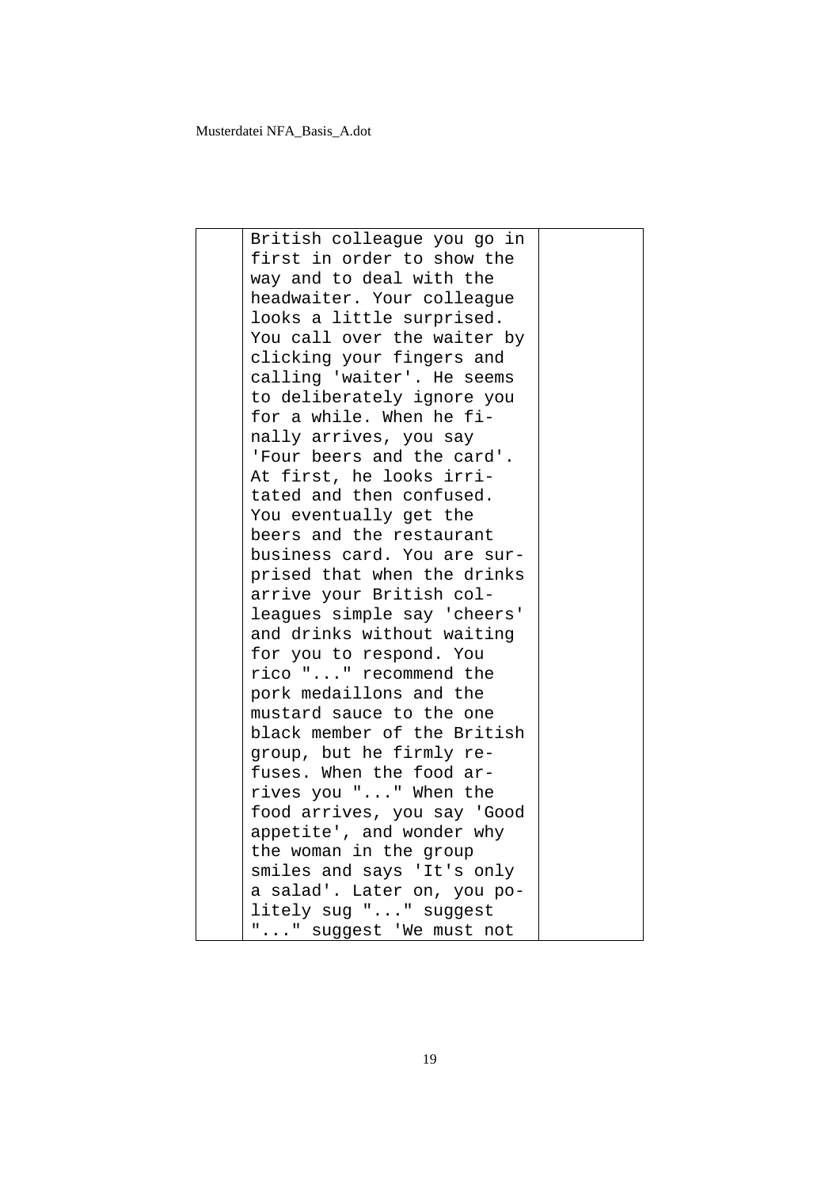| | British colleague you go in first in order to show the way and to deal with the headwaiter. Your colleague looks a little surprised. You call over the waiter by clicking your fingers and calling 'waiter'. He seems to deliberately ignore you for a while. When he finally arrives, you say 'Four beers and the card'. At first, he looks irritated and then confused. You eventually get the beers and the restaurant business card. You are surprised that when the drinks arrive your British colleagues simple say 'cheers' and drinks without waiting for you to respond. You rico "..." recommend the pork medaillons and the mustard sauce to the one black member of the British group, but he firmly refuses. When the food arrives you "..." When the food arrives, you say 'Good appetite', and wonder why the woman in the group smiles and says 'It's only a salad'. Later on, you politely sug "..." suggest "..." suggest 'We must not | |
|---|---|---|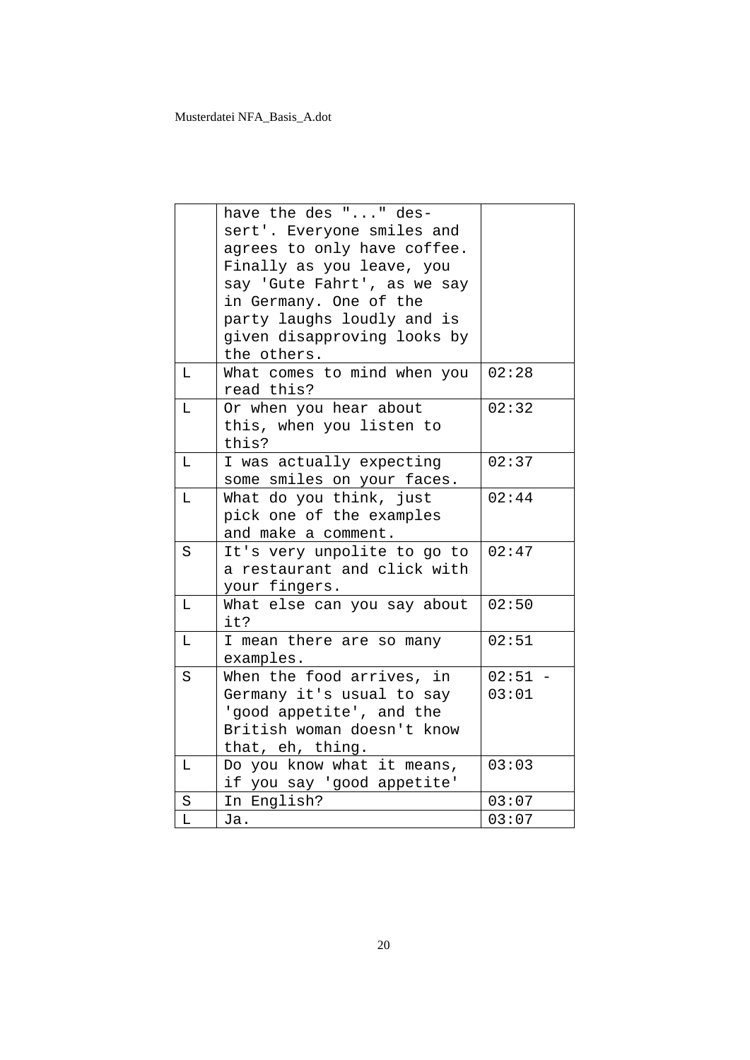|  |  |  |
|---|---|---|
|  | have the des "..." dessert'. Everyone smiles and agrees to only have coffee. Finally as you leave, you say 'Gute Fahrt', as we say in Germany. One of the party laughs loudly and is given disapproving looks by the others. |  |
| L | What comes to mind when you read this? | 02:28 |
| L | Or when you hear about this, when you listen to this? | 02:32 |
| L | I was actually expecting some smiles on your faces. | 02:37 |
| L | What do you think, just pick one of the examples and make a comment. | 02:44 |
| S | It's very unpolite to go to a restaurant and click with your fingers. | 02:47 |
| L | What else can you say about it? | 02:50 |
| L | I mean there are so many examples. | 02:51 |
| S | When the food arrives, in Germany it's usual to say 'good appetite', and the British woman doesn't know that, eh, thing. | 02:51 - 03:01 |
| L | Do you know what it means, if you say 'good appetite' | 03:03 |
| S | In English? | 03:07 |
| L | Ja. | 03:07 |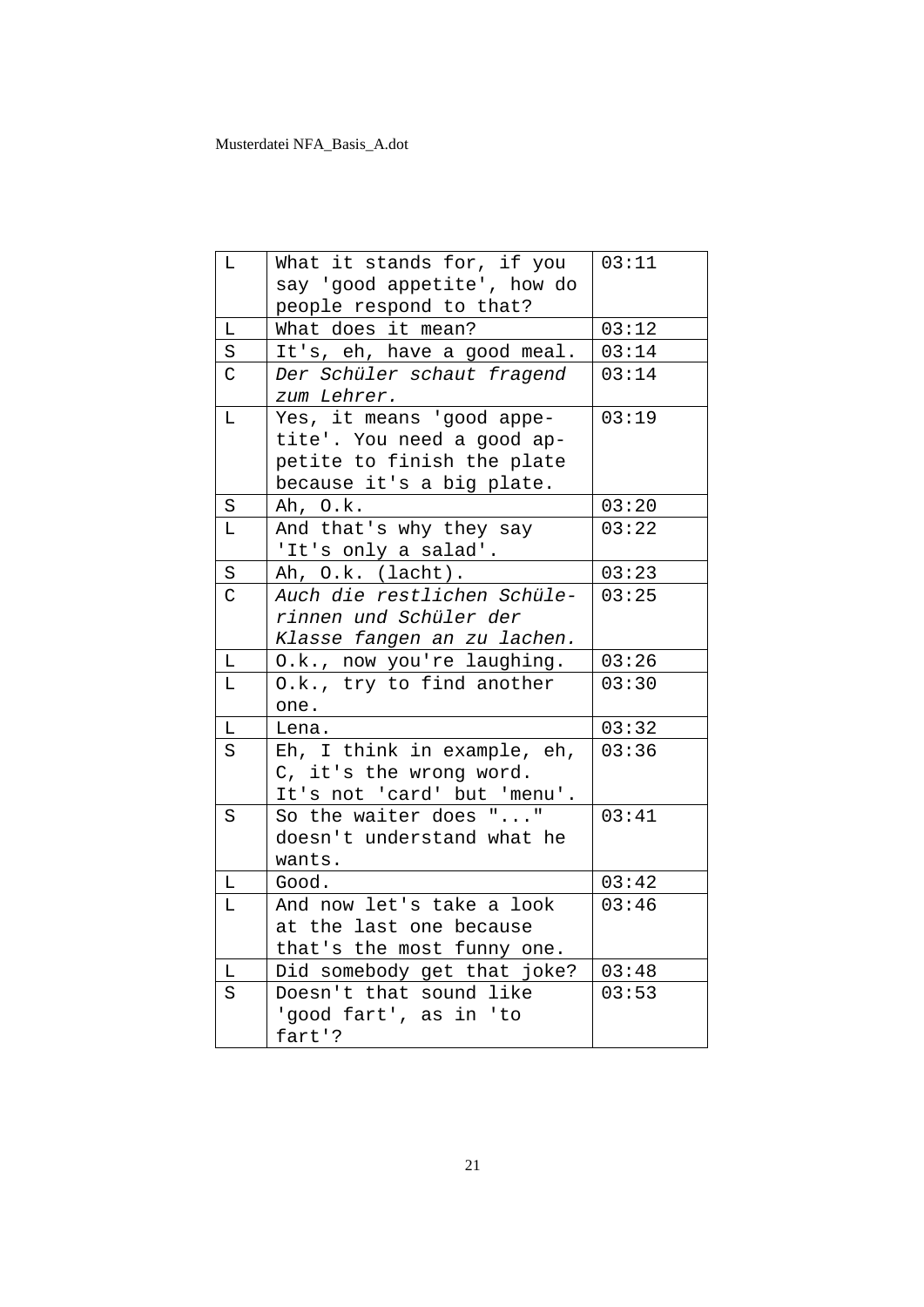| L | What it stands for, if you say 'good appetite', how do people respond to that? | 03:11 |
|---|---|---|
| L | What does it mean? | 03:12 |
| S | It's, eh, have a good meal. | 03:14 |
| C | *Der Schüler schaut fragend zum Lehrer.* | 03:14 |
| L | Yes, it means 'good appetite'. You need a good appetite to finish the plate because it's a big plate. | 03:19 |
| S | Ah, O.k. | 03:20 |
| L | And that's why they say 'It's only a salad'. | 03:22 |
| S | Ah, O.k. (lacht). | 03:23 |
| C | *Auch die restlichen Schülerinnen und Schüler der Klasse fangen an zu lachen.* | 03:25 |
| L | O.k., now you're laughing. | 03:26 |
| L | O.k., try to find another one. | 03:30 |
| L | Lena. | 03:32 |
| S | Eh, I think in example, eh, C, it's the wrong word. It's not 'card' but 'menu'. | 03:36 |
| S | So the waiter does "..." doesn't understand what he wants. | 03:41 |
| L | Good. | 03:42 |
| L | And now let's take a look at the last one because that's the most funny one. | 03:46 |
| L | Did somebody get that joke? | 03:48 |
| S | Doesn't that sound like 'good fart', as in 'to fart'? | 03:53 |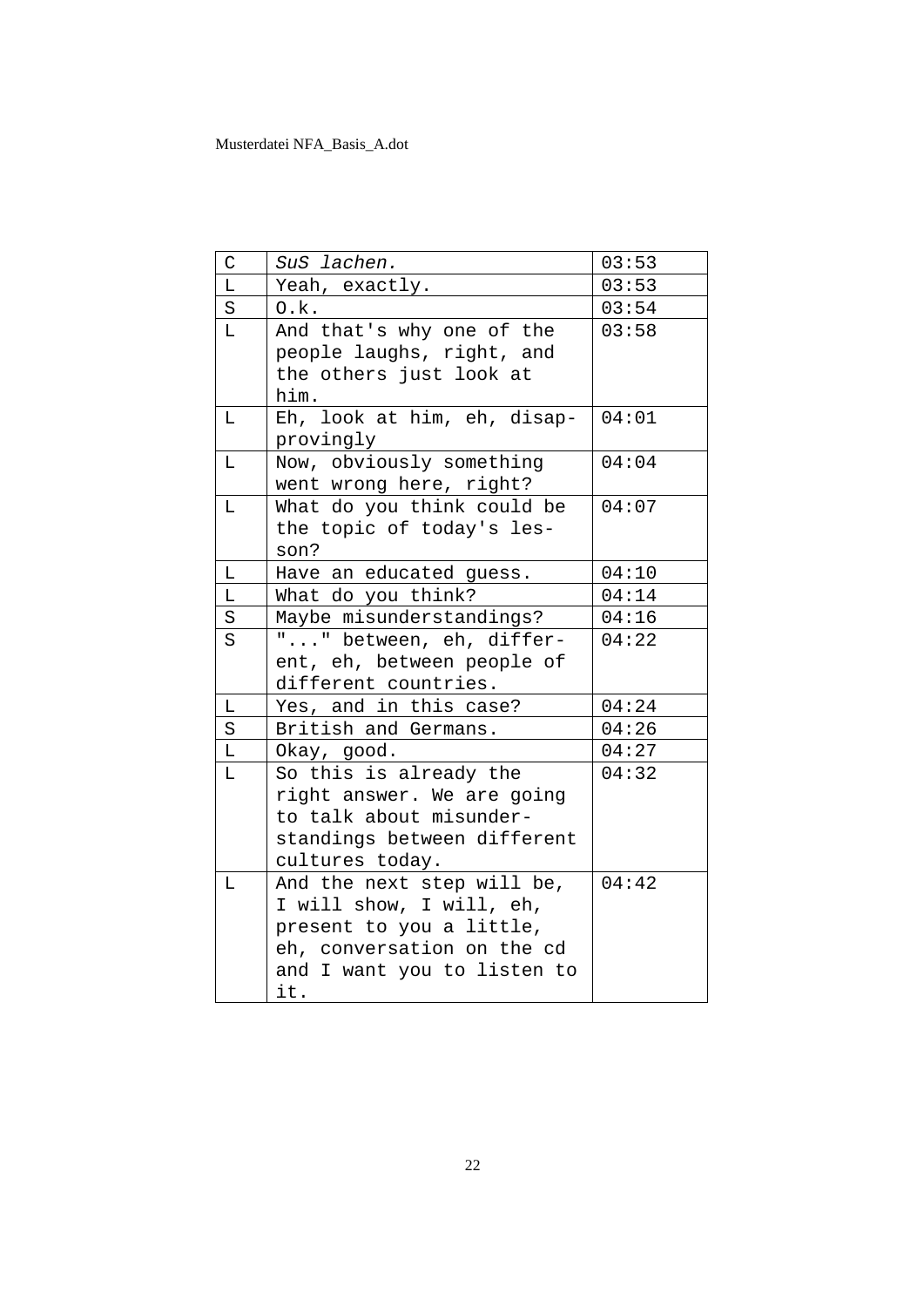| C | *SuS lachen.* | 03:53 |
|---|---|---|
| L | Yeah, exactly. | 03:53 |
| S | O.k. | 03:54 |
| L | And that's why one of the people laughs, right, and the others just look at him. | 03:58 |
| L | Eh, look at him, eh, disapprovingly | 04:01 |
| L | Now, obviously something went wrong here, right? | 04:04 |
| L | What do you think could be the topic of today's lesson? | 04:07 |
| L | Have an educated guess. | 04:10 |
| L | What do you think? | 04:14 |
| S | Maybe misunderstandings? | 04:16 |
| S | "..." between, eh, different, eh, between people of different countries. | 04:22 |
| L | Yes, and in this case? | 04:24 |
| S | British and Germans. | 04:26 |
| L | Okay, good. | 04:27 |
| L | So this is already the right answer. We are going to talk about misunderstandings between different cultures today. | 04:32 |
| L | And the next step will be, I will show, I will, eh, present to you a little, eh, conversation on the cd and I want you to listen to it. | 04:42 |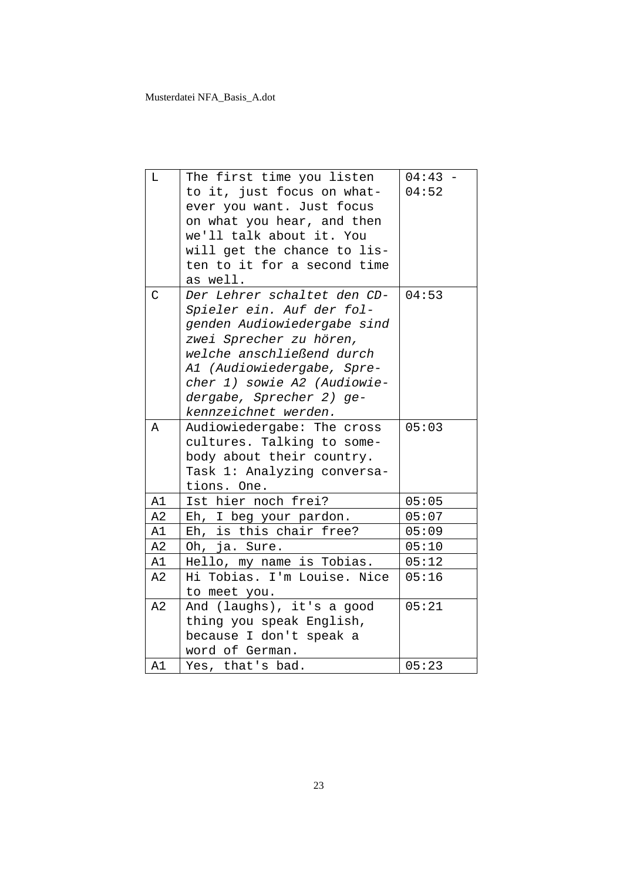| L | The first time you listen to it, just focus on whatever you want. Just focus on what you hear, and then we'll talk about it. You will get the chance to listen to it for a second time as well. | 04:43 - 04:52 |
|---|---|---|
| C | *Der Lehrer schaltet den CD-Spieler ein. Auf der folgenden Audiowiedergabe sind zwei Sprecher zu hören, welche anschließend durch A1 (Audiowiedergabe, Sprecher 1) sowie A2 (Audiowiedergabe, Sprecher 2) gekennzeichnet werden.* | 04:53 |
| A | Audiowiedergabe: The cross cultures. Talking to somebody about their country. Task 1: Analyzing conversations. One. | 05:03 |
| A1 | Ist hier noch frei? | 05:05 |
| A2 | Eh, I beg your pardon. | 05:07 |
| A1 | Eh, is this chair free? | 05:09 |
| A2 | Oh, ja. Sure. | 05:10 |
| A1 | Hello, my name is Tobias. | 05:12 |
| A2 | Hi Tobias. I'm Louise. Nice to meet you. | 05:16 |
| A2 | And (laughs), it's a good thing you speak English, because I don't speak a word of German. | 05:21 |
| A1 | Yes, that's bad. | 05:23 |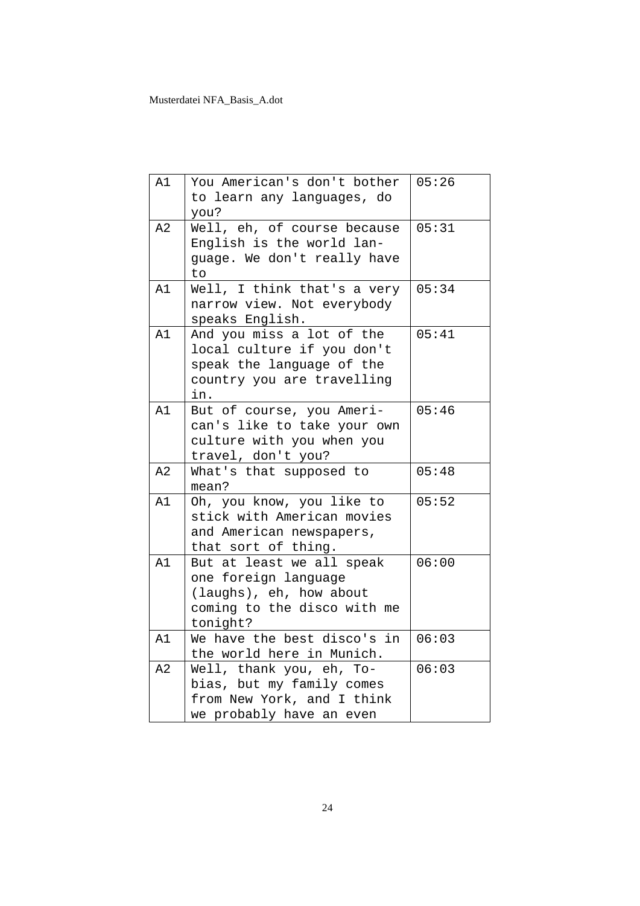| A1 | You American's don't bother to learn any languages, do you? | 05:26 |
|---|---|---|
| A2 | Well, eh, of course because English is the world language. We don't really have to | 05:31 |
| A1 | Well, I think that's a very narrow view. Not everybody speaks English. | 05:34 |
| A1 | And you miss a lot of the local culture if you don't speak the language of the country you are travelling in. | 05:41 |
| A1 | But of course, you American's like to take your own culture with you when you travel, don't you? | 05:46 |
| A2 | What's that supposed to mean? | 05:48 |
| A1 | Oh, you know, you like to stick with American movies and American newspapers, that sort of thing. | 05:52 |
| A1 | But at least we all speak one foreign language (laughs), eh, how about coming to the disco with me tonight? | 06:00 |
| A1 | We have the best disco's in the world here in Munich. | 06:03 |
| A2 | Well, thank you, eh, Tobias, but my family comes from New York, and I think we probably have an even | 06:03 |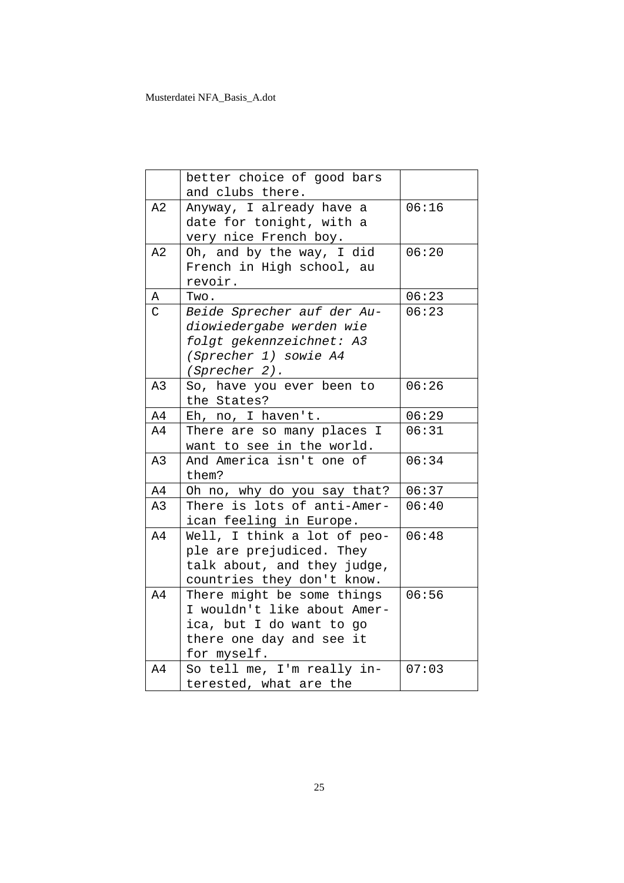|  |  |  |
|---|---|---|
|  | better choice of good bars and clubs there. |  |
| A2 | Anyway, I already have a date for tonight, with a very nice French boy. | 06:16 |
| A2 | Oh, and by the way, I did French in High school, au revoir. | 06:20 |
| A | Two. | 06:23 |
| C | *Beide Sprecher auf der Audiowiedergabe werden wie folgt gekennzeichnet: A3 (Sprecher 1) sowie A4 (Sprecher 2).* | 06:23 |
| A3 | So, have you ever been to the States? | 06:26 |
| A4 | Eh, no, I haven't. | 06:29 |
| A4 | There are so many places I want to see in the world. | 06:31 |
| A3 | And America isn't one of them? | 06:34 |
| A4 | Oh no, why do you say that? | 06:37 |
| A3 | There is lots of anti-American feeling in Europe. | 06:40 |
| A4 | Well, I think a lot of people are prejudiced. They talk about, and they judge, countries they don't know. | 06:48 |
| A4 | There might be some things I wouldn't like about America, but I do want to go there one day and see it for myself. | 06:56 |
| A4 | So tell me, I'm really interested, what are the | 07:03 |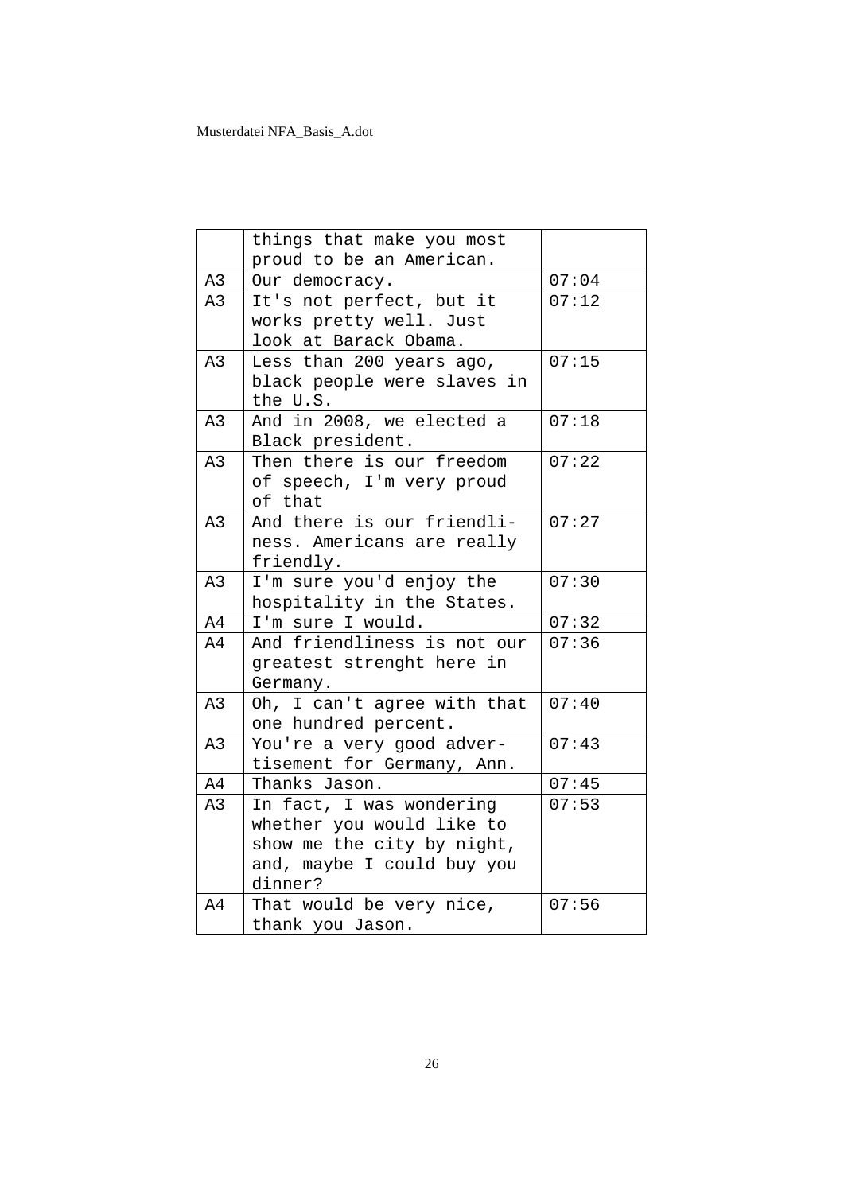|  |  |  |
|---|---|---|
|  | things that make you most proud to be an American. |  |
| A3 | Our democracy. | 07:04 |
| A3 | It's not perfect, but it works pretty well. Just look at Barack Obama. | 07:12 |
| A3 | Less than 200 years ago, black people were slaves in the U.S. | 07:15 |
| A3 | And in 2008, we elected a Black president. | 07:18 |
| A3 | Then there is our freedom of speech, I'm very proud of that | 07:22 |
| A3 | And there is our friendliness. Americans are really friendly. | 07:27 |
| A3 | I'm sure you'd enjoy the hospitality in the States. | 07:30 |
| A4 | I'm sure I would. | 07:32 |
| A4 | And friendliness is not our greatest strenght here in Germany. | 07:36 |
| A3 | Oh, I can't agree with that one hundred percent. | 07:40 |
| A3 | You're a very good advertisement for Germany, Ann. | 07:43 |
| A4 | Thanks Jason. | 07:45 |
| A3 | In fact, I was wondering whether you would like to show me the city by night, and, maybe I could buy you dinner? | 07:53 |
| A4 | That would be very nice, thank you Jason. | 07:56 |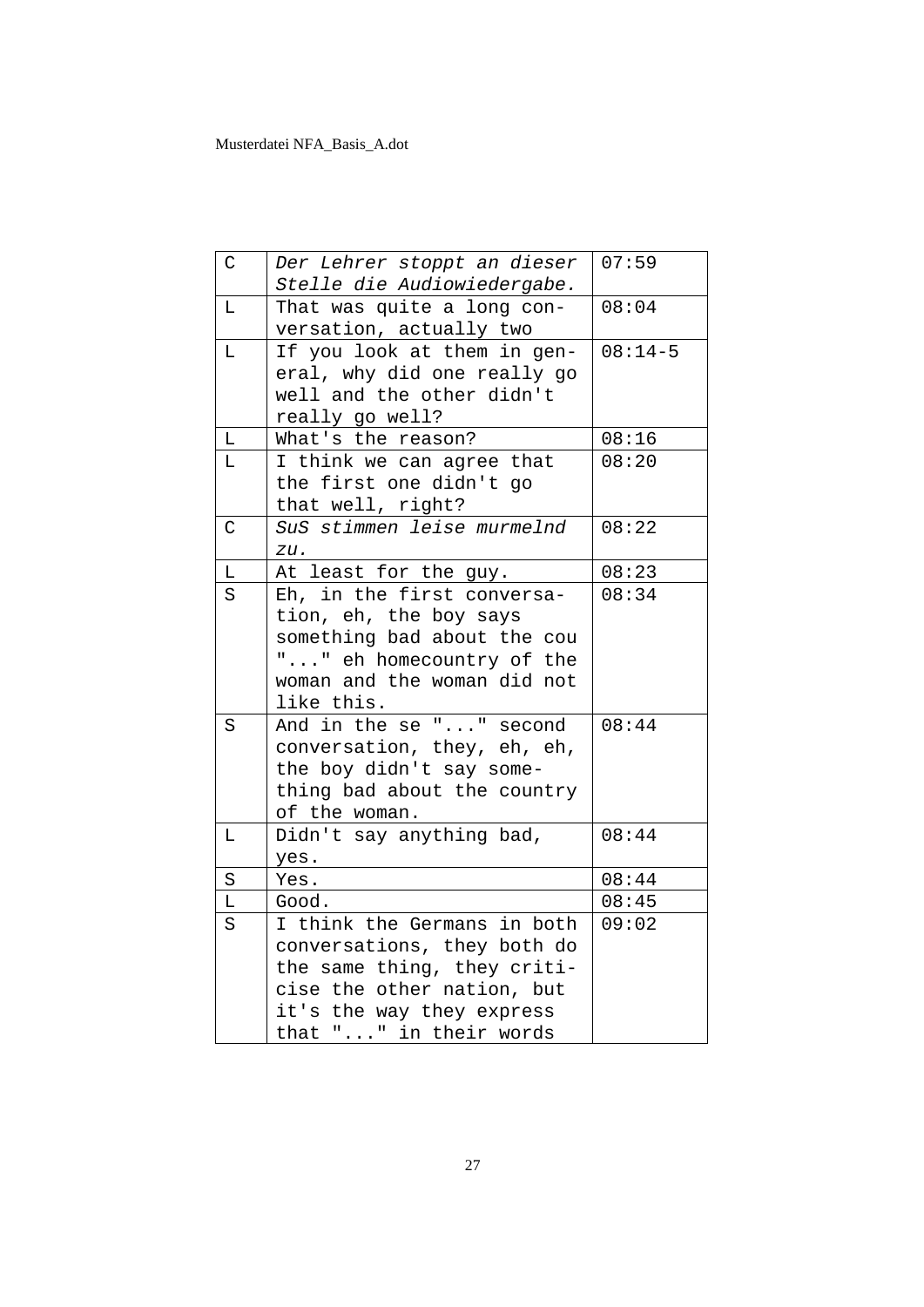| C | *Der Lehrer stoppt an dieser Stelle die Audiowiedergabe.* | 07:59 |
|---|---|---|
| L | That was quite a long conversation, actually two | 08:04 |
| L | If you look at them in general, why did one really go well and the other didn't really go well? | 08:14-5 |
| L | What's the reason? | 08:16 |
| L | I think we can agree that the first one didn't go that well, right? | 08:20 |
| C | *SuS stimmen leise murmelnd zu.* | 08:22 |
| L | At least for the guy. | 08:23 |
| S | Eh, in the first conversation, eh, the boy says something bad about the cou "..." eh homecountry of the woman and the woman did not like this. | 08:34 |
| S | And in the se "..." second conversation, they, eh, eh, the boy didn't say something bad about the country of the woman. | 08:44 |
| L | Didn't say anything bad, yes. | 08:44 |
| S | Yes. | 08:44 |
| L | Good. | 08:45 |
| S | I think the Germans in both conversations, they both do the same thing, they criticise the other nation, but it's the way they express that "..." in their words | 09:02 |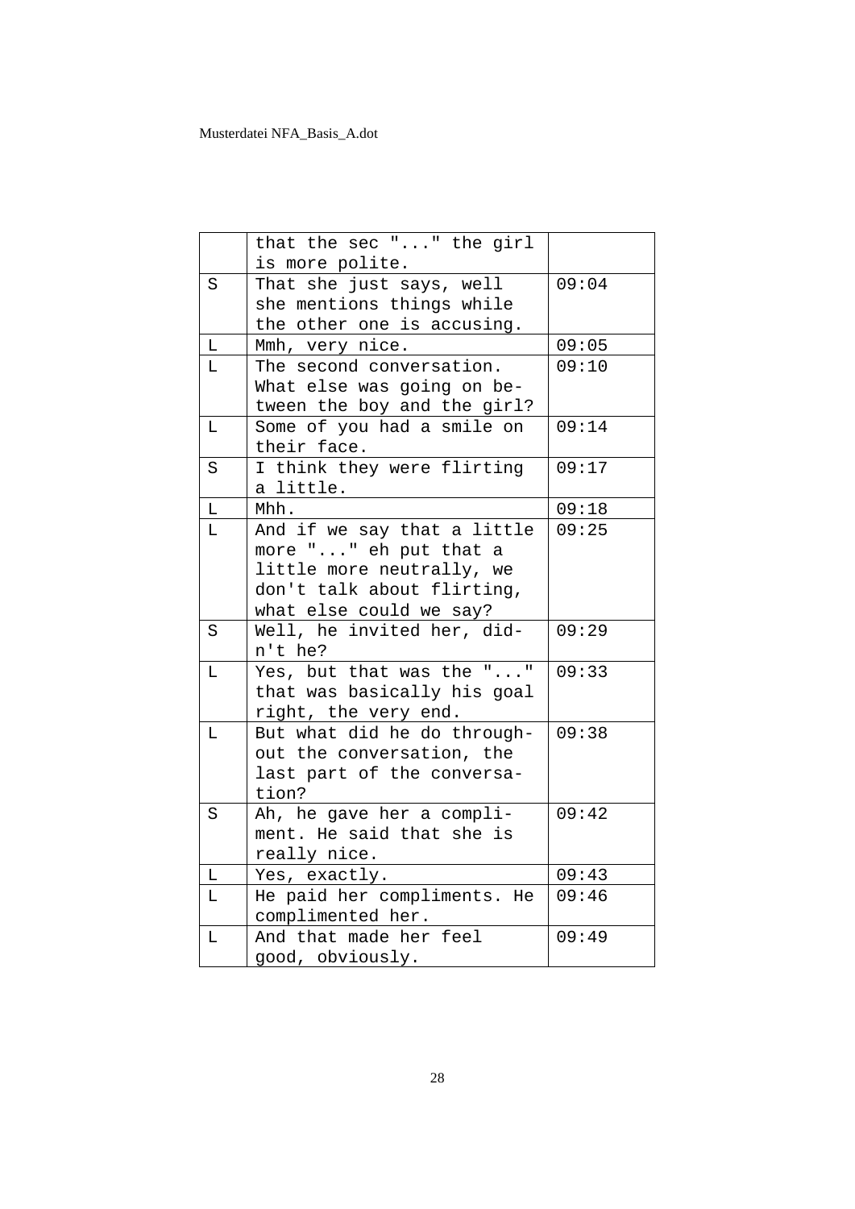|  | that the sec "..." the girl is more polite. |  |
|---|---|---|
| S | That she just says, well she mentions things while the other one is accusing. | 09:04 |
| L | Mmh, very nice. | 09:05 |
| L | The second conversation. What else was going on between the boy and the girl? | 09:10 |
| L | Some of you had a smile on their face. | 09:14 |
| S | I think they were flirting a little. | 09:17 |
| L | Mhh. | 09:18 |
| L | And if we say that a little more "..." eh put that a little more neutrally, we don't talk about flirting, what else could we say? | 09:25 |
| S | Well, he invited her, didn't he? | 09:29 |
| L | Yes, but that was the "..." that was basically his goal right, the very end. | 09:33 |
| L | But what did he do throughout the conversation, the last part of the conversation? | 09:38 |
| S | Ah, he gave her a compliment. He said that she is really nice. | 09:42 |
| L | Yes, exactly. | 09:43 |
| L | He paid her compliments. He complimented her. | 09:46 |
| L | And that made her feel good, obviously. | 09:49 |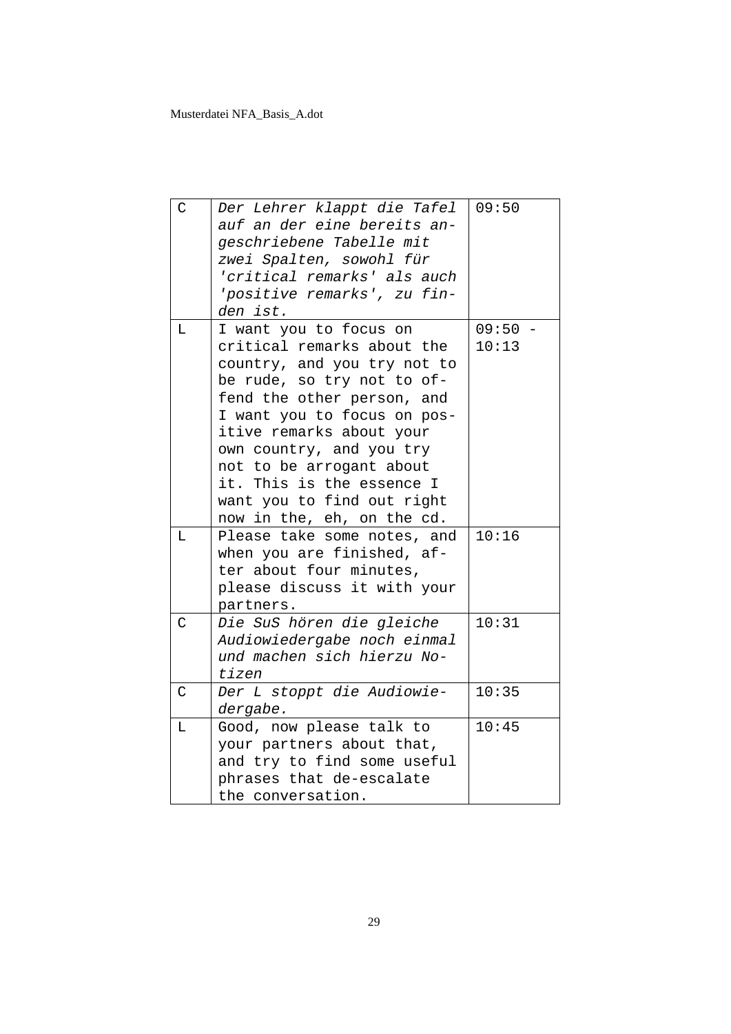| C | *Der Lehrer klappt die Tafel auf an der eine bereits angeschriebene Tabelle mit zwei Spalten, sowohl für 'critical remarks' als auch 'positive remarks', zu finden ist.* | 09:50 |
|---|---|---|
| L | I want you to focus on critical remarks about the country, and you try not to be rude, so try not to offend the other person, and I want you to focus on positive remarks about your own country, and you try not to be arrogant about it. This is the essence I want you to find out right now in the, eh, on the cd. | 09:50 - 10:13 |
| L | Please take some notes, and when you are finished, after about four minutes, please discuss it with your partners. | 10:16 |
| C | *Die SuS hören die gleiche Audiowiedergabe noch einmal und machen sich hierzu Notizen* | 10:31 |
| C | *Der L stoppt die Audiowiedergabe.* | 10:35 |
| L | Good, now please talk to your partners about that, and try to find some useful phrases that de-escalate the conversation. | 10:45 |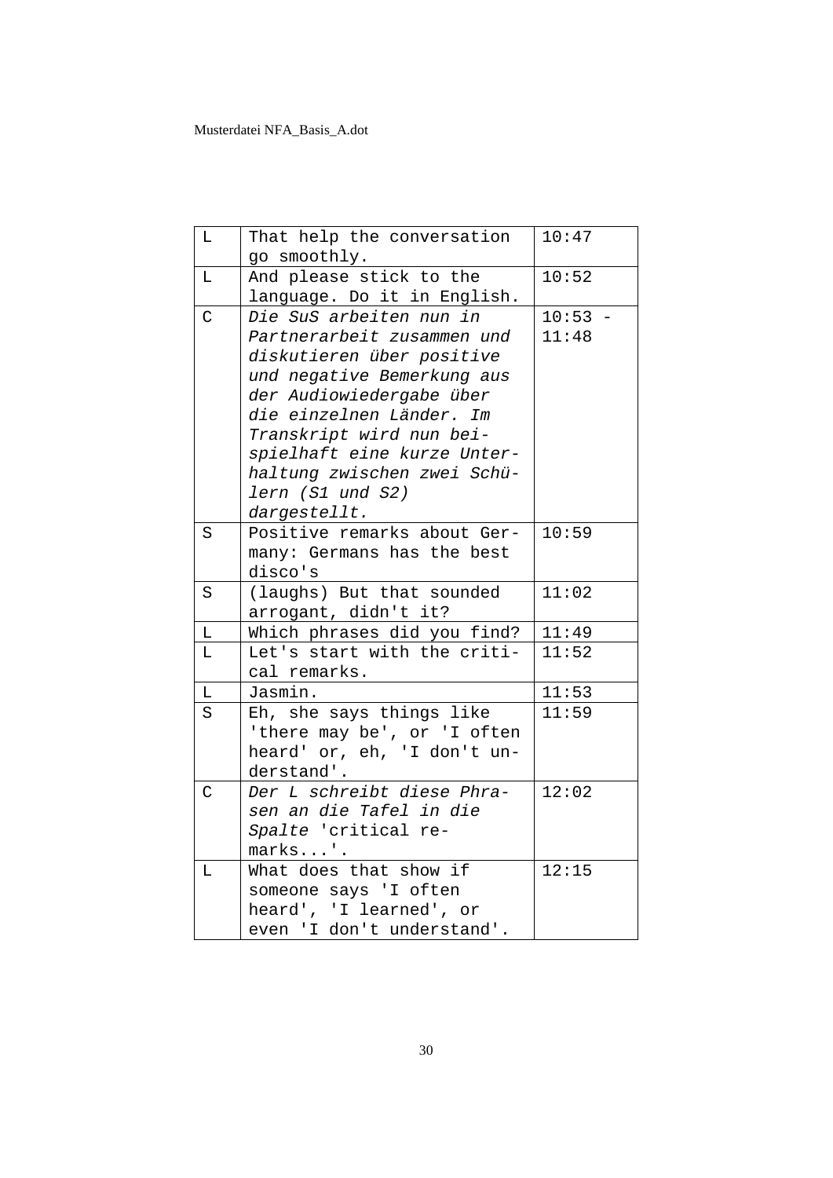| L | That help the conversation go smoothly. | 10:47 |
|---|---|---|
| L | And please stick to the language. Do it in English. | 10:52 |
| C | *Die SuS arbeiten nun in Partnerarbeit zusammen und diskutieren über positive und negative Bemerkung aus der Audiowiedergabe über die einzelnen Länder. Im Transkript wird nun beispielhaft eine kurze Unterhaltung zwischen zwei Schülern (S1 und S2) dargestellt.* | 10:53 - 11:48 |
| S | Positive remarks about Germany: Germans has the best disco's | 10:59 |
| S | (laughs) But that sounded arrogant, didn't it? | 11:02 |
| L | Which phrases did you find? | 11:49 |
| L | Let's start with the critical remarks. | 11:52 |
| L | Jasmin. | 11:53 |
| S | Eh, she says things like 'there may be', or 'I often heard' or, eh, 'I don't understand'. | 11:59 |
| C | *Der L schreibt diese Phrasen an die Tafel in die Spalte* 'critical remarks...'. | 12:02 |
| L | What does that show if someone says 'I often heard', 'I learned', or even 'I don't understand'. | 12:15 |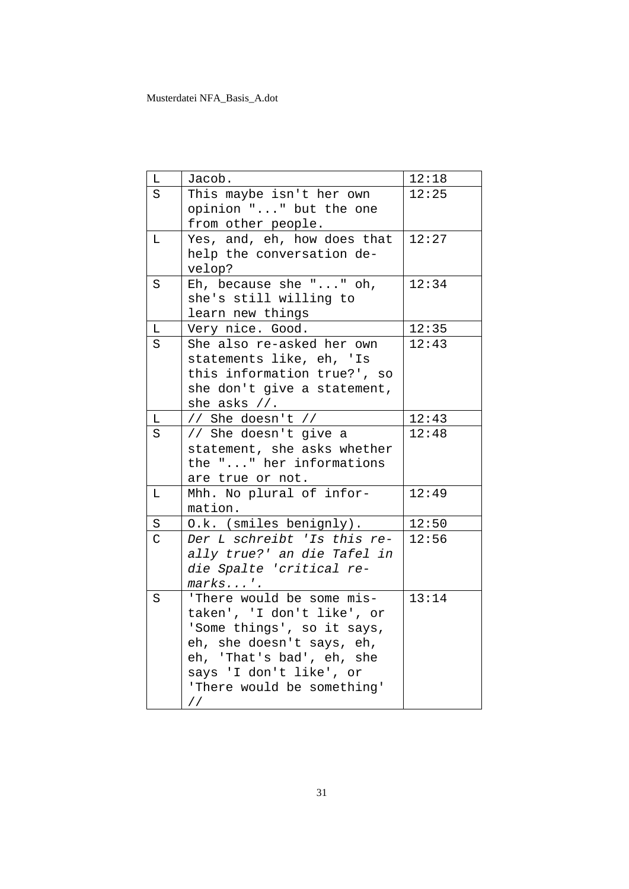| L | Jacob. | 12:18 |
|---|---|---|
| S | This maybe isn't her own opinion "..." but the one from other people. | 12:25 |
| L | Yes, and, eh, how does that help the conversation develop? | 12:27 |
| S | Eh, because she "..." oh, she's still willing to learn new things | 12:34 |
| L | Very nice. Good. | 12:35 |
| S | She also re-asked her own statements like, eh, 'Is this information true?', so she don't give a statement, she asks //. | 12:43 |
| L | // She doesn't // | 12:43 |
| S | // She doesn't give a statement, she asks whether the "..." her informations are true or not. | 12:48 |
| L | Mhh. No plural of information. | 12:49 |
| S | O.k. (smiles benignly). | 12:50 |
| C | *Der L schreibt 'Is this really true?' an die Tafel in die Spalte 'critical remarks...'.* | 12:56 |
| S | 'There would be some mistaken', 'I don't like', or 'Some things', so it says, eh, she doesn't says, eh, eh, 'That's bad', eh, she says 'I don't like', or 'There would be something' // | 13:14 |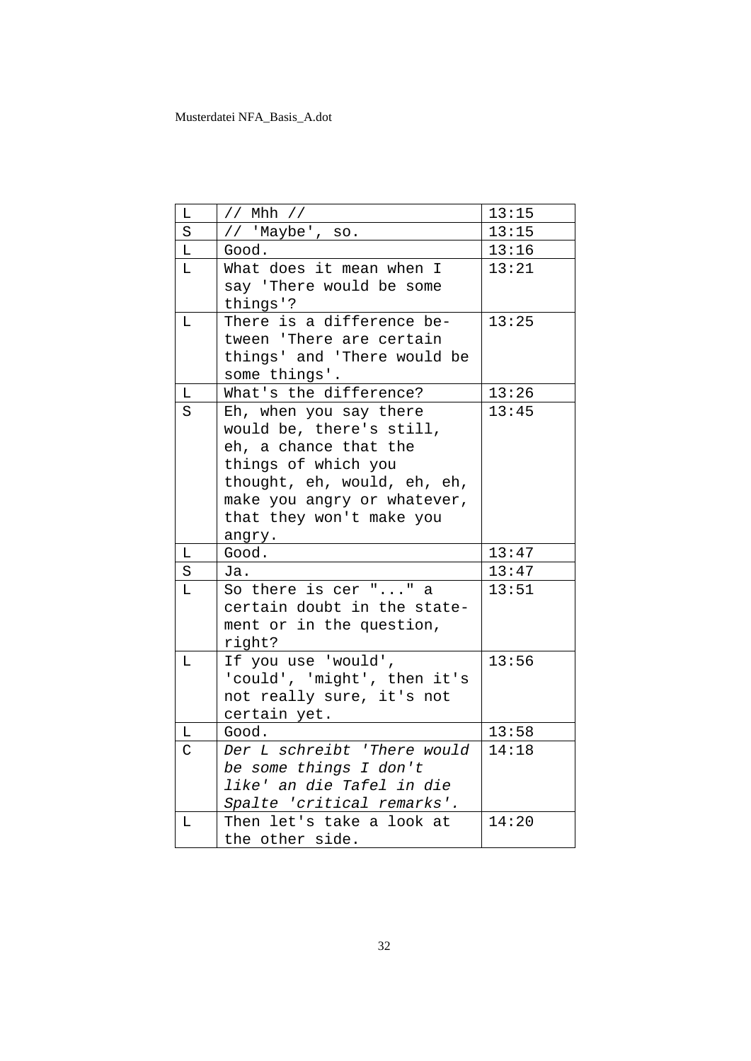| L | // Mhh // | 13:15 |
|---|---|---|
| S | // 'Maybe', so. | 13:15 |
| L | Good. | 13:16 |
| L | What does it mean when I say 'There would be some things'? | 13:21 |
| L | There is a difference between 'There are certain things' and 'There would be some things'. | 13:25 |
| L | What's the difference? | 13:26 |
| S | Eh, when you say there would be, there's still, eh, a chance that the things of which you thought, eh, would, eh, eh, make you angry or whatever, that they won't make you angry. | 13:45 |
| L | Good. | 13:47 |
| S | Ja. | 13:47 |
| L | So there is cer "..." a certain doubt in the statement or in the question, right? | 13:51 |
| L | If you use 'would', 'could', 'might', then it's not really sure, it's not certain yet. | 13:56 |
| L | Good. | 13:58 |
| C | *Der L schreibt 'There would be some things I don't like' an die Tafel in die Spalte 'critical remarks'.* | 14:18 |
| L | Then let's take a look at the other side. | 14:20 |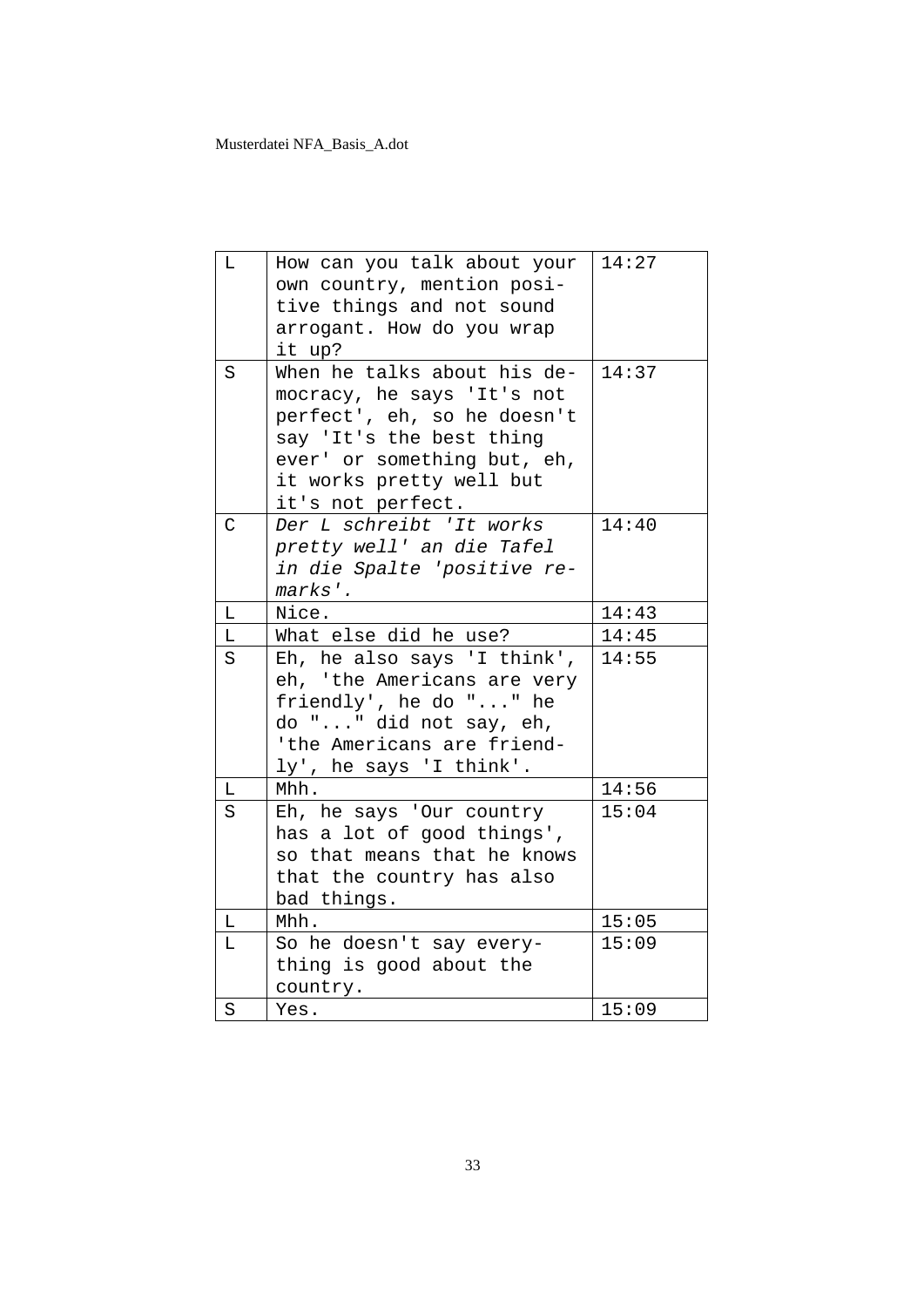| L | How can you talk about your own country, mention positive things and not sound arrogant. How do you wrap it up? | 14:27 |
|---|---|---|
| S | When he talks about his democracy, he says 'It's not perfect', eh, so he doesn't say 'It's the best thing ever' or something but, eh, it works pretty well but it's not perfect. | 14:37 |
| C | *Der L schreibt 'It works pretty well' an die Tafel in die Spalte 'positive remarks'.* | 14:40 |
| L | Nice. | 14:43 |
| L | What else did he use? | 14:45 |
| S | Eh, he also says 'I think', eh, 'the Americans are very friendly', he do "..." he do "..." did not say, eh, 'the Americans are friendly', he says 'I think'. | 14:55 |
| L | Mhh. | 14:56 |
| S | Eh, he says 'Our country has a lot of good things', so that means that he knows that the country has also bad things. | 15:04 |
| L | Mhh. | 15:05 |
| L | So he doesn't say everything is good about the country. | 15:09 |
| S | Yes. | 15:09 |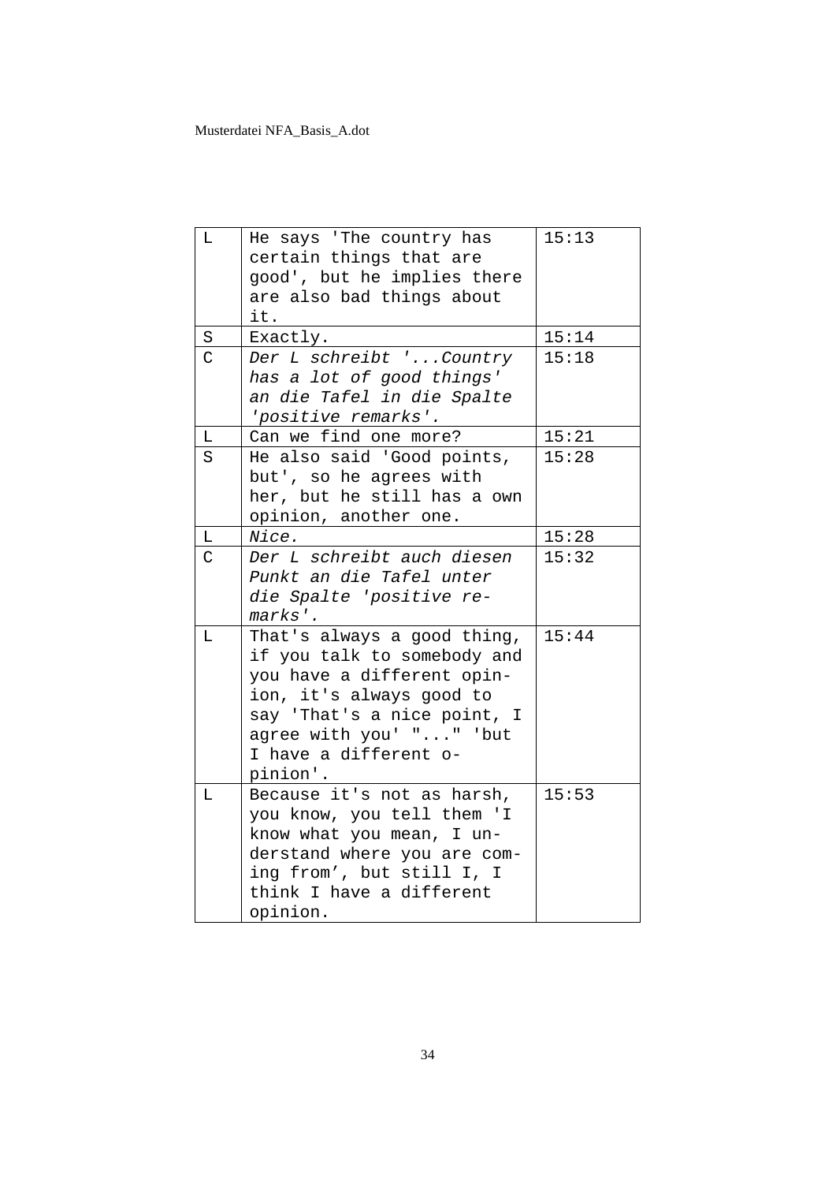| L | He says 'The country has certain things that are good', but he implies there are also bad things about it. | 15:13 |
|---|---|---|
| S | Exactly. | 15:14 |
| C | *Der L schreibt '...Country has a lot of good things' an die Tafel in die Spalte 'positive remarks'.* | 15:18 |
| L | Can we find one more? | 15:21 |
| S | He also said 'Good points, but', so he agrees with her, but he still has a own opinion, another one. | 15:28 |
| L | *Nice.* | 15:28 |
| C | *Der L schreibt auch diesen Punkt an die Tafel unter die Spalte 'positive remarks'.* | 15:32 |
| L | That's always a good thing, if you talk to somebody and you have a different opinion, it's always good to say 'That's a nice point, I agree with you' "..." 'but I have a different opinion'. | 15:44 |
| L | Because it's not as harsh, you know, you tell them 'I know what you mean, I understand where you are coming from', but still I, I think I have a different opinion. | 15:53 |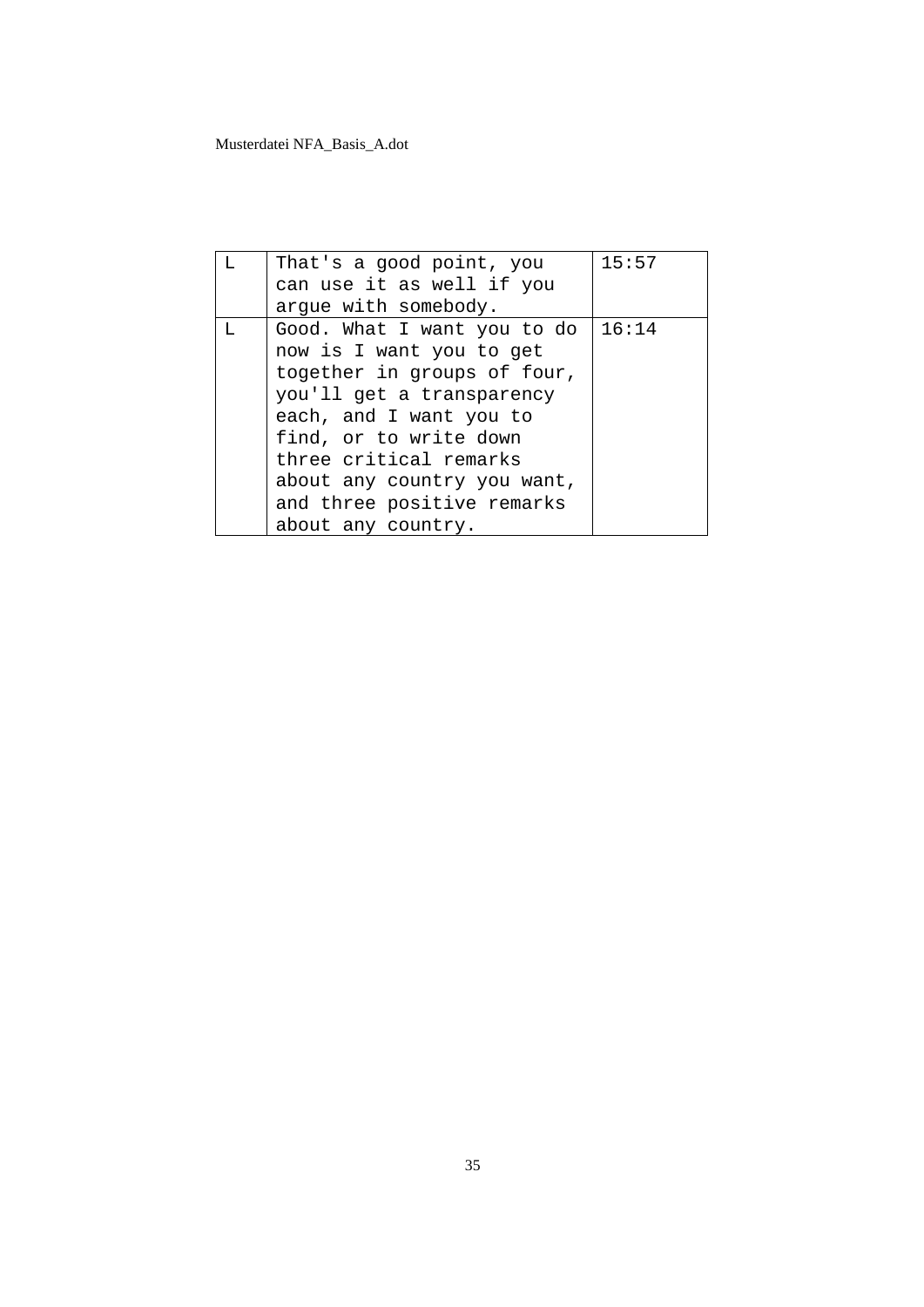| L | That's a good point, you can use it as well if you argue with somebody. | 15:57 |
|---|---|---|
| L | Good. What I want you to do now is I want you to get together in groups of four, you'll get a transparency each, and I want you to find, or to write down three critical remarks about any country you want, and three positive remarks about any country. | 16:14 |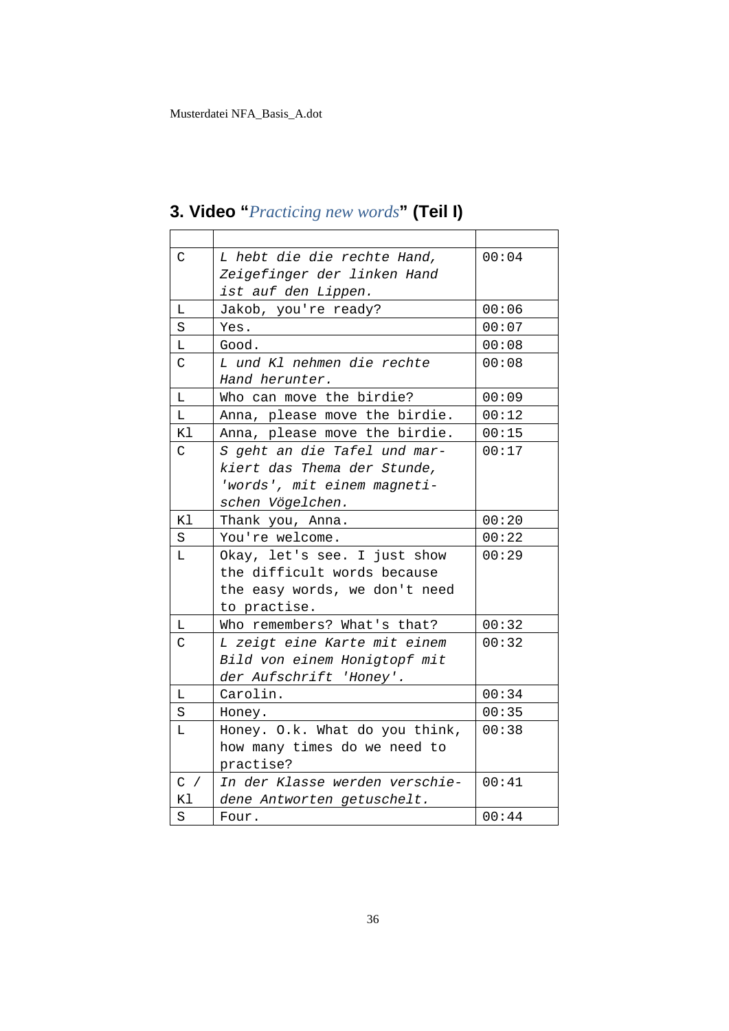## 3. Video "*Practicing new words*" (Teil I)

| | | |
|---|---|---|
| C | *L hebt die die rechte Hand, Zeigefinger der linken Hand ist auf den Lippen.* | 00:04 |
| L | Jakob, you're ready? | 00:06 |
| S | Yes. | 00:07 |
| L | Good. | 00:08 |
| C | *L und Kl nehmen die rechte Hand herunter.* | 00:08 |
| L | Who can move the birdie? | 00:09 |
| L | Anna, please move the birdie. | 00:12 |
| Kl | Anna, please move the birdie. | 00:15 |
| C | *S geht an die Tafel und markiert das Thema der Stunde, 'words', mit einem magnetischen Vögelchen.* | 00:17 |
| Kl | Thank you, Anna. | 00:20 |
| S | You're welcome. | 00:22 |
| L | Okay, let's see. I just show the difficult words because the easy words, we don't need to practise. | 00:29 |
| L | Who remembers? What's that? | 00:32 |
| C | *L zeigt eine Karte mit einem Bild von einem Honigtopf mit der Aufschrift 'Honey'.* | 00:32 |
| L | Carolin. | 00:34 |
| S | Honey. | 00:35 |
| L | Honey. O.k. What do you think, how many times do we need to practise? | 00:38 |
| C / Kl | *In der Klasse werden verschiedene Antworten getuschelt.* | 00:41 |
| S | Four. | 00:44 |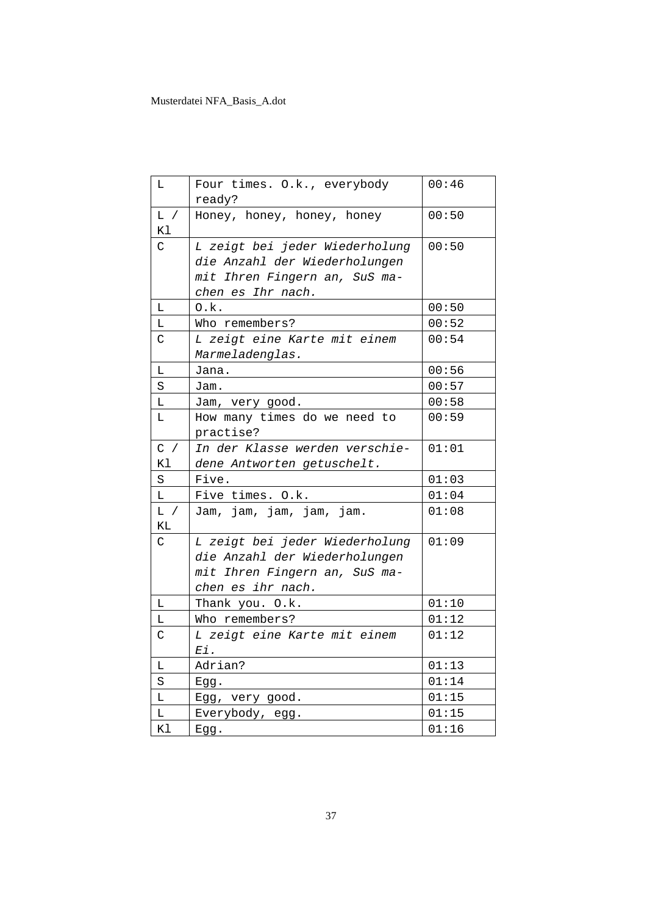| L | Four times. O.k., everybody ready? | 00:46 |
|---|---|---|
| L / Kl | Honey, honey, honey, honey | 00:50 |
| C | *L zeigt bei jeder Wiederholung die Anzahl der Wiederholungen mit Ihren Fingern an, SuS machen es Ihr nach.* | 00:50 |
| L | O.k. | 00:50 |
| L | Who remembers? | 00:52 |
| C | *L zeigt eine Karte mit einem Marmeladenglas.* | 00:54 |
| L | Jana. | 00:56 |
| S | Jam. | 00:57 |
| L | Jam, very good. | 00:58 |
| L | How many times do we need to practise? | 00:59 |
| C / Kl | *In der Klasse werden verschiedene Antworten getuschelt.* | 01:01 |
| S | Five. | 01:03 |
| L | Five times. O.k. | 01:04 |
| L / KL | Jam, jam, jam, jam, jam. | 01:08 |
| C | *L zeigt bei jeder Wiederholung die Anzahl der Wiederholungen mit Ihren Fingern an, SuS machen es ihr nach.* | 01:09 |
| L | Thank you. O.k. | 01:10 |
| L | Who remembers? | 01:12 |
| C | *L zeigt eine Karte mit einem Ei.* | 01:12 |
| L | Adrian? | 01:13 |
| S | Egg. | 01:14 |
| L | Egg, very good. | 01:15 |
| L | Everybody, egg. | 01:15 |
| Kl | Egg. | 01:16 |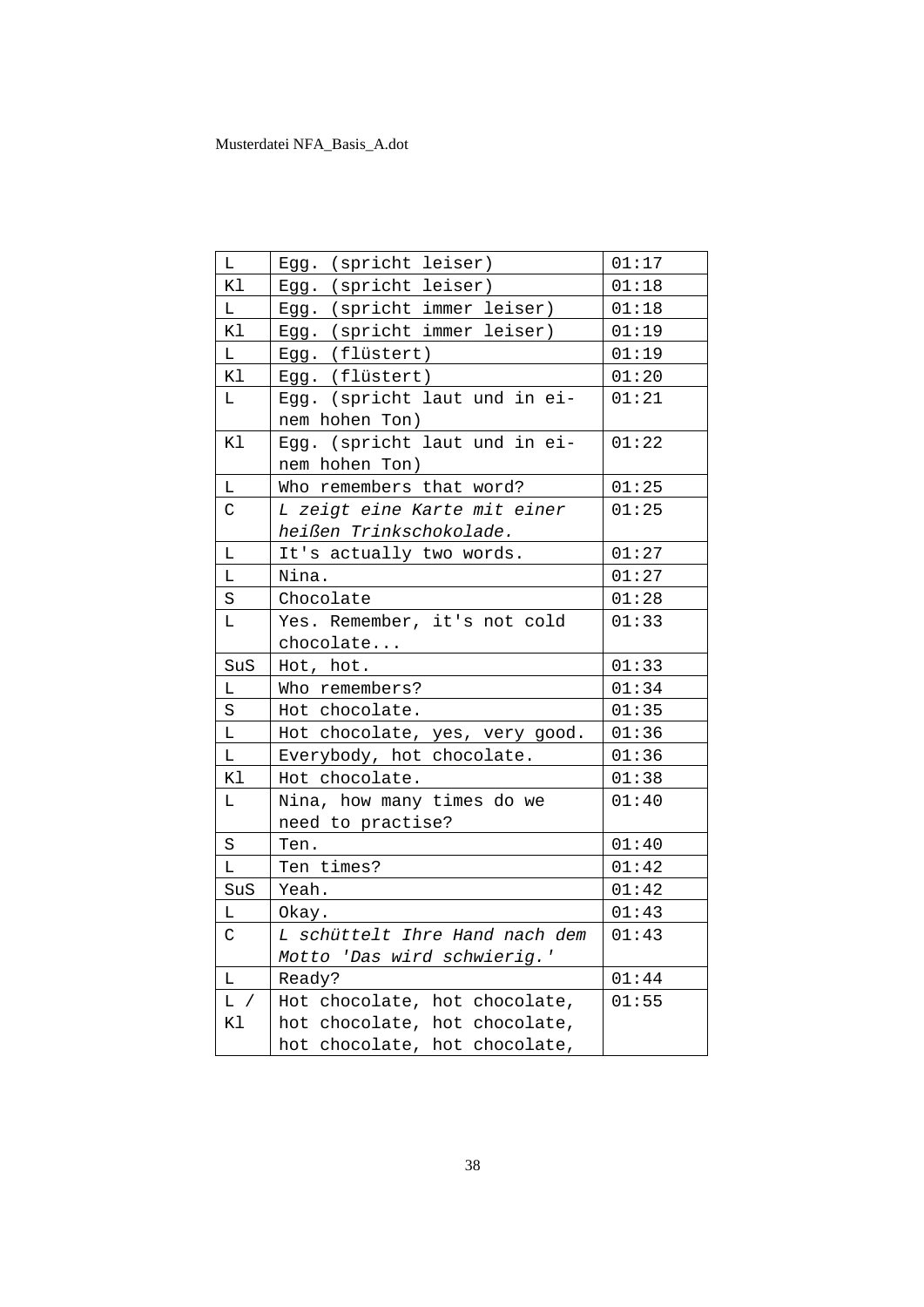| | | |
|---|---|---|
| L | Egg. (spricht leiser) | 01:17 |
| Kl | Egg. (spricht leiser) | 01:18 |
| L | Egg. (spricht immer leiser) | 01:18 |
| Kl | Egg. (spricht immer leiser) | 01:19 |
| L | Egg. (flüstert) | 01:19 |
| Kl | Egg. (flüstert) | 01:20 |
| L | Egg. (spricht laut und in einem hohen Ton) | 01:21 |
| Kl | Egg. (spricht laut und in einem hohen Ton) | 01:22 |
| L | Who remembers that word? | 01:25 |
| C | *L zeigt eine Karte mit einer heißen Trinkschokolade.* | 01:25 |
| L | It's actually two words. | 01:27 |
| L | Nina. | 01:27 |
| S | Chocolate | 01:28 |
| L | Yes. Remember, it's not cold chocolate... | 01:33 |
| SuS | Hot, hot. | 01:33 |
| L | Who remembers? | 01:34 |
| S | Hot chocolate. | 01:35 |
| L | Hot chocolate, yes, very good. | 01:36 |
| L | Everybody, hot chocolate. | 01:36 |
| Kl | Hot chocolate. | 01:38 |
| L | Nina, how many times do we need to practise? | 01:40 |
| S | Ten. | 01:40 |
| L | Ten times? | 01:42 |
| SuS | Yeah. | 01:42 |
| L | Okay. | 01:43 |
| C | *L schüttelt Ihre Hand nach dem Motto 'Das wird schwierig.'* | 01:43 |
| L | Ready? | 01:44 |
| L / Kl | Hot chocolate, hot chocolate, hot chocolate, hot chocolate, hot chocolate, hot chocolate, | 01:55 |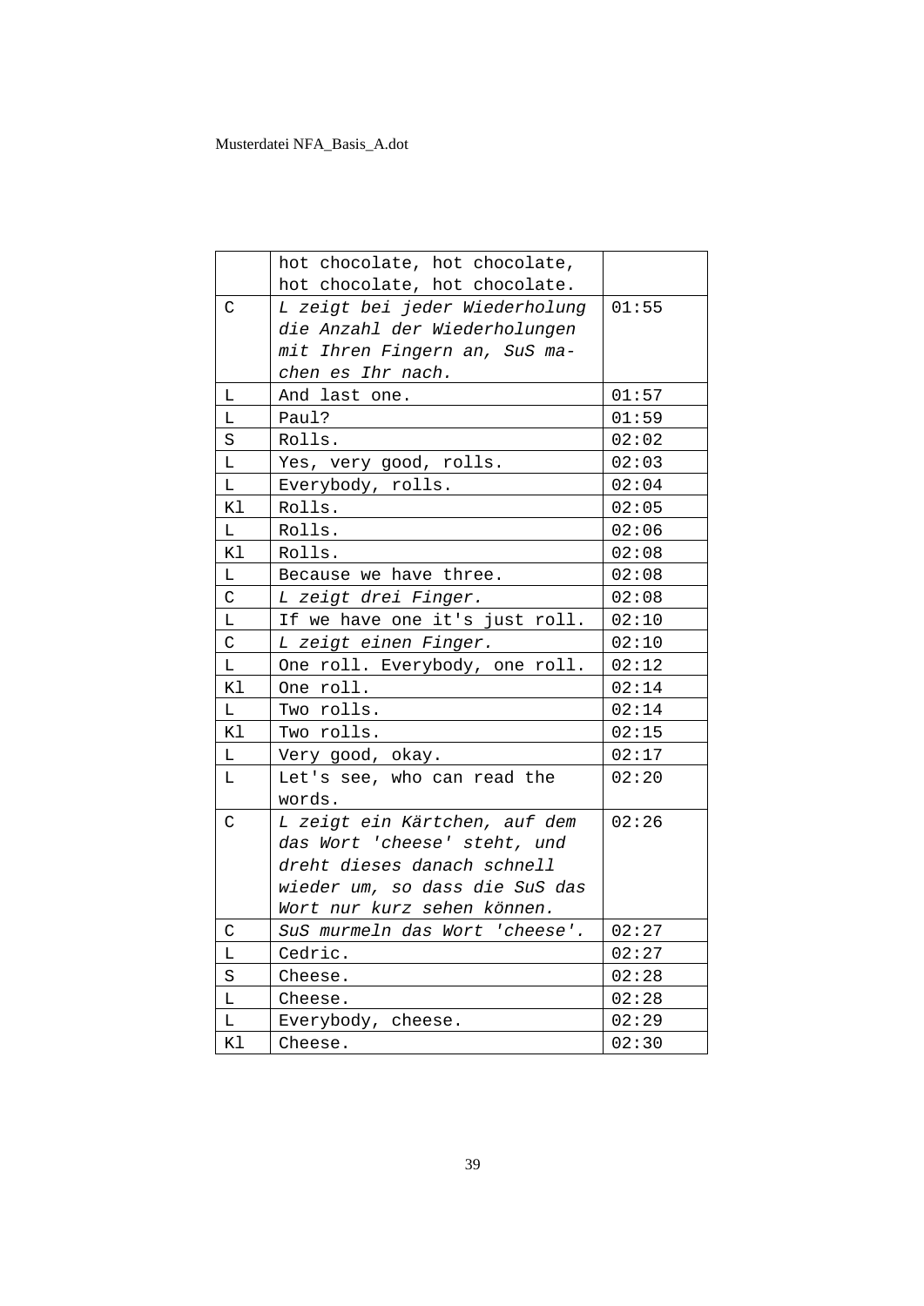| | | |
|---|---|---|
| | hot chocolate, hot chocolate, hot chocolate, hot chocolate. | |
| C | *L zeigt bei jeder Wiederholung die Anzahl der Wiederholungen mit Ihren Fingern an, SuS machen es Ihr nach.* | 01:55 |
| L | And last one. | 01:57 |
| L | Paul? | 01:59 |
| S | Rolls. | 02:02 |
| L | Yes, very good, rolls. | 02:03 |
| L | Everybody, rolls. | 02:04 |
| Kl | Rolls. | 02:05 |
| L | Rolls. | 02:06 |
| Kl | Rolls. | 02:08 |
| L | Because we have three. | 02:08 |
| C | *L zeigt drei Finger.* | 02:08 |
| L | If we have one it's just roll. | 02:10 |
| C | *L zeigt einen Finger.* | 02:10 |
| L | One roll. Everybody, one roll. | 02:12 |
| Kl | One roll. | 02:14 |
| L | Two rolls. | 02:14 |
| Kl | Two rolls. | 02:15 |
| L | Very good, okay. | 02:17 |
| L | Let's see, who can read the words. | 02:20 |
| C | *L zeigt ein Kärtchen, auf dem das Wort 'cheese' steht, und dreht dieses danach schnell wieder um, so dass die SuS das Wort nur kurz sehen können.* | 02:26 |
| C | *SuS murmeln das Wort 'cheese'.* | 02:27 |
| L | Cedric. | 02:27 |
| S | Cheese. | 02:28 |
| L | Cheese. | 02:28 |
| L | Everybody, cheese. | 02:29 |
| Kl | Cheese. | 02:30 |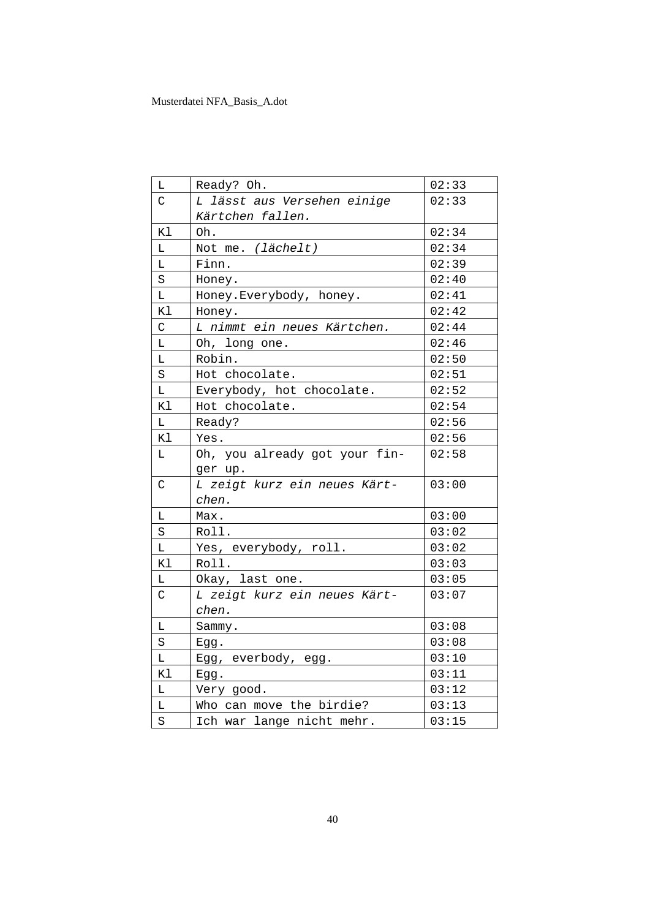| L | Ready? Oh. | 02:33 |
|---|---|---|
| C | *L lässt aus Versehen einige Kärtchen fallen.* | 02:33 |
| Kl | Oh. | 02:34 |
| L | Not me. *(lächelt)* | 02:34 |
| L | Finn. | 02:39 |
| S | Honey. | 02:40 |
| L | Honey.Everybody, honey. | 02:41 |
| Kl | Honey. | 02:42 |
| C | *L nimmt ein neues Kärtchen.* | 02:44 |
| L | Oh, long one. | 02:46 |
| L | Robin. | 02:50 |
| S | Hot chocolate. | 02:51 |
| L | Everybody, hot chocolate. | 02:52 |
| Kl | Hot chocolate. | 02:54 |
| L | Ready? | 02:56 |
| Kl | Yes. | 02:56 |
| L | Oh, you already got your fin-ger up. | 02:58 |
| C | *L zeigt kurz ein neues Kärt-chen.* | 03:00 |
| L | Max. | 03:00 |
| S | Roll. | 03:02 |
| L | Yes, everybody, roll. | 03:02 |
| Kl | Roll. | 03:03 |
| L | Okay, last one. | 03:05 |
| C | *L zeigt kurz ein neues Kärt-chen.* | 03:07 |
| L | Sammy. | 03:08 |
| S | Egg. | 03:08 |
| L | Egg, everbody, egg. | 03:10 |
| Kl | Egg. | 03:11 |
| L | Very good. | 03:12 |
| L | Who can move the birdie? | 03:13 |
| S | Ich war lange nicht mehr. | 03:15 |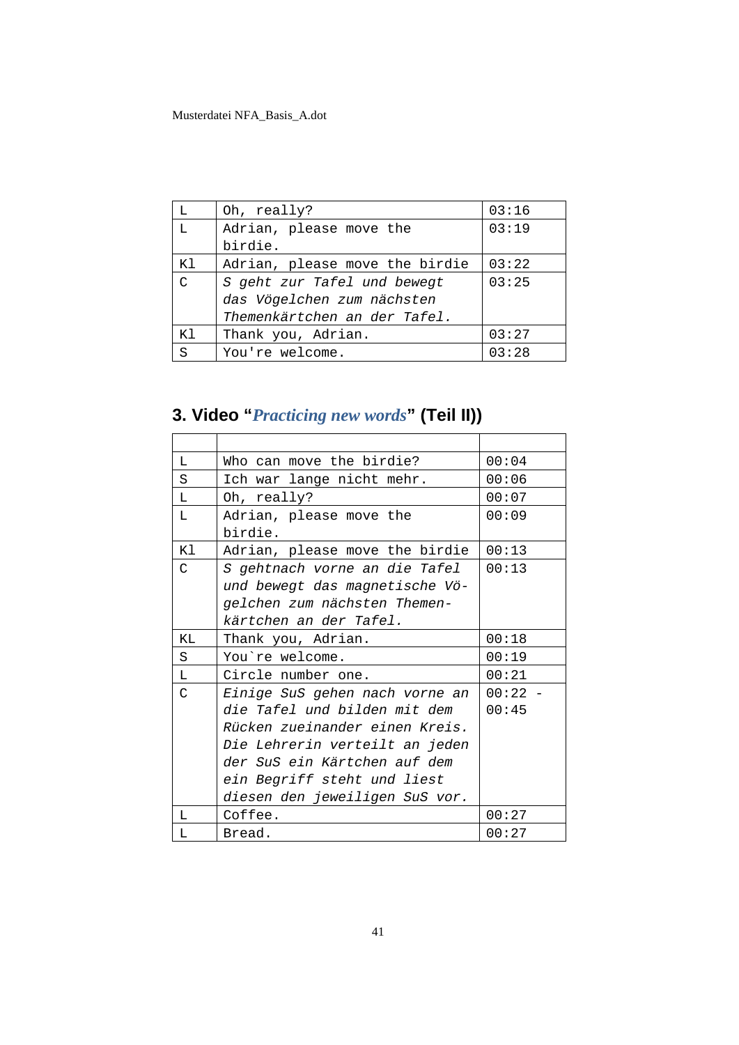| L | Oh, really? | 03:16 |
|---|---|---|
| L | Adrian, please move the birdie. | 03:19 |
| Kl | Adrian, please move the birdie | 03:22 |
| C | *S geht zur Tafel und bewegt das Vögelchen zum nächsten Themenkärtchen an der Tafel.* | 03:25 |
| Kl | Thank you, Adrian. | 03:27 |
| S | You're welcome. | 03:28 |

## 3. Video "*Practicing new words*" (Teil II))

| | | |
|---|---|---|
| L | Who can move the birdie? | 00:04 |
| S | Ich war lange nicht mehr. | 00:06 |
| L | Oh, really? | 00:07 |
| L | Adrian, please move the birdie. | 00:09 |
| Kl | Adrian, please move the birdie | 00:13 |
| C | *S gehtnach vorne an die Tafel und bewegt das magnetische Vögelchen zum nächsten Themenkärtchen an der Tafel.* | 00:13 |
| KL | Thank you, Adrian. | 00:18 |
| S | You`re welcome. | 00:19 |
| L | Circle number one. | 00:21 |
| C | *Einige SuS gehen nach vorne an die Tafel und bilden mit dem Rücken zueinander einen Kreis. Die Lehrerin verteilt an jeden der SuS ein Kärtchen auf dem ein Begriff steht und liest diesen den jeweiligen SuS vor.* | 00:22 - 00:45 |
| L | Coffee. | 00:27 |
| L | Bread. | 00:27 |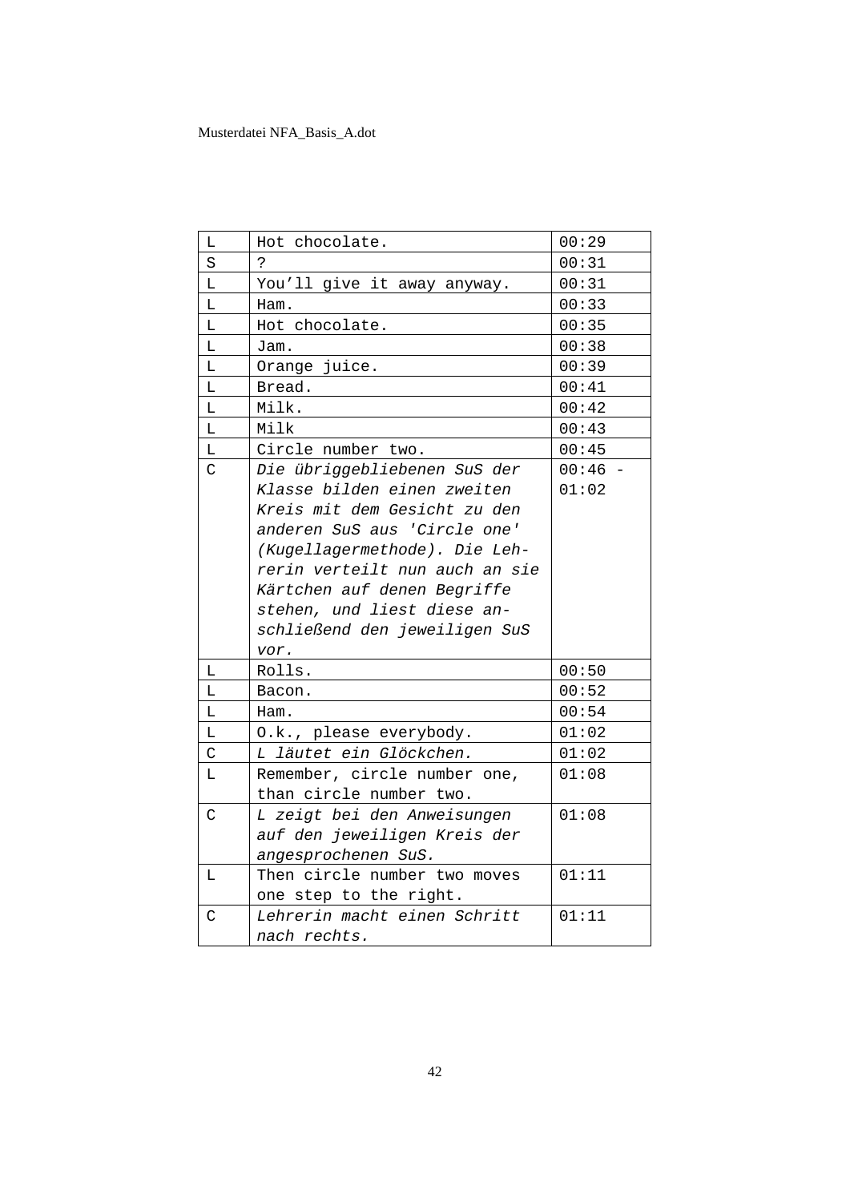| L | Hot chocolate. | 00:29 |
|---|---|---|
| S | ? | 00:31 |
| L | You'll give it away anyway. | 00:31 |
| L | Ham. | 00:33 |
| L | Hot chocolate. | 00:35 |
| L | Jam. | 00:38 |
| L | Orange juice. | 00:39 |
| L | Bread. | 00:41 |
| L | Milk. | 00:42 |
| L | Milk | 00:43 |
| L | Circle number two. | 00:45 |
| C | *Die übriggebliebenen SuS der Klasse bilden einen zweiten Kreis mit dem Gesicht zu den anderen SuS aus 'Circle one' (Kugellagermethode). Die Lehrerin verteilt nun auch an sie Kärtchen auf denen Begriffe stehen, und liest diese anschließend den jeweiligen SuS vor.* | 00:46 - 01:02 |
| L | Rolls. | 00:50 |
| L | Bacon. | 00:52 |
| L | Ham. | 00:54 |
| L | O.k., please everybody. | 01:02 |
| C | *L läutet ein Glöckchen.* | 01:02 |
| L | Remember, circle number one, than circle number two. | 01:08 |
| C | *L zeigt bei den Anweisungen auf den jeweiligen Kreis der angesprochenen SuS.* | 01:08 |
| L | Then circle number two moves one step to the right. | 01:11 |
| C | *Lehrerin macht einen Schritt nach rechts.* | 01:11 |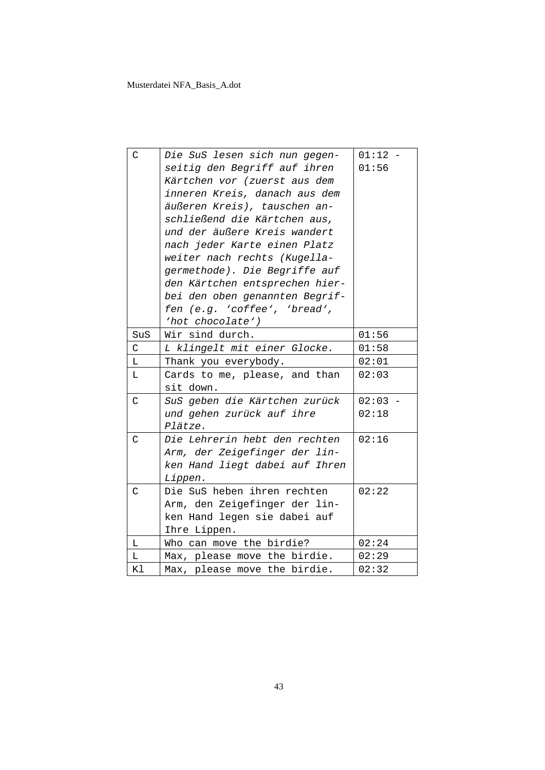| C | *Die SuS lesen sich nun gegenseitig den Begriff auf ihren Kärtchen vor (zuerst aus dem inneren Kreis, danach aus dem äußeren Kreis), tauschen anschließend die Kärtchen aus, und der äußere Kreis wandert nach jeder Karte einen Platz weiter nach rechts (Kugellagermethode). Die Begriffe auf den Kärtchen entsprechen hierbei den oben genannten Begriffen (e.g. 'coffee', 'bread', 'hot chocolate')* | 01:12 - 01:56 |
|---|---|---|
| SuS | Wir sind durch. | 01:56 |
| C | *L klingelt mit einer Glocke.* | 01:58 |
| L | Thank you everybody. | 02:01 |
| L | Cards to me, please, and than sit down. | 02:03 |
| C | *SuS geben die Kärtchen zurück und gehen zurück auf ihre Plätze.* | 02:03 - 02:18 |
| C | *Die Lehrerin hebt den rechten Arm, der Zeigefinger der linken Hand liegt dabei auf Ihren Lippen.* | 02:16 |
| C | Die SuS heben ihren rechten Arm, den Zeigefinger der linken Hand legen sie dabei auf Ihre Lippen. | 02:22 |
| L | Who can move the birdie? | 02:24 |
| L | Max, please move the birdie. | 02:29 |
| Kl | Max, please move the birdie. | 02:32 |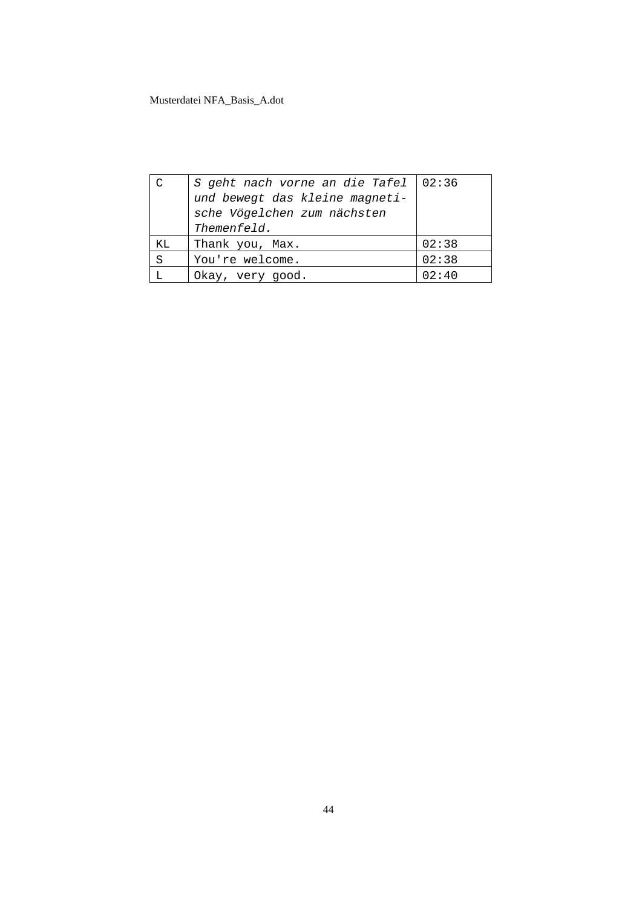| C | *S geht nach vorne an die Tafel und bewegt das kleine magnetische Vögelchen zum nächsten Themenfeld.* | 02:36 |
|---|---|---|
| KL | Thank you, Max. | 02:38 |
| S | You're welcome. | 02:38 |
| L | Okay, very good. | 02:40 |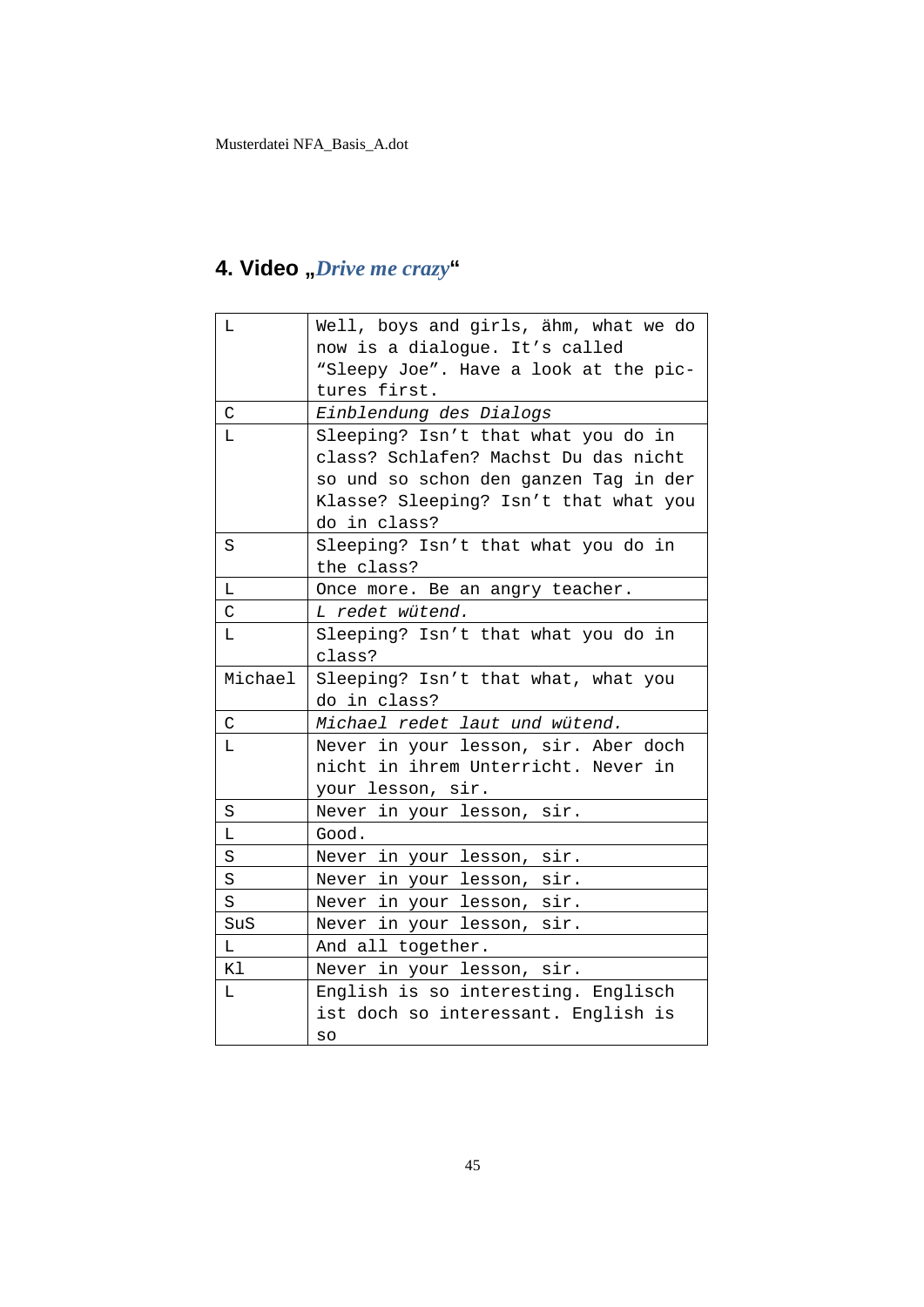## 4. Video „*Drive me crazy*"

| | |
|---|---|
| L | Well, boys and girls, ähm, what we do now is a dialogue. It's called "Sleepy Joe". Have a look at the pictures first. |
| C | *Einblendung des Dialogs* |
| L | Sleeping? Isn't that what you do in class? Schlafen? Machst Du das nicht so und so schon den ganzen Tag in der Klasse? Sleeping? Isn't that what you do in class? |
| S | Sleeping? Isn't that what you do in the class? |
| L | Once more. Be an angry teacher. |
| C | *L redet wütend.* |
| L | Sleeping? Isn't that what you do in class? |
| Michael | Sleeping? Isn't that what, what you do in class? |
| C | *Michael redet laut und wütend.* |
| L | Never in your lesson, sir. Aber doch nicht in ihrem Unterricht. Never in your lesson, sir. |
| S | Never in your lesson, sir. |
| L | Good. |
| S | Never in your lesson, sir. |
| S | Never in your lesson, sir. |
| S | Never in your lesson, sir. |
| SuS | Never in your lesson, sir. |
| L | And all together. |
| Kl | Never in your lesson, sir. |
| L | English is so interesting. Englisch ist doch so interessant. English is so |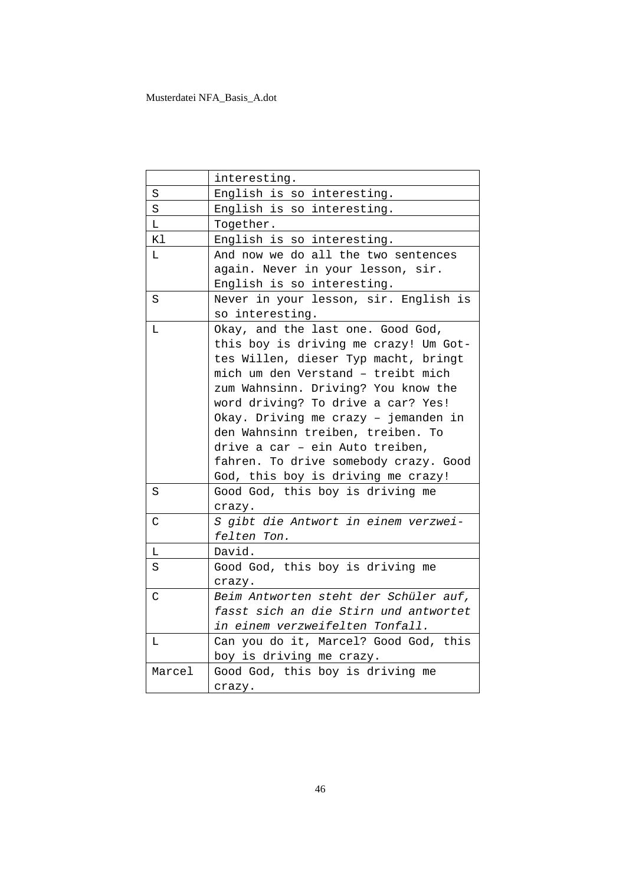| | |
|---|---|
| | interesting. |
| S | English is so interesting. |
| S | English is so interesting. |
| L | Together. |
| Kl | English is so interesting. |
| L | And now we do all the two sentences again. Never in your lesson, sir. English is so interesting. |
| S | Never in your lesson, sir. English is so interesting. |
| L | Okay, and the last one. Good God, this boy is driving me crazy! Um Gottes Willen, dieser Typ macht, bringt mich um den Verstand – treibt mich zum Wahnsinn. Driving? You know the word driving? To drive a car? Yes! Okay. Driving me crazy – jemanden in den Wahnsinn treiben, treiben. To drive a car – ein Auto treiben, fahren. To drive somebody crazy. Good God, this boy is driving me crazy! |
| S | Good God, this boy is driving me crazy. |
| C | *S gibt die Antwort in einem verzweifelten Ton.* |
| L | David. |
| S | Good God, this boy is driving me crazy. |
| C | *Beim Antworten steht der Schüler auf, fasst sich an die Stirn und antwortet in einem verzweifelten Tonfall.* |
| L | Can you do it, Marcel? Good God, this boy is driving me crazy. |
| Marcel | Good God, this boy is driving me crazy. |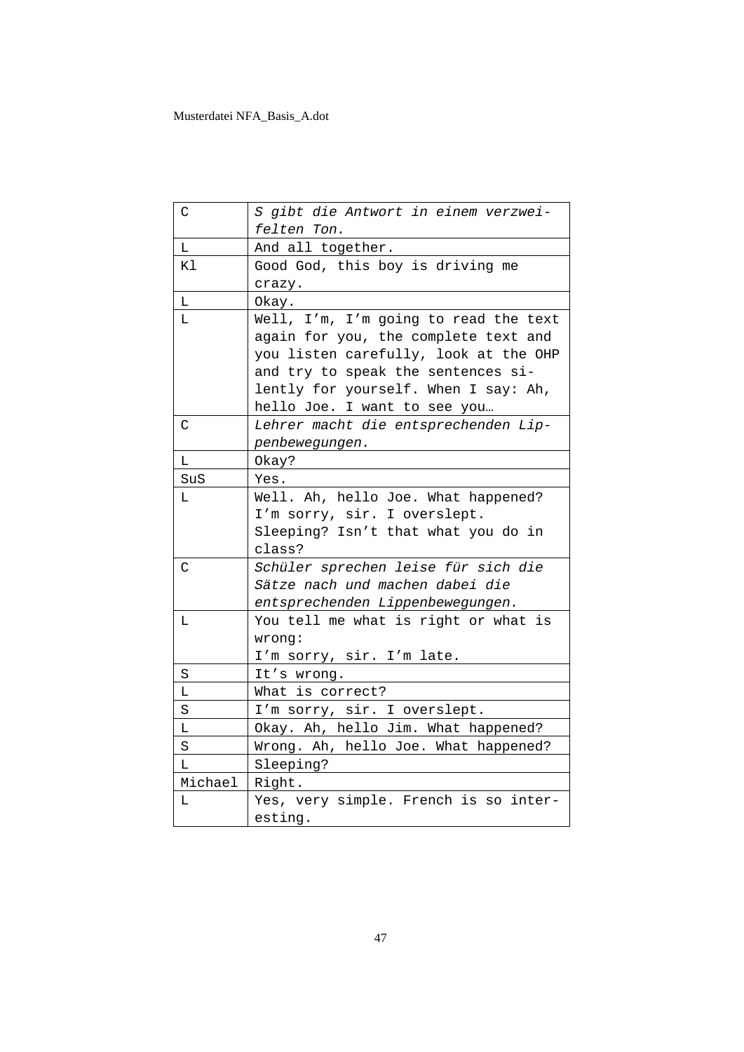| | |
|---|---|
| C | *S gibt die Antwort in einem verzweifelten Ton.* |
| L | And all together. |
| Kl | Good God, this boy is driving me crazy. |
| L | Okay. |
| L | Well, I’m, I’m going to read the text again for you, the complete text and you listen carefully, look at the OHP and try to speak the sentences silently for yourself. When I say: Ah, hello Joe. I want to see you… |
| C | *Lehrer macht die entsprechenden Lippenbewegungen.* |
| L | Okay? |
| SuS | Yes. |
| L | Well. Ah, hello Joe. What happened? I’m sorry, sir. I overslept. Sleeping? Isn’t that what you do in class? |
| C | *Schüler sprechen leise für sich die Sätze nach und machen dabei die entsprechenden Lippenbewegungen.* |
| L | You tell me what is right or what is wrong:<br>I’m sorry, sir. I’m late. |
| S | It’s wrong. |
| L | What is correct? |
| S | I’m sorry, sir. I overslept. |
| L | Okay. Ah, hello Jim. What happened? |
| S | Wrong. Ah, hello Joe. What happened? |
| L | Sleeping? |
| Michael | Right. |
| L | Yes, very simple. French is so interesting. |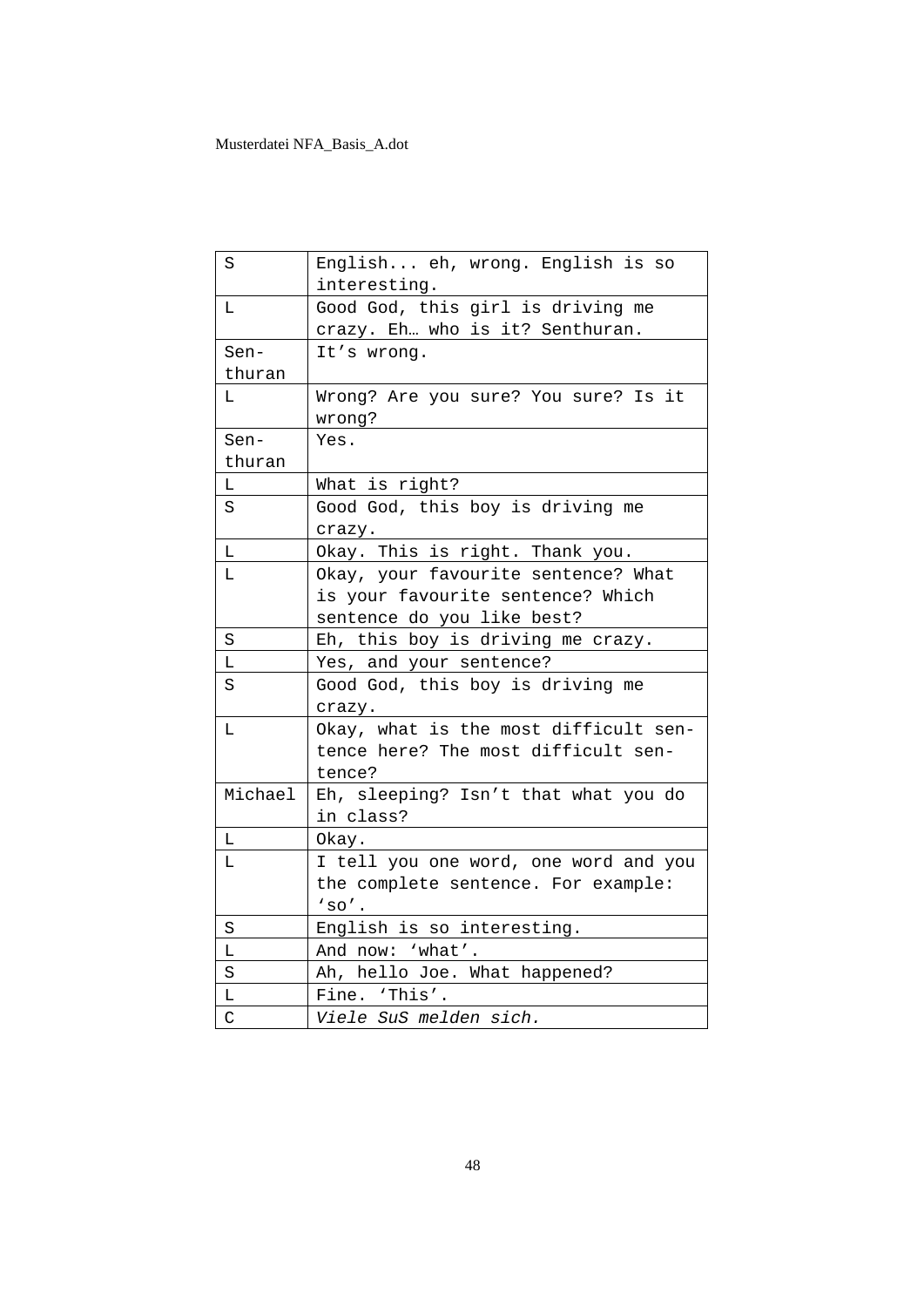| S | English... eh, wrong. English is so interesting. |
|---|---|
| L | Good God, this girl is driving me crazy. Eh… who is it? Senthuran. |
| Senthuran | It’s wrong. |
| L | Wrong? Are you sure? You sure? Is it wrong? |
| Senthuran | Yes. |
| L | What is right? |
| S | Good God, this boy is driving me crazy. |
| L | Okay. This is right. Thank you. |
| L | Okay, your favourite sentence? What is your favourite sentence? Which sentence do you like best? |
| S | Eh, this boy is driving me crazy. |
| L | Yes, and your sentence? |
| S | Good God, this boy is driving me crazy. |
| L | Okay, what is the most difficult sentence here? The most difficult sentence? |
| Michael | Eh, sleeping? Isn’t that what you do in class? |
| L | Okay. |
| L | I tell you one word, one word and you the complete sentence. For example: ‘so’. |
| S | English is so interesting. |
| L | And now: ‘what’. |
| S | Ah, hello Joe. What happened? |
| L | Fine. ‘This’. |
| C | *Viele SuS melden sich.* |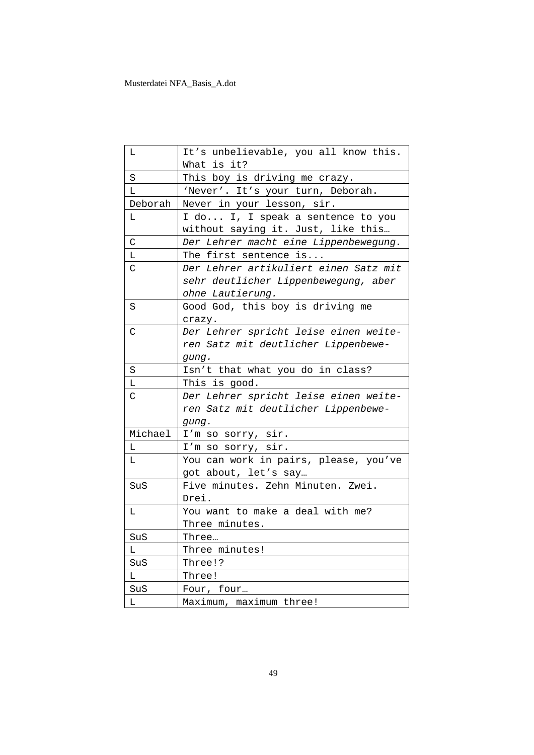| L | It’s unbelievable, you all know this. What is it? |
|---|---|
| S | This boy is driving me crazy. |
| L | ‘Never’. It’s your turn, Deborah. |
| Deborah | Never in your lesson, sir. |
| L | I do... I, I speak a sentence to you without saying it. Just, like this… |
| C | *Der Lehrer macht eine Lippenbewegung.* |
| L | The first sentence is... |
| C | *Der Lehrer artikuliert einen Satz mit sehr deutlicher Lippenbewegung, aber ohne Lautierung.* |
| S | Good God, this boy is driving me crazy. |
| C | *Der Lehrer spricht leise einen weiteren Satz mit deutlicher Lippenbewegung.* |
| S | Isn’t that what you do in class? |
| L | This is good. |
| C | *Der Lehrer spricht leise einen weiteren Satz mit deutlicher Lippenbewegung.* |
| Michael | I’m so sorry, sir. |
| L | I’m so sorry, sir. |
| L | You can work in pairs, please, you’ve got about, let’s say… |
| SuS | Five minutes. Zehn Minuten. Zwei. Drei. |
| L | You want to make a deal with me? Three minutes. |
| SuS | Three… |
| L | Three minutes! |
| SuS | Three!? |
| L | Three! |
| SuS | Four, four… |
| L | Maximum, maximum three! |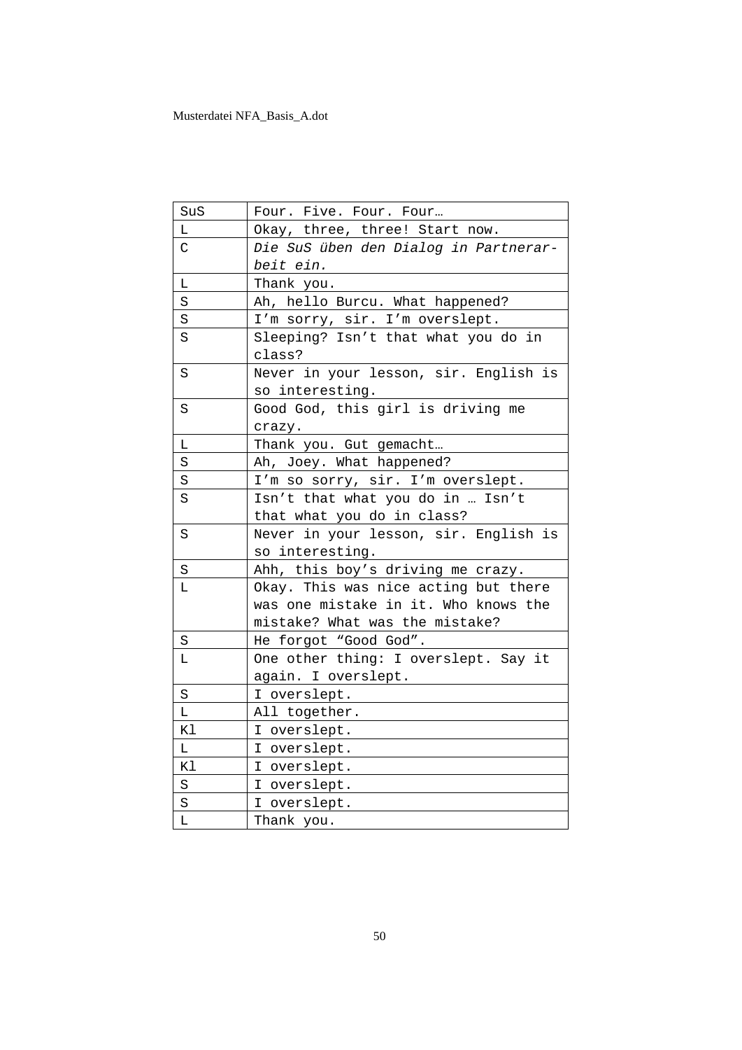| SuS | Four. Five. Four. Four… |
|---|---|
| L | Okay, three, three! Start now. |
| C | *Die SuS üben den Dialog in Partnerarbeit ein.* |
| L | Thank you. |
| S | Ah, hello Burcu. What happened? |
| S | I’m sorry, sir. I’m overslept. |
| S | Sleeping? Isn’t that what you do in class? |
| S | Never in your lesson, sir. English is so interesting. |
| S | Good God, this girl is driving me crazy. |
| L | Thank you. Gut gemacht… |
| S | Ah, Joey. What happened? |
| S | I’m so sorry, sir. I’m overslept. |
| S | Isn’t that what you do in … Isn’t that what you do in class? |
| S | Never in your lesson, sir. English is so interesting. |
| S | Ahh, this boy’s driving me crazy. |
| L | Okay. This was nice acting but there was one mistake in it. Who knows the mistake? What was the mistake? |
| S | He forgot “Good God”. |
| L | One other thing: I overslept. Say it again. I overslept. |
| S | I overslept. |
| L | All together. |
| Kl | I overslept. |
| L | I overslept. |
| Kl | I overslept. |
| S | I overslept. |
| S | I overslept. |
| L | Thank you. |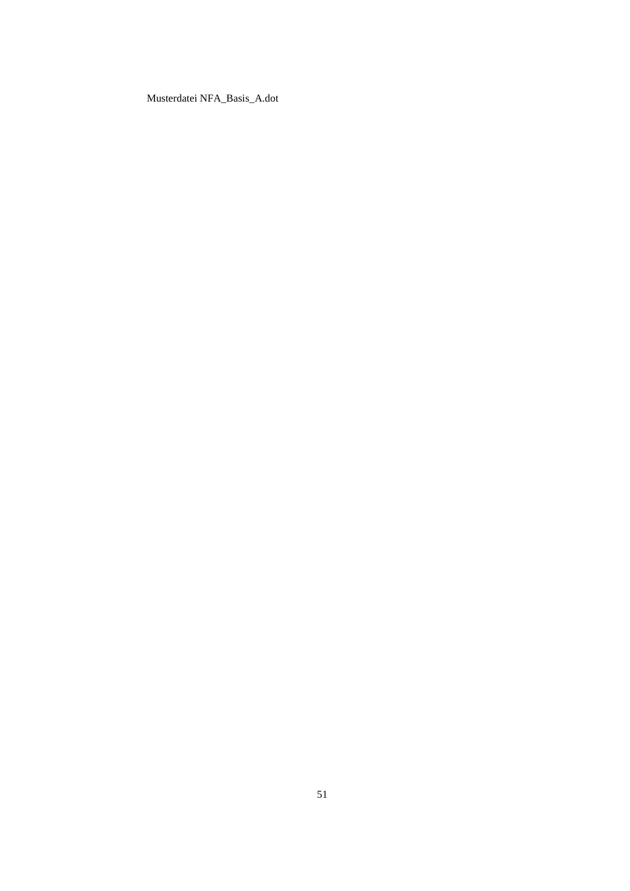Musterdatei NFA_Basis_A.dot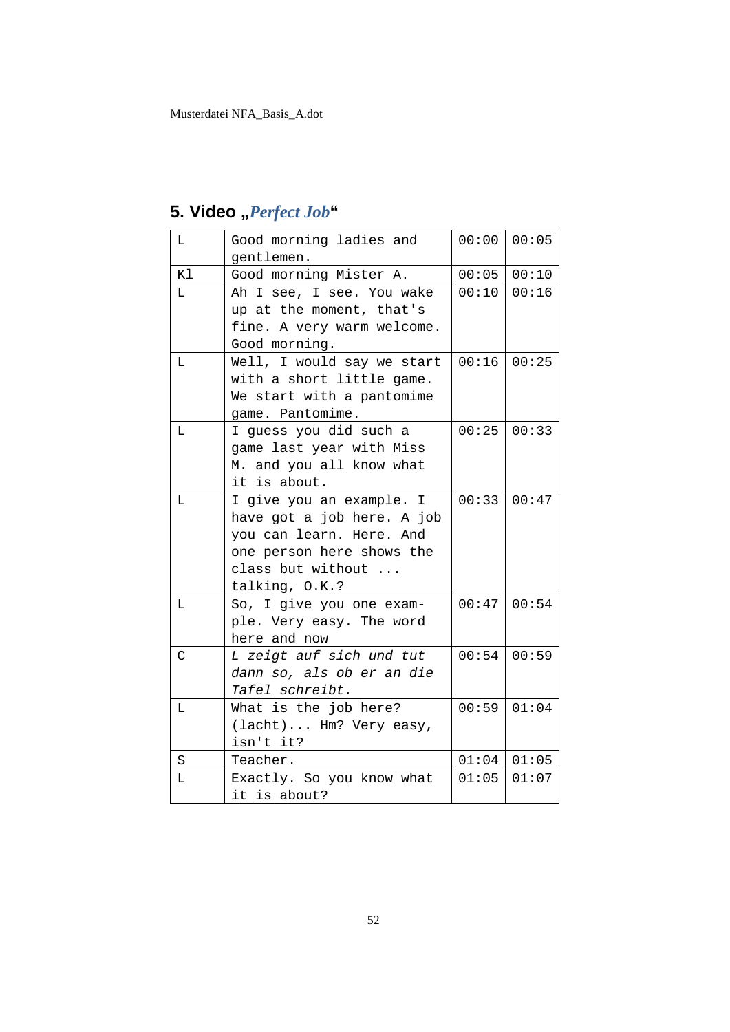## 5. Video „*Perfect Job*"

| | | | |
|---|---|---|---|
| L | Good morning ladies and gentlemen. | 00:00 | 00:05 |
| Kl | Good morning Mister A. | 00:05 | 00:10 |
| L | Ah I see, I see. You wake up at the moment, that's fine. A very warm welcome. Good morning. | 00:10 | 00:16 |
| L | Well, I would say we start with a short little game. We start with a pantomime game. Pantomime. | 00:16 | 00:25 |
| L | I guess you did such a game last year with Miss M. and you all know what it is about. | 00:25 | 00:33 |
| L | I give you an example. I have got a job here. A job you can learn. Here. And one person here shows the class but without ... talking, O.K.? | 00:33 | 00:47 |
| L | So, I give you one example. Very easy. The word here and now | 00:47 | 00:54 |
| C | *L zeigt auf sich und tut dann so, als ob er an die Tafel schreibt.* | 00:54 | 00:59 |
| L | What is the job here? (lacht)... Hm? Very easy, isn't it? | 00:59 | 01:04 |
| S | Teacher. | 01:04 | 01:05 |
| L | Exactly. So you know what it is about? | 01:05 | 01:07 |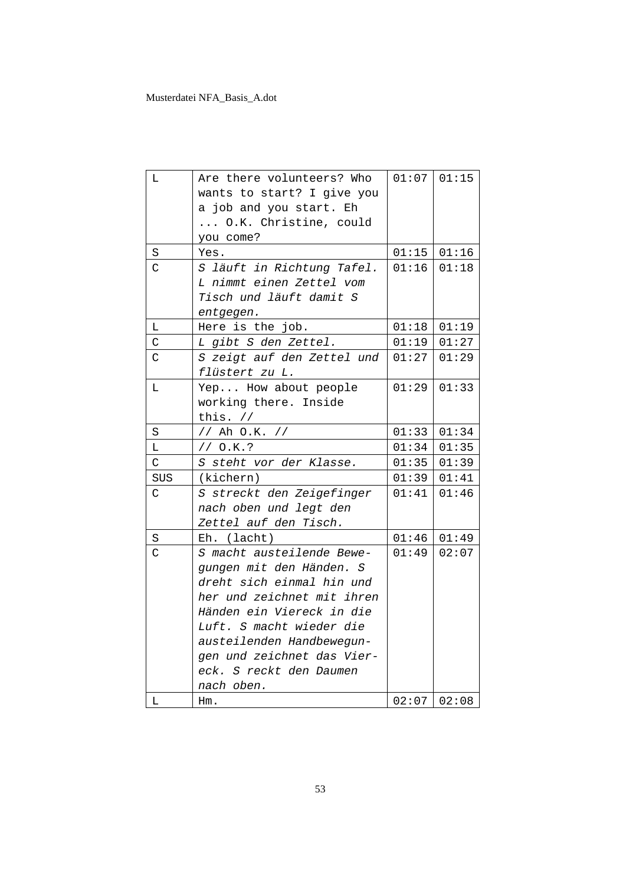| L | Are there volunteers? Who wants to start? I give you a job and you start. Eh ... O.K. Christine, could you come? | 01:07 | 01:15 |
|---|---|---|---|
| S | Yes. | 01:15 | 01:16 |
| C | *S läuft in Richtung Tafel. L nimmt einen Zettel vom Tisch und läuft damit S entgegen.* | 01:16 | 01:18 |
| L | Here is the job. | 01:18 | 01:19 |
| C | *L gibt S den Zettel.* | 01:19 | 01:27 |
| C | *S zeigt auf den Zettel und flüstert zu L.* | 01:27 | 01:29 |
| L | Yep... How about people working there. Inside this. // | 01:29 | 01:33 |
| S | // Ah O.K. // | 01:33 | 01:34 |
| L | // O.K.? | 01:34 | 01:35 |
| C | *S steht vor der Klasse.* | 01:35 | 01:39 |
| SUS | (kichern) | 01:39 | 01:41 |
| C | *S streckt den Zeigefinger nach oben und legt den Zettel auf den Tisch.* | 01:41 | 01:46 |
| S | Eh. (lacht) | 01:46 | 01:49 |
| C | *S macht austeilende Bewegungen mit den Händen. S dreht sich einmal hin und her und zeichnet mit ihren Händen ein Viereck in die Luft. S macht wieder die austeilenden Handbewegungen und zeichnet das Viereck. S reckt den Daumen nach oben.* | 01:49 | 02:07 |
| L | Hm. | 02:07 | 02:08 |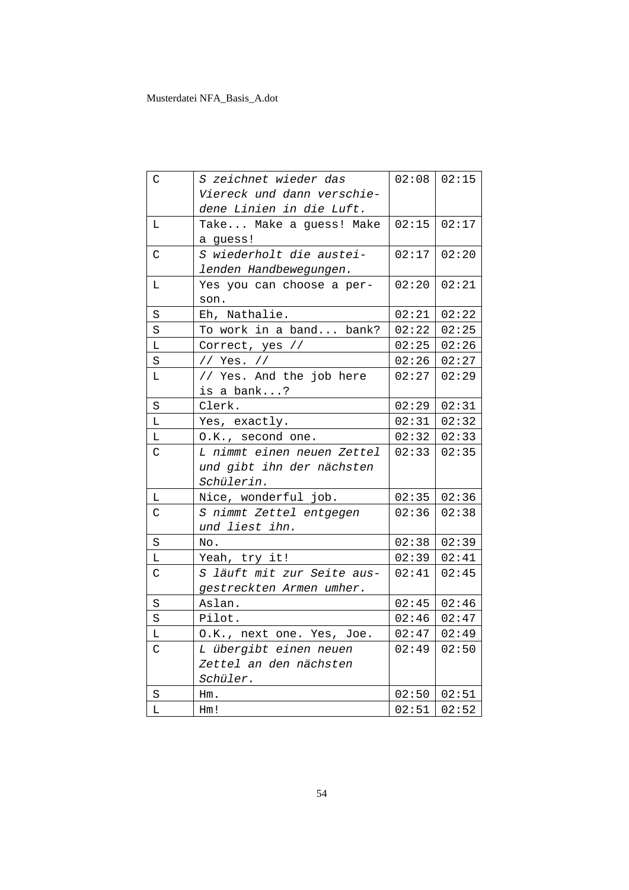| C | *S zeichnet wieder das Viereck und dann verschiedene Linien in die Luft.* | 02:08 | 02:15 |
|---|---|---|---|
| L | Take... Make a guess! Make a guess! | 02:15 | 02:17 |
| C | *S wiederholt die austeilenden Handbewegungen.* | 02:17 | 02:20 |
| L | Yes you can choose a person. | 02:20 | 02:21 |
| S | Eh, Nathalie. | 02:21 | 02:22 |
| S | To work in a band... bank? | 02:22 | 02:25 |
| L | Correct, yes // | 02:25 | 02:26 |
| S | // Yes. // | 02:26 | 02:27 |
| L | // Yes. And the job here is a bank...? | 02:27 | 02:29 |
| S | Clerk. | 02:29 | 02:31 |
| L | Yes, exactly. | 02:31 | 02:32 |
| L | O.K., second one. | 02:32 | 02:33 |
| C | *L nimmt einen neuen Zettel und gibt ihn der nächsten Schülerin.* | 02:33 | 02:35 |
| L | Nice, wonderful job. | 02:35 | 02:36 |
| C | *S nimmt Zettel entgegen und liest ihn.* | 02:36 | 02:38 |
| S | No. | 02:38 | 02:39 |
| L | Yeah, try it! | 02:39 | 02:41 |
| C | *S läuft mit zur Seite ausgestreckten Armen umher.* | 02:41 | 02:45 |
| S | Aslan. | 02:45 | 02:46 |
| S | Pilot. | 02:46 | 02:47 |
| L | O.K., next one. Yes, Joe. | 02:47 | 02:49 |
| C | *L übergibt einen neuen Zettel an den nächsten Schüler.* | 02:49 | 02:50 |
| S | Hm. | 02:50 | 02:51 |
| L | Hm! | 02:51 | 02:52 |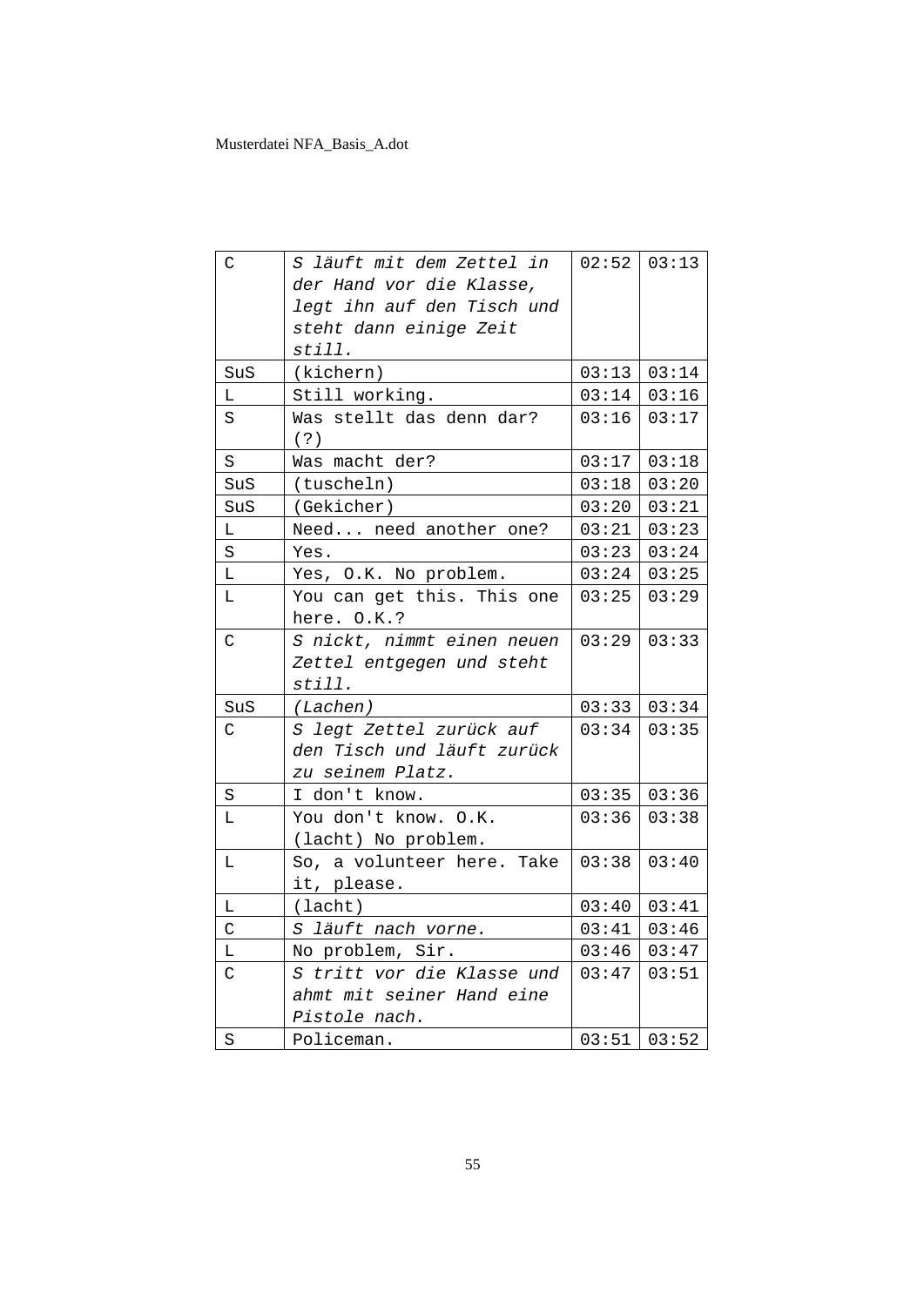| C | *S läuft mit dem Zettel in der Hand vor die Klasse, legt ihn auf den Tisch und steht dann einige Zeit still.* | 02:52 | 03:13 |
|---|---|---|---|
| SuS | (kichern) | 03:13 | 03:14 |
| L | Still working. | 03:14 | 03:16 |
| S | Was stellt das denn dar? (?) | 03:16 | 03:17 |
| S | Was macht der? | 03:17 | 03:18 |
| SuS | (tuscheln) | 03:18 | 03:20 |
| SuS | (Gekicher) | 03:20 | 03:21 |
| L | Need... need another one? | 03:21 | 03:23 |
| S | Yes. | 03:23 | 03:24 |
| L | Yes, O.K. No problem. | 03:24 | 03:25 |
| L | You can get this. This one here. O.K.? | 03:25 | 03:29 |
| C | *S nickt, nimmt einen neuen Zettel entgegen und steht still.* | 03:29 | 03:33 |
| SuS | *(Lachen)* | 03:33 | 03:34 |
| C | *S legt Zettel zurück auf den Tisch und läuft zurück zu seinem Platz.* | 03:34 | 03:35 |
| S | I don't know. | 03:35 | 03:36 |
| L | You don't know. O.K. (lacht) No problem. | 03:36 | 03:38 |
| L | So, a volunteer here. Take it, please. | 03:38 | 03:40 |
| L | (lacht) | 03:40 | 03:41 |
| C | *S läuft nach vorne.* | 03:41 | 03:46 |
| L | No problem, Sir. | 03:46 | 03:47 |
| C | *S tritt vor die Klasse und ahmt mit seiner Hand eine Pistole nach.* | 03:47 | 03:51 |
| S | Policeman. | 03:51 | 03:52 |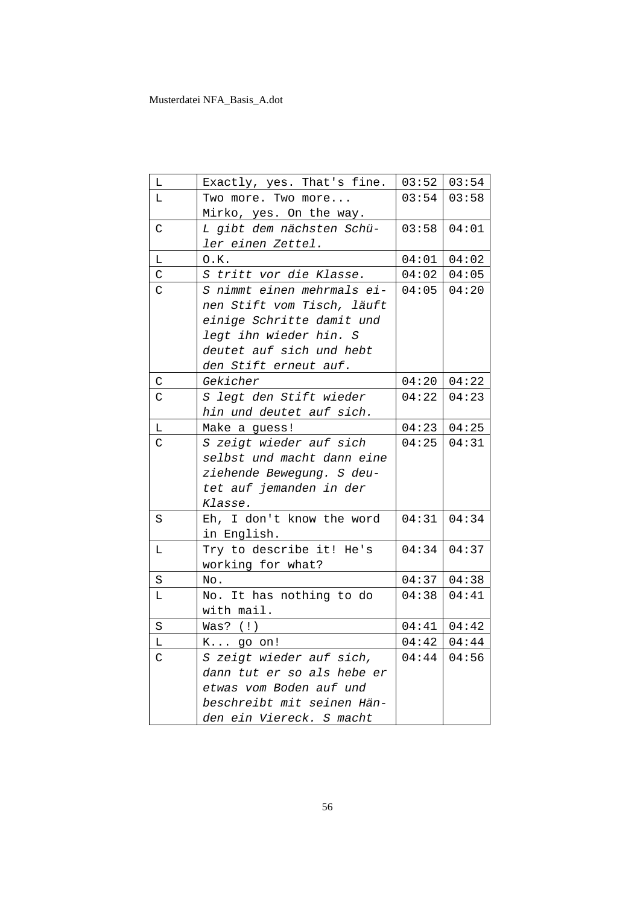| L | Exactly, yes. That's fine. | 03:52 | 03:54 |
|---|---|---|---|
| L | Two more. Two more... Mirko, yes. On the way. | 03:54 | 03:58 |
| C | *L gibt dem nächsten Schüler einen Zettel.* | 03:58 | 04:01 |
| L | O.K. | 04:01 | 04:02 |
| C | *S tritt vor die Klasse.* | 04:02 | 04:05 |
| C | *S nimmt einen mehrmals einen Stift vom Tisch, läuft einige Schritte damit und legt ihn wieder hin. S deutet auf sich und hebt den Stift erneut auf.* | 04:05 | 04:20 |
| C | *Gekicher* | 04:20 | 04:22 |
| C | *S legt den Stift wieder hin und deutet auf sich.* | 04:22 | 04:23 |
| L | Make a guess! | 04:23 | 04:25 |
| C | *S zeigt wieder auf sich selbst und macht dann eine ziehende Bewegung. S deutet auf jemanden in der Klasse.* | 04:25 | 04:31 |
| S | Eh, I don't know the word in English. | 04:31 | 04:34 |
| L | Try to describe it! He's working for what? | 04:34 | 04:37 |
| S | No. | 04:37 | 04:38 |
| L | No. It has nothing to do with mail. | 04:38 | 04:41 |
| S | Was? (!) | 04:41 | 04:42 |
| L | K... go on! | 04:42 | 04:44 |
| C | *S zeigt wieder auf sich, dann tut er so als hebe er etwas vom Boden auf und beschreibt mit seinen Händen ein Viereck. S macht* | 04:44 | 04:56 |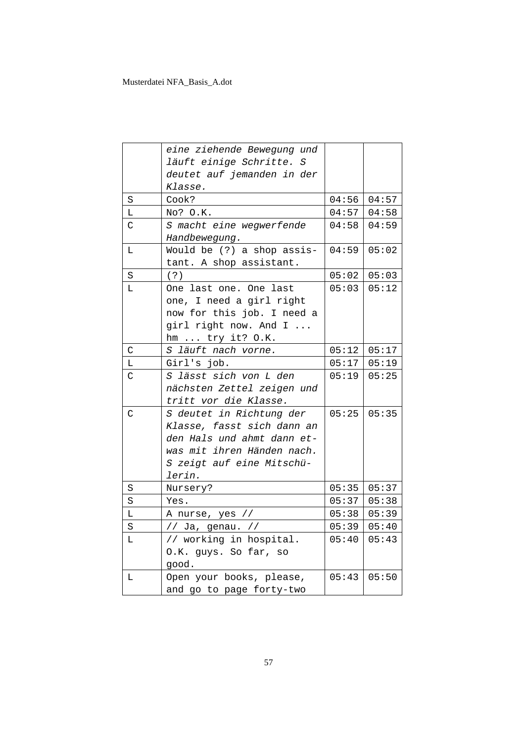|   |   |   |   |
|---|---|---|---|
|   | *eine ziehende Bewegung und läuft einige Schritte. S deutet auf jemanden in der Klasse.* |   |   |
| S | Cook? | 04:56 | 04:57 |
| L | No? O.K. | 04:57 | 04:58 |
| C | *S macht eine wegwerfende Handbewegung.* | 04:58 | 04:59 |
| L | Would be (?) a shop assis-tant. A shop assistant. | 04:59 | 05:02 |
| S | (?) | 05:02 | 05:03 |
| L | One last one. One last one, I need a girl right now for this job. I need a girl right now. And I ... hm ... try it? O.K. | 05:03 | 05:12 |
| C | *S läuft nach vorne.* | 05:12 | 05:17 |
| L | Girl's job. | 05:17 | 05:19 |
| C | *S lässt sich von L den nächsten Zettel zeigen und tritt vor die Klasse.* | 05:19 | 05:25 |
| C | *S deutet in Richtung der Klasse, fasst sich dann an den Hals und ahmt dann et-was mit ihren Händen nach. S zeigt auf eine Mitschü-lerin.* | 05:25 | 05:35 |
| S | Nursery? | 05:35 | 05:37 |
| S | Yes. | 05:37 | 05:38 |
| L | A nurse, yes // | 05:38 | 05:39 |
| S | // Ja, genau. // | 05:39 | 05:40 |
| L | // working in hospital. O.K. guys. So far, so good. | 05:40 | 05:43 |
| L | Open your books, please, and go to page forty-two | 05:43 | 05:50 |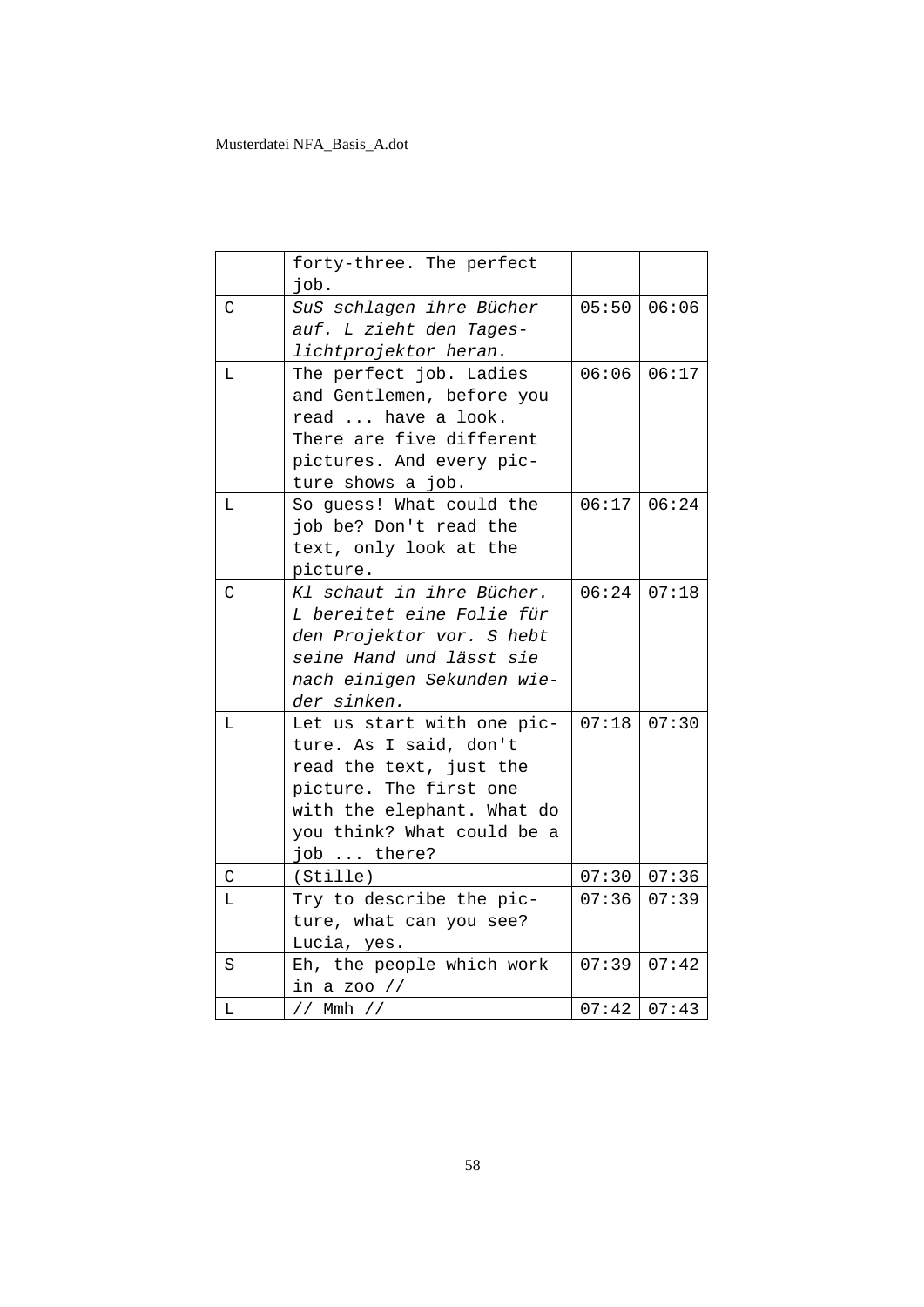|  |  |  |  |
|---|---|---|---|
|  | forty-three. The perfect job. |  |  |
| C | *SuS schlagen ihre Bücher auf. L zieht den Tageslichtprojektor heran.* | 05:50 | 06:06 |
| L | The perfect job. Ladies and Gentlemen, before you read ... have a look. There are five different pictures. And every picture shows a job. | 06:06 | 06:17 |
| L | So guess! What could the job be? Don't read the text, only look at the picture. | 06:17 | 06:24 |
| C | *Kl schaut in ihre Bücher. L bereitet eine Folie für den Projektor vor. S hebt seine Hand und lässt sie nach einigen Sekunden wieder sinken.* | 06:24 | 07:18 |
| L | Let us start with one picture. As I said, don't read the text, just the picture. The first one with the elephant. What do you think? What could be a job ... there? | 07:18 | 07:30 |
| C | (Stille) | 07:30 | 07:36 |
| L | Try to describe the picture, what can you see? Lucia, yes. | 07:36 | 07:39 |
| S | Eh, the people which work in a zoo // | 07:39 | 07:42 |
| L | // Mmh // | 07:42 | 07:43 |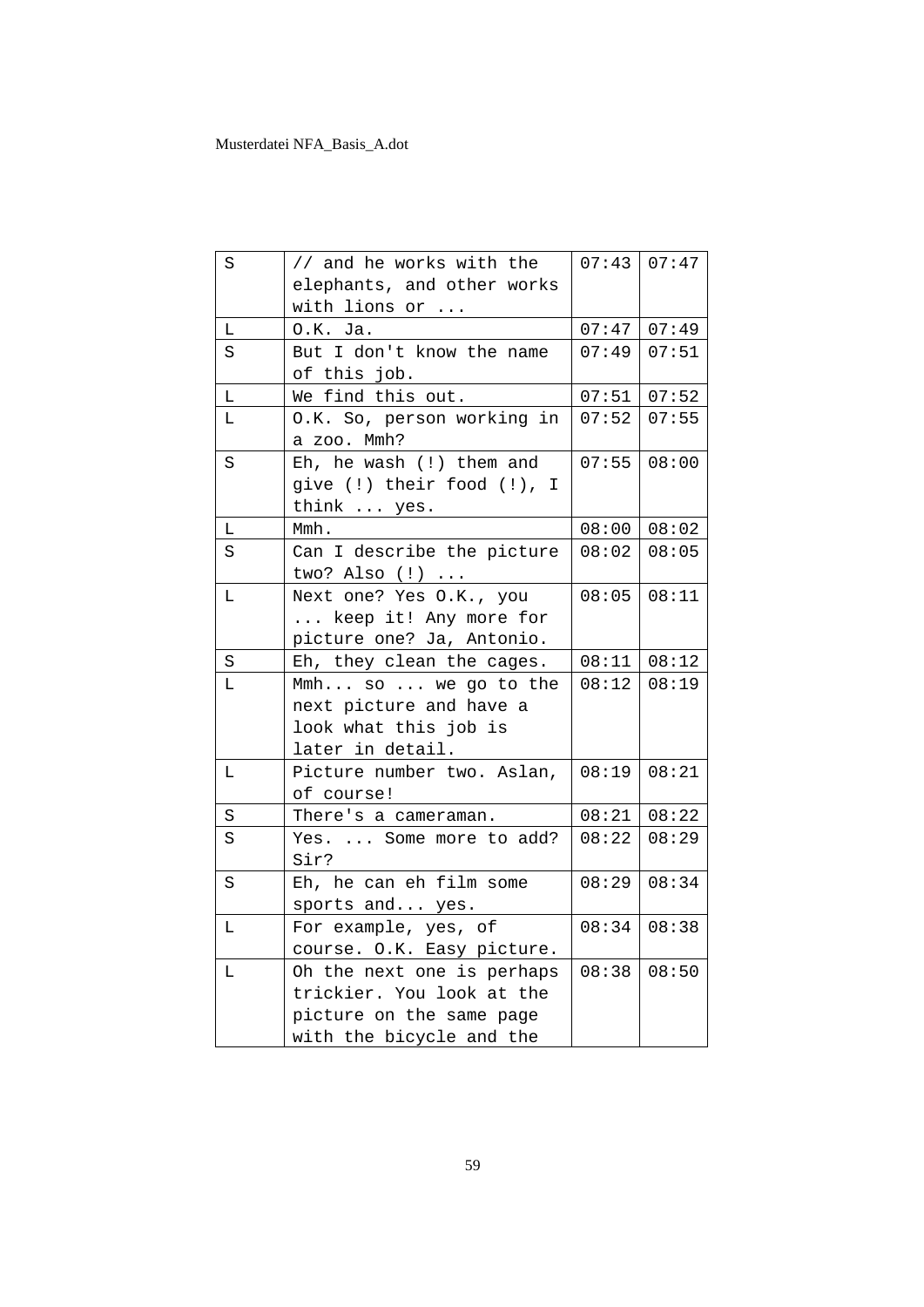| | | | |
|---|---|---|---|
| S | // and he works with the elephants, and other works with lions or ... | 07:43 | 07:47 |
| L | O.K. Ja. | 07:47 | 07:49 |
| S | But I don't know the name of this job. | 07:49 | 07:51 |
| L | We find this out. | 07:51 | 07:52 |
| L | O.K. So, person working in a zoo. Mmh? | 07:52 | 07:55 |
| S | Eh, he wash (!) them and give (!) their food (!), I think ... yes. | 07:55 | 08:00 |
| L | Mmh. | 08:00 | 08:02 |
| S | Can I describe the picture two? Also (!) ... | 08:02 | 08:05 |
| L | Next one? Yes O.K., you ... keep it! Any more for picture one? Ja, Antonio. | 08:05 | 08:11 |
| S | Eh, they clean the cages. | 08:11 | 08:12 |
| L | Mmh... so ... we go to the next picture and have a look what this job is later in detail. | 08:12 | 08:19 |
| L | Picture number two. Aslan, of course! | 08:19 | 08:21 |
| S | There's a cameraman. | 08:21 | 08:22 |
| S | Yes. ... Some more to add? Sir? | 08:22 | 08:29 |
| S | Eh, he can eh film some sports and... yes. | 08:29 | 08:34 |
| L | For example, yes, of course. O.K. Easy picture. | 08:34 | 08:38 |
| L | Oh the next one is perhaps trickier. You look at the picture on the same page with the bicycle and the | 08:38 | 08:50 |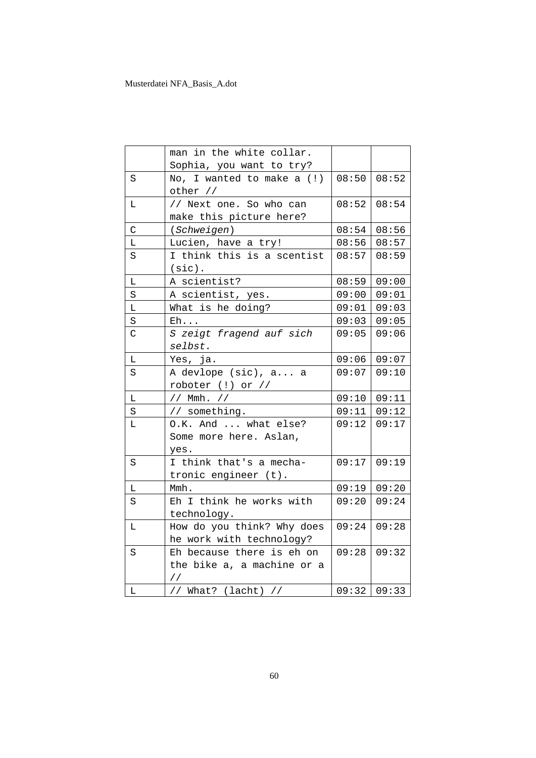|   |   |   |   |
|---|---|---|---|
|   | man in the white collar. Sophia, you want to try? |   |   |
| S | No, I wanted to make a (!) other // | 08:50 | 08:52 |
| L | // Next one. So who can make this picture here? | 08:52 | 08:54 |
| C | (*Schweigen*) | 08:54 | 08:56 |
| L | Lucien, have a try! | 08:56 | 08:57 |
| S | I think this is a scentist (sic). | 08:57 | 08:59 |
| L | A scientist? | 08:59 | 09:00 |
| S | A scientist, yes. | 09:00 | 09:01 |
| L | What is he doing? | 09:01 | 09:03 |
| S | Eh... | 09:03 | 09:05 |
| C | *S zeigt fragend auf sich selbst.* | 09:05 | 09:06 |
| L | Yes, ja. | 09:06 | 09:07 |
| S | A devlope (sic), a... a roboter (!) or // | 09:07 | 09:10 |
| L | // Mmh. // | 09:10 | 09:11 |
| S | // something. | 09:11 | 09:12 |
| L | O.K. And ... what else? Some more here. Aslan, yes. | 09:12 | 09:17 |
| S | I think that's a mecha-tronic engineer (t). | 09:17 | 09:19 |
| L | Mmh. | 09:19 | 09:20 |
| S | Eh I think he works with technology. | 09:20 | 09:24 |
| L | How do you think? Why does he work with technology? | 09:24 | 09:28 |
| S | Eh because there is eh on the bike a, a machine or a // | 09:28 | 09:32 |
| L | // What? (lacht) // | 09:32 | 09:33 |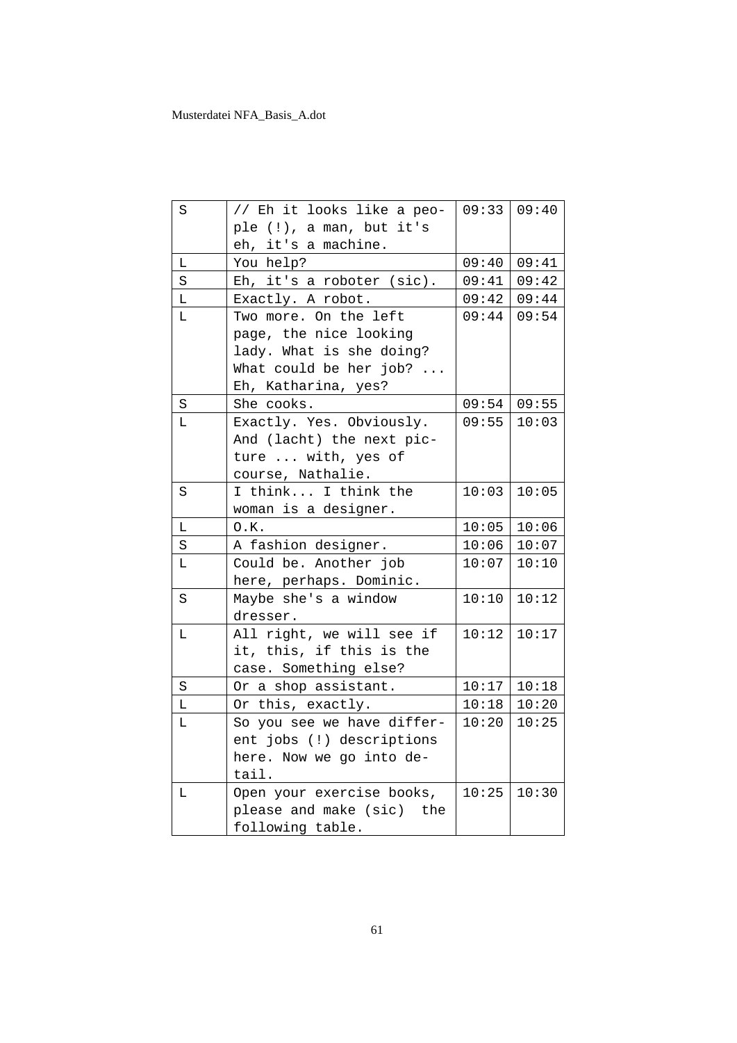| S | // Eh it looks like a people (!), a man, but it's eh, it's a machine. | 09:33 | 09:40 |
|---|---|---|---|
| L | You help? | 09:40 | 09:41 |
| S | Eh, it's a roboter (sic). | 09:41 | 09:42 |
| L | Exactly. A robot. | 09:42 | 09:44 |
| L | Two more. On the left page, the nice looking lady. What is she doing? What could be her job? ... Eh, Katharina, yes? | 09:44 | 09:54 |
| S | She cooks. | 09:54 | 09:55 |
| L | Exactly. Yes. Obviously. And (lacht) the next picture ... with, yes of course, Nathalie. | 09:55 | 10:03 |
| S | I think... I think the woman is a designer. | 10:03 | 10:05 |
| L | O.K. | 10:05 | 10:06 |
| S | A fashion designer. | 10:06 | 10:07 |
| L | Could be. Another job here, perhaps. Dominic. | 10:07 | 10:10 |
| S | Maybe she's a window dresser. | 10:10 | 10:12 |
| L | All right, we will see if it, this, if this is the case. Something else? | 10:12 | 10:17 |
| S | Or a shop assistant. | 10:17 | 10:18 |
| L | Or this, exactly. | 10:18 | 10:20 |
| L | So you see we have different jobs (!) descriptions here. Now we go into detail. | 10:20 | 10:25 |
| L | Open your exercise books, please and make (sic) the following table. | 10:25 | 10:30 |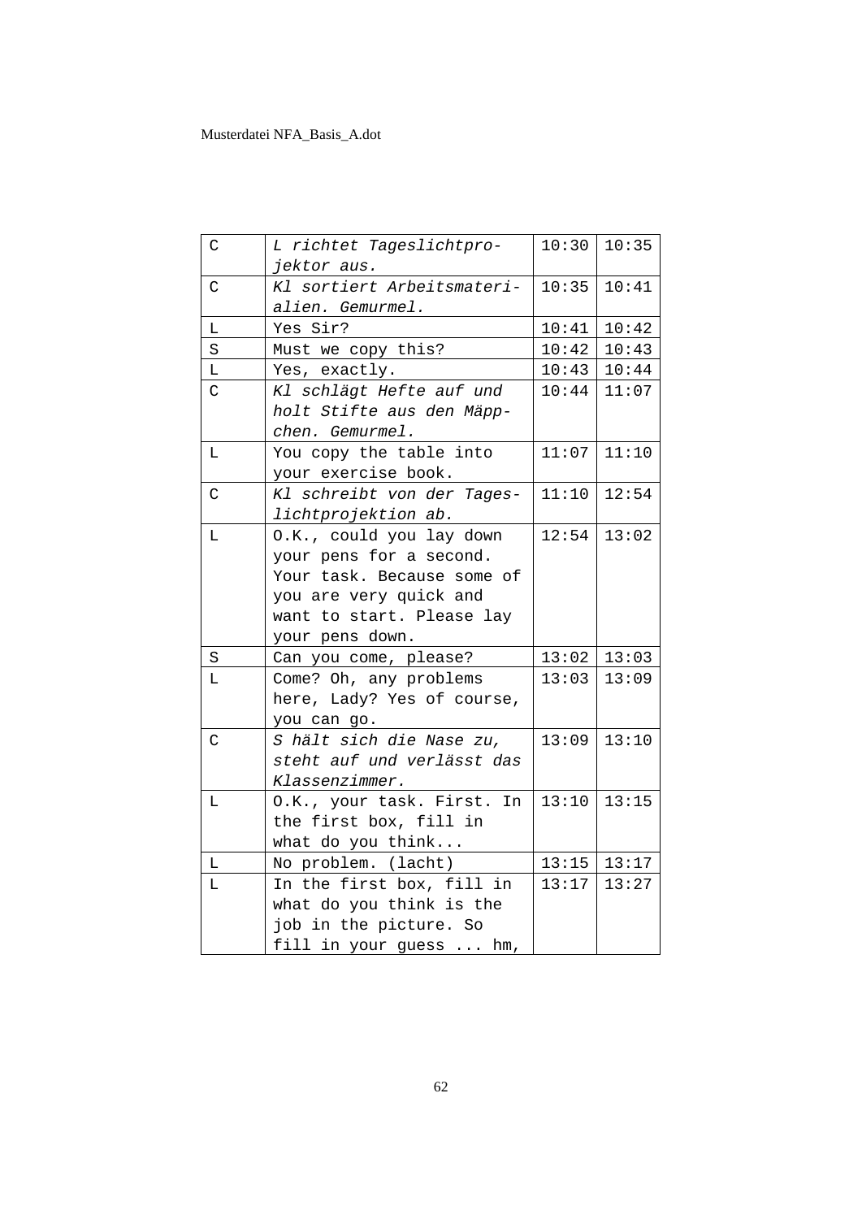| C | *L richtet Tageslichtprojektor aus.* | 10:30 | 10:35 |
|---|---|---|---|
| C | *Kl sortiert Arbeitsmaterialien. Gemurmel.* | 10:35 | 10:41 |
| L | Yes Sir? | 10:41 | 10:42 |
| S | Must we copy this? | 10:42 | 10:43 |
| L | Yes, exactly. | 10:43 | 10:44 |
| C | *Kl schlägt Hefte auf und holt Stifte aus den Mäppchen. Gemurmel.* | 10:44 | 11:07 |
| L | You copy the table into your exercise book. | 11:07 | 11:10 |
| C | *Kl schreibt von der Tageslichtprojektion ab.* | 11:10 | 12:54 |
| L | O.K., could you lay down your pens for a second. Your task. Because some of you are very quick and want to start. Please lay your pens down. | 12:54 | 13:02 |
| S | Can you come, please? | 13:02 | 13:03 |
| L | Come? Oh, any problems here, Lady? Yes of course, you can go. | 13:03 | 13:09 |
| C | *S hält sich die Nase zu, steht auf und verlässt das Klassenzimmer.* | 13:09 | 13:10 |
| L | O.K., your task. First. In the first box, fill in what do you think... | 13:10 | 13:15 |
| L | No problem. (lacht) | 13:15 | 13:17 |
| L | In the first box, fill in what do you think is the job in the picture. So fill in your guess ... hm, | 13:17 | 13:27 |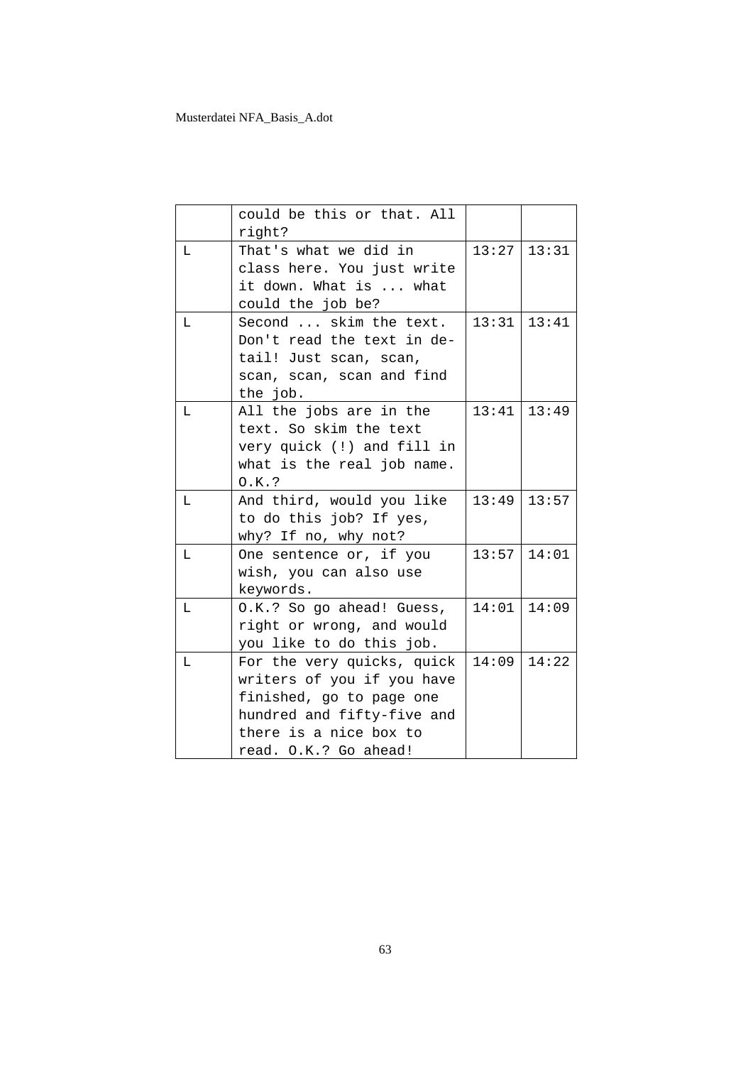| | | | |
|---|---|---|---|
| | could be this or that. All right? | | |
| L | That's what we did in class here. You just write it down. What is ... what could the job be? | 13:27 | 13:31 |
| L | Second ... skim the text. Don't read the text in detail! Just scan, scan, scan, scan, scan and find the job. | 13:31 | 13:41 |
| L | All the jobs are in the text. So skim the text very quick (!) and fill in what is the real job name. O.K.? | 13:41 | 13:49 |
| L | And third, would you like to do this job? If yes, why? If no, why not? | 13:49 | 13:57 |
| L | One sentence or, if you wish, you can also use keywords. | 13:57 | 14:01 |
| L | O.K.? So go ahead! Guess, right or wrong, and would you like to do this job. | 14:01 | 14:09 |
| L | For the very quicks, quick writers of you if you have finished, go to page one hundred and fifty-five and there is a nice box to read. O.K.? Go ahead! | 14:09 | 14:22 |